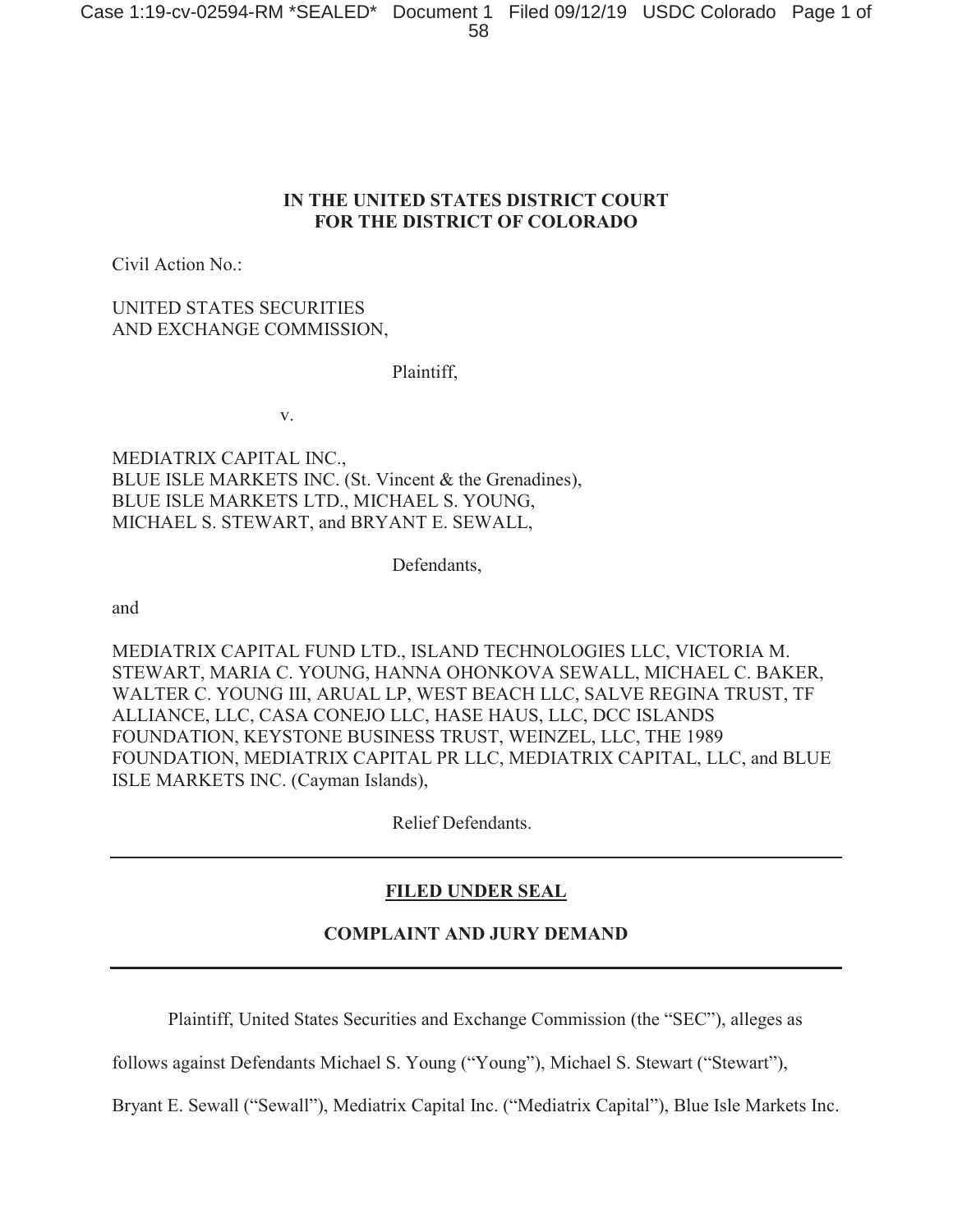**IN THE UNITED STATES DISTRICT COURT**
**FOR THE DISTRICT OF COLORADO**

Civil Action No.:

UNITED STATES SECURITIES
AND EXCHANGE COMMISSION,

Plaintiff,

v.

MEDIATRIX CAPITAL INC.,
BLUE ISLE MARKETS INC. (St. Vincent & the Grenadines),
BLUE ISLE MARKETS LTD., MICHAEL S. YOUNG,
MICHAEL S. STEWART, and BRYANT E. SEWALL,

Defendants,

and

MEDIATRIX CAPITAL FUND LTD., ISLAND TECHNOLOGIES LLC, VICTORIA M. STEWART, MARIA C. YOUNG, HANNA OHONKOVA SEWALL, MICHAEL C. BAKER, WALTER C. YOUNG III, ARUAL LP, WEST BEACH LLC, SALVE REGINA TRUST, TF ALLIANCE, LLC, CASA CONEJO LLC, HASE HAUS, LLC, DCC ISLANDS FOUNDATION, KEYSTONE BUSINESS TRUST, WEINZEL, LLC, THE 1989 FOUNDATION, MEDIATRIX CAPITAL PR LLC, MEDIATRIX CAPITAL, LLC, and BLUE ISLE MARKETS INC. (Cayman Islands),

Relief Defendants.

---

**FILED UNDER SEAL**

**COMPLAINT AND JURY DEMAND**

---

Plaintiff, United States Securities and Exchange Commission (the "SEC"), alleges as follows against Defendants Michael S. Young ("Young"), Michael S. Stewart ("Stewart"), Bryant E. Sewall ("Sewall"), Mediatrix Capital Inc. ("Mediatrix Capital"), Blue Isle Markets Inc.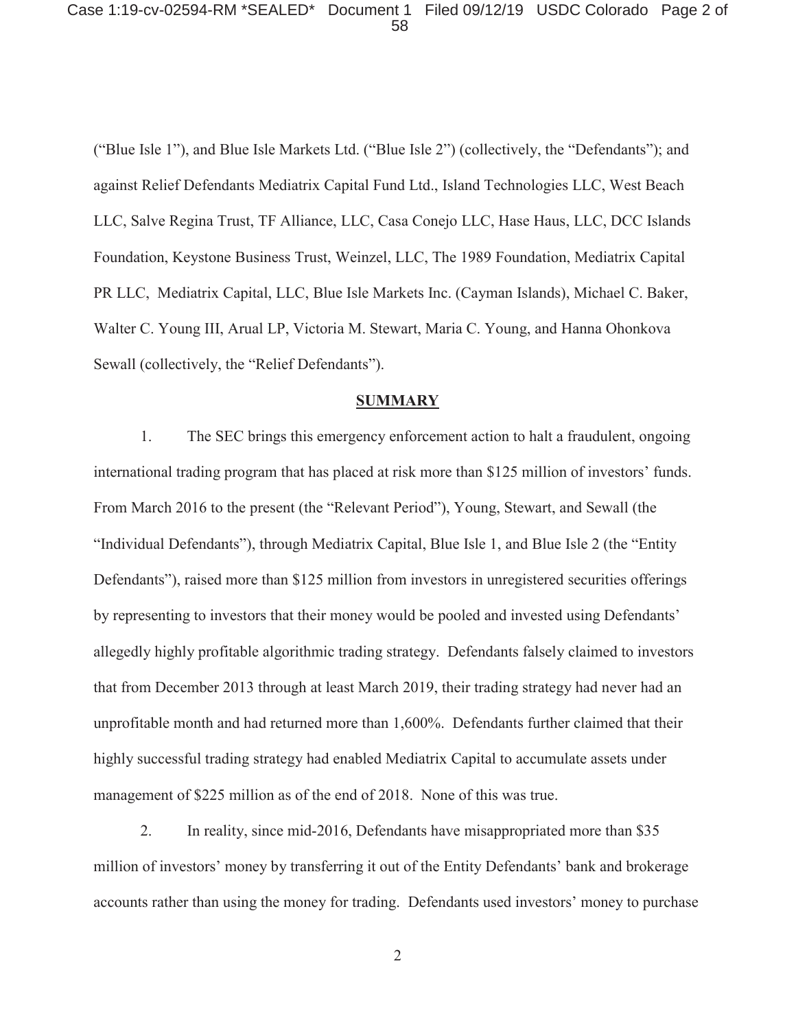("Blue Isle 1"), and Blue Isle Markets Ltd. ("Blue Isle 2") (collectively, the "Defendants"); and against Relief Defendants Mediatrix Capital Fund Ltd., Island Technologies LLC, West Beach LLC, Salve Regina Trust, TF Alliance, LLC, Casa Conejo LLC, Hase Haus, LLC, DCC Islands Foundation, Keystone Business Trust, Weinzel, LLC, The 1989 Foundation, Mediatrix Capital PR LLC, Mediatrix Capital, LLC, Blue Isle Markets Inc. (Cayman Islands), Michael C. Baker, Walter C. Young III, Arual LP, Victoria M. Stewart, Maria C. Young, and Hanna Ohonkova Sewall (collectively, the "Relief Defendants").

## SUMMARY

1. The SEC brings this emergency enforcement action to halt a fraudulent, ongoing international trading program that has placed at risk more than $125 million of investors' funds. From March 2016 to the present (the "Relevant Period"), Young, Stewart, and Sewall (the "Individual Defendants"), through Mediatrix Capital, Blue Isle 1, and Blue Isle 2 (the "Entity Defendants"), raised more than $125 million from investors in unregistered securities offerings by representing to investors that their money would be pooled and invested using Defendants' allegedly highly profitable algorithmic trading strategy. Defendants falsely claimed to investors that from December 2013 through at least March 2019, their trading strategy had never had an unprofitable month and had returned more than 1,600%. Defendants further claimed that their highly successful trading strategy had enabled Mediatrix Capital to accumulate assets under management of $225 million as of the end of 2018. None of this was true.

2. In reality, since mid-2016, Defendants have misappropriated more than $35 million of investors' money by transferring it out of the Entity Defendants' bank and brokerage accounts rather than using the money for trading. Defendants used investors' money to purchase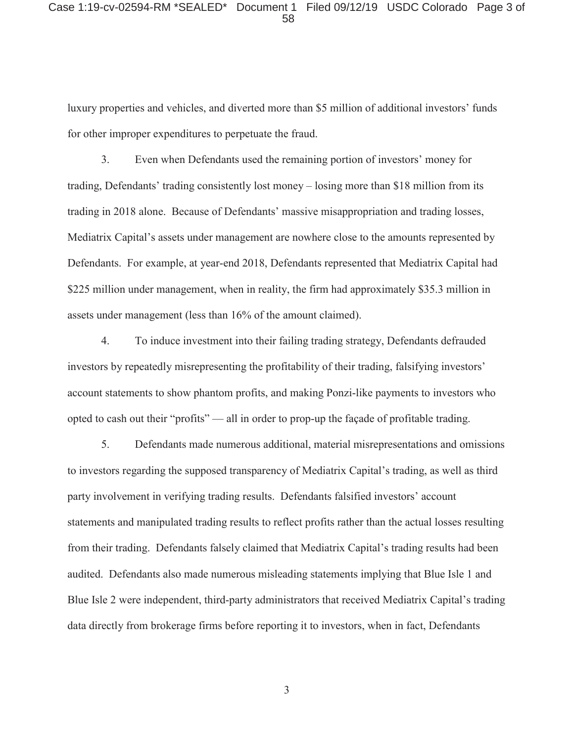luxury properties and vehicles, and diverted more than $5 million of additional investors' funds for other improper expenditures to perpetuate the fraud.

3. Even when Defendants used the remaining portion of investors' money for trading, Defendants' trading consistently lost money – losing more than $18 million from its trading in 2018 alone. Because of Defendants' massive misappropriation and trading losses, Mediatrix Capital's assets under management are nowhere close to the amounts represented by Defendants. For example, at year-end 2018, Defendants represented that Mediatrix Capital had $225 million under management, when in reality, the firm had approximately $35.3 million in assets under management (less than 16% of the amount claimed).

4. To induce investment into their failing trading strategy, Defendants defrauded investors by repeatedly misrepresenting the profitability of their trading, falsifying investors' account statements to show phantom profits, and making Ponzi-like payments to investors who opted to cash out their "profits" — all in order to prop-up the façade of profitable trading.

5. Defendants made numerous additional, material misrepresentations and omissions to investors regarding the supposed transparency of Mediatrix Capital's trading, as well as third party involvement in verifying trading results. Defendants falsified investors' account statements and manipulated trading results to reflect profits rather than the actual losses resulting from their trading. Defendants falsely claimed that Mediatrix Capital's trading results had been audited. Defendants also made numerous misleading statements implying that Blue Isle 1 and Blue Isle 2 were independent, third-party administrators that received Mediatrix Capital's trading data directly from brokerage firms before reporting it to investors, when in fact, Defendants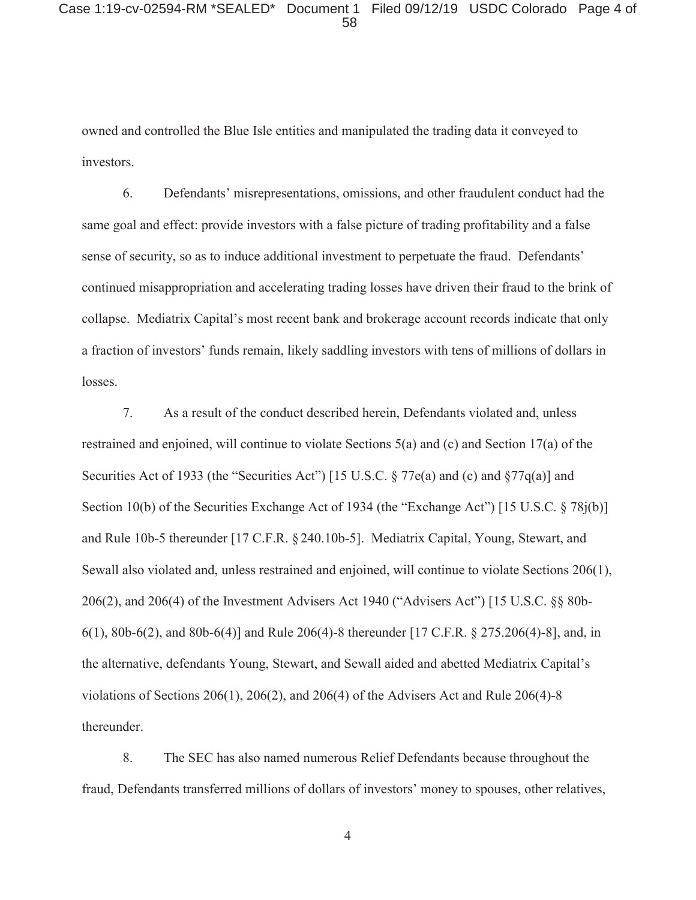owned and controlled the Blue Isle entities and manipulated the trading data it conveyed to investors.

6. Defendants' misrepresentations, omissions, and other fraudulent conduct had the same goal and effect: provide investors with a false picture of trading profitability and a false sense of security, so as to induce additional investment to perpetuate the fraud. Defendants' continued misappropriation and accelerating trading losses have driven their fraud to the brink of collapse. Mediatrix Capital's most recent bank and brokerage account records indicate that only a fraction of investors' funds remain, likely saddling investors with tens of millions of dollars in losses.

7. As a result of the conduct described herein, Defendants violated and, unless restrained and enjoined, will continue to violate Sections 5(a) and (c) and Section 17(a) of the Securities Act of 1933 (the "Securities Act") [15 U.S.C. § 77e(a) and (c) and §77q(a)] and Section 10(b) of the Securities Exchange Act of 1934 (the "Exchange Act") [15 U.S.C. § 78j(b)] and Rule 10b-5 thereunder [17 C.F.R. § 240.10b-5]. Mediatrix Capital, Young, Stewart, and Sewall also violated and, unless restrained and enjoined, will continue to violate Sections 206(1), 206(2), and 206(4) of the Investment Advisers Act 1940 ("Advisers Act") [15 U.S.C. §§ 80b-6(1), 80b-6(2), and 80b-6(4)] and Rule 206(4)-8 thereunder [17 C.F.R. § 275.206(4)-8], and, in the alternative, defendants Young, Stewart, and Sewall aided and abetted Mediatrix Capital's violations of Sections 206(1), 206(2), and 206(4) of the Advisers Act and Rule 206(4)-8 thereunder.

8. The SEC has also named numerous Relief Defendants because throughout the fraud, Defendants transferred millions of dollars of investors' money to spouses, other relatives,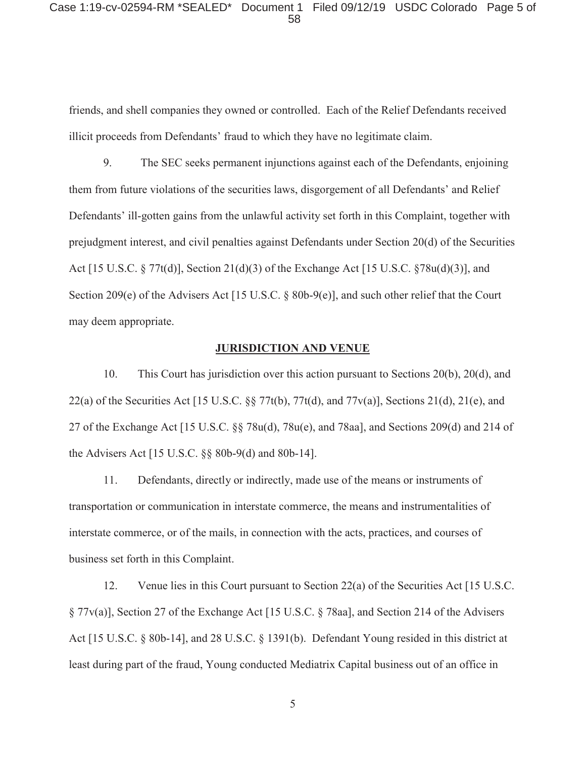friends, and shell companies they owned or controlled. Each of the Relief Defendants received illicit proceeds from Defendants' fraud to which they have no legitimate claim.

9. The SEC seeks permanent injunctions against each of the Defendants, enjoining them from future violations of the securities laws, disgorgement of all Defendants' and Relief Defendants' ill-gotten gains from the unlawful activity set forth in this Complaint, together with prejudgment interest, and civil penalties against Defendants under Section 20(d) of the Securities Act [15 U.S.C. § 77t(d)], Section 21(d)(3) of the Exchange Act [15 U.S.C. §78u(d)(3)], and Section 209(e) of the Advisers Act [15 U.S.C. § 80b-9(e)], and such other relief that the Court may deem appropriate.

## JURISDICTION AND VENUE

10. This Court has jurisdiction over this action pursuant to Sections 20(b), 20(d), and 22(a) of the Securities Act [15 U.S.C. §§ 77t(b), 77t(d), and 77v(a)], Sections 21(d), 21(e), and 27 of the Exchange Act [15 U.S.C. §§ 78u(d), 78u(e), and 78aa], and Sections 209(d) and 214 of the Advisers Act [15 U.S.C. §§ 80b-9(d) and 80b-14].

11. Defendants, directly or indirectly, made use of the means or instruments of transportation or communication in interstate commerce, the means and instrumentalities of interstate commerce, or of the mails, in connection with the acts, practices, and courses of business set forth in this Complaint.

12. Venue lies in this Court pursuant to Section 22(a) of the Securities Act [15 U.S.C. § 77v(a)], Section 27 of the Exchange Act [15 U.S.C. § 78aa], and Section 214 of the Advisers Act [15 U.S.C. § 80b-14], and 28 U.S.C. § 1391(b). Defendant Young resided in this district at least during part of the fraud, Young conducted Mediatrix Capital business out of an office in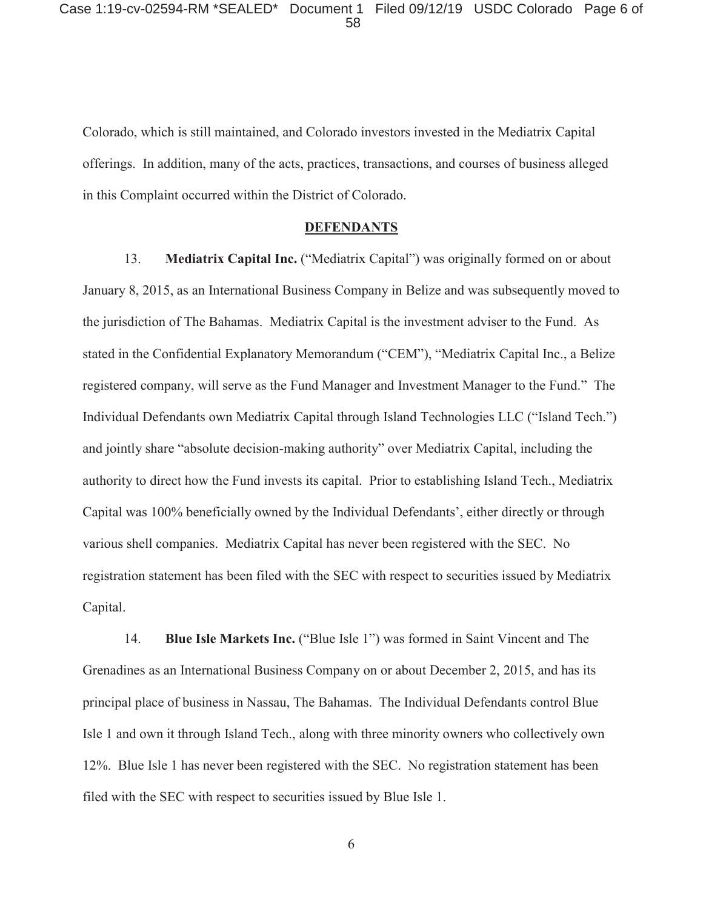Colorado, which is still maintained, and Colorado investors invested in the Mediatrix Capital offerings. In addition, many of the acts, practices, transactions, and courses of business alleged in this Complaint occurred within the District of Colorado.

## DEFENDANTS

13. **Mediatrix Capital Inc.** ("Mediatrix Capital") was originally formed on or about January 8, 2015, as an International Business Company in Belize and was subsequently moved to the jurisdiction of The Bahamas. Mediatrix Capital is the investment adviser to the Fund. As stated in the Confidential Explanatory Memorandum ("CEM"), "Mediatrix Capital Inc., a Belize registered company, will serve as the Fund Manager and Investment Manager to the Fund." The Individual Defendants own Mediatrix Capital through Island Technologies LLC ("Island Tech.") and jointly share "absolute decision-making authority" over Mediatrix Capital, including the authority to direct how the Fund invests its capital. Prior to establishing Island Tech., Mediatrix Capital was 100% beneficially owned by the Individual Defendants', either directly or through various shell companies. Mediatrix Capital has never been registered with the SEC. No registration statement has been filed with the SEC with respect to securities issued by Mediatrix Capital.

14. **Blue Isle Markets Inc.** ("Blue Isle 1") was formed in Saint Vincent and The Grenadines as an International Business Company on or about December 2, 2015, and has its principal place of business in Nassau, The Bahamas. The Individual Defendants control Blue Isle 1 and own it through Island Tech., along with three minority owners who collectively own 12%. Blue Isle 1 has never been registered with the SEC. No registration statement has been filed with the SEC with respect to securities issued by Blue Isle 1.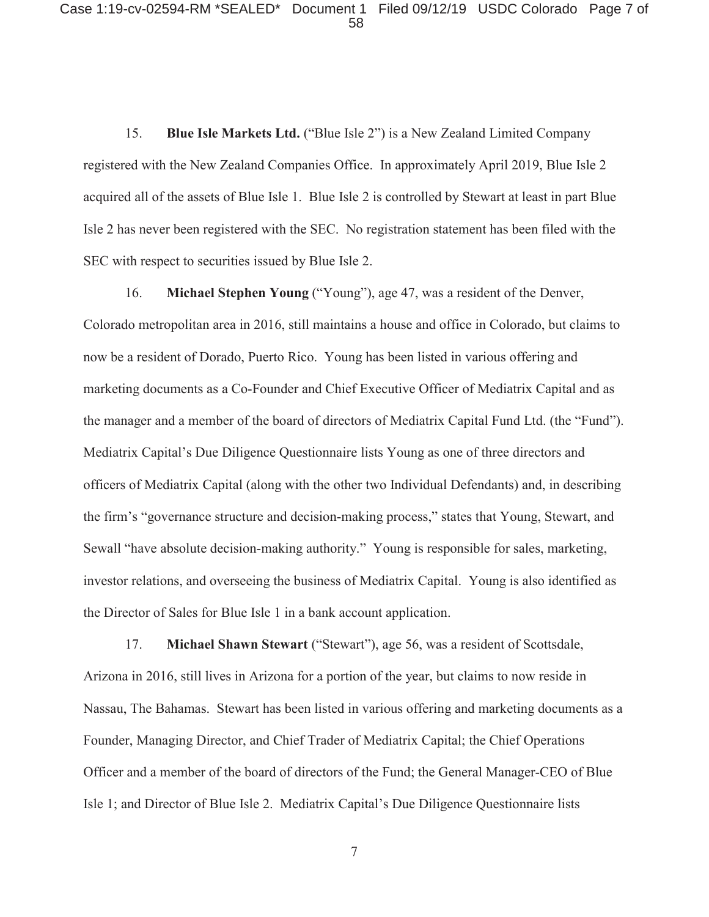15. **Blue Isle Markets Ltd.** ("Blue Isle 2") is a New Zealand Limited Company registered with the New Zealand Companies Office. In approximately April 2019, Blue Isle 2 acquired all of the assets of Blue Isle 1. Blue Isle 2 is controlled by Stewart at least in part Blue Isle 2 has never been registered with the SEC. No registration statement has been filed with the SEC with respect to securities issued by Blue Isle 2.

16. **Michael Stephen Young** ("Young"), age 47, was a resident of the Denver, Colorado metropolitan area in 2016, still maintains a house and office in Colorado, but claims to now be a resident of Dorado, Puerto Rico. Young has been listed in various offering and marketing documents as a Co-Founder and Chief Executive Officer of Mediatrix Capital and as the manager and a member of the board of directors of Mediatrix Capital Fund Ltd. (the "Fund"). Mediatrix Capital's Due Diligence Questionnaire lists Young as one of three directors and officers of Mediatrix Capital (along with the other two Individual Defendants) and, in describing the firm's "governance structure and decision-making process," states that Young, Stewart, and Sewall "have absolute decision-making authority." Young is responsible for sales, marketing, investor relations, and overseeing the business of Mediatrix Capital. Young is also identified as the Director of Sales for Blue Isle 1 in a bank account application.

17. **Michael Shawn Stewart** ("Stewart"), age 56, was a resident of Scottsdale, Arizona in 2016, still lives in Arizona for a portion of the year, but claims to now reside in Nassau, The Bahamas. Stewart has been listed in various offering and marketing documents as a Founder, Managing Director, and Chief Trader of Mediatrix Capital; the Chief Operations Officer and a member of the board of directors of the Fund; the General Manager-CEO of Blue Isle 1; and Director of Blue Isle 2. Mediatrix Capital's Due Diligence Questionnaire lists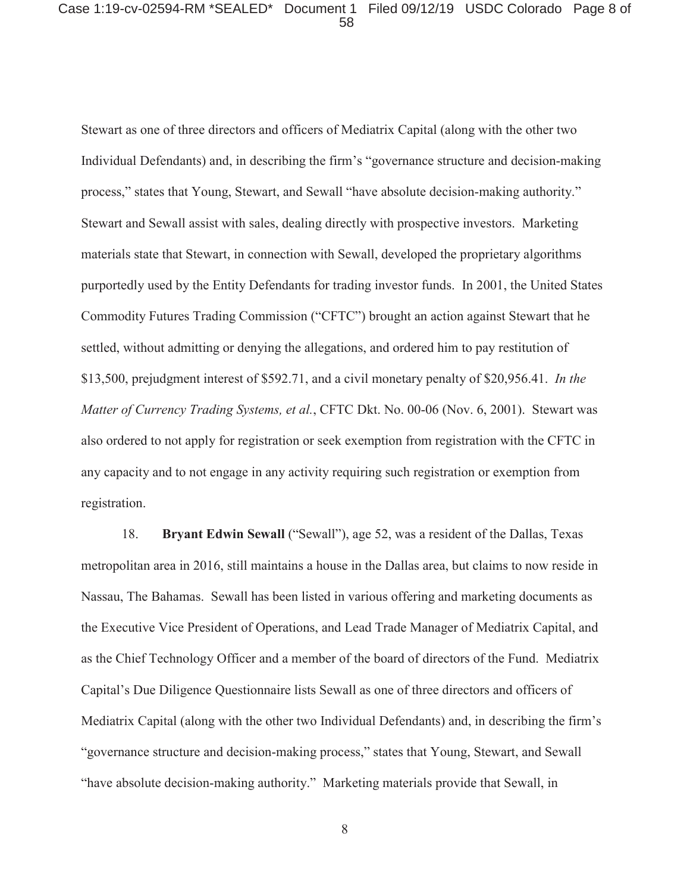Stewart as one of three directors and officers of Mediatrix Capital (along with the other two Individual Defendants) and, in describing the firm's "governance structure and decision-making process," states that Young, Stewart, and Sewall "have absolute decision-making authority." Stewart and Sewall assist with sales, dealing directly with prospective investors. Marketing materials state that Stewart, in connection with Sewall, developed the proprietary algorithms purportedly used by the Entity Defendants for trading investor funds. In 2001, the United States Commodity Futures Trading Commission ("CFTC") brought an action against Stewart that he settled, without admitting or denying the allegations, and ordered him to pay restitution of $13,500, prejudgment interest of $592.71, and a civil monetary penalty of $20,956.41. *In the Matter of Currency Trading Systems, et al.*, CFTC Dkt. No. 00-06 (Nov. 6, 2001). Stewart was also ordered to not apply for registration or seek exemption from registration with the CFTC in any capacity and to not engage in any activity requiring such registration or exemption from registration.

18. **Bryant Edwin Sewall** ("Sewall"), age 52, was a resident of the Dallas, Texas metropolitan area in 2016, still maintains a house in the Dallas area, but claims to now reside in Nassau, The Bahamas. Sewall has been listed in various offering and marketing documents as the Executive Vice President of Operations, and Lead Trade Manager of Mediatrix Capital, and as the Chief Technology Officer and a member of the board of directors of the Fund. Mediatrix Capital's Due Diligence Questionnaire lists Sewall as one of three directors and officers of Mediatrix Capital (along with the other two Individual Defendants) and, in describing the firm's "governance structure and decision-making process," states that Young, Stewart, and Sewall "have absolute decision-making authority." Marketing materials provide that Sewall, in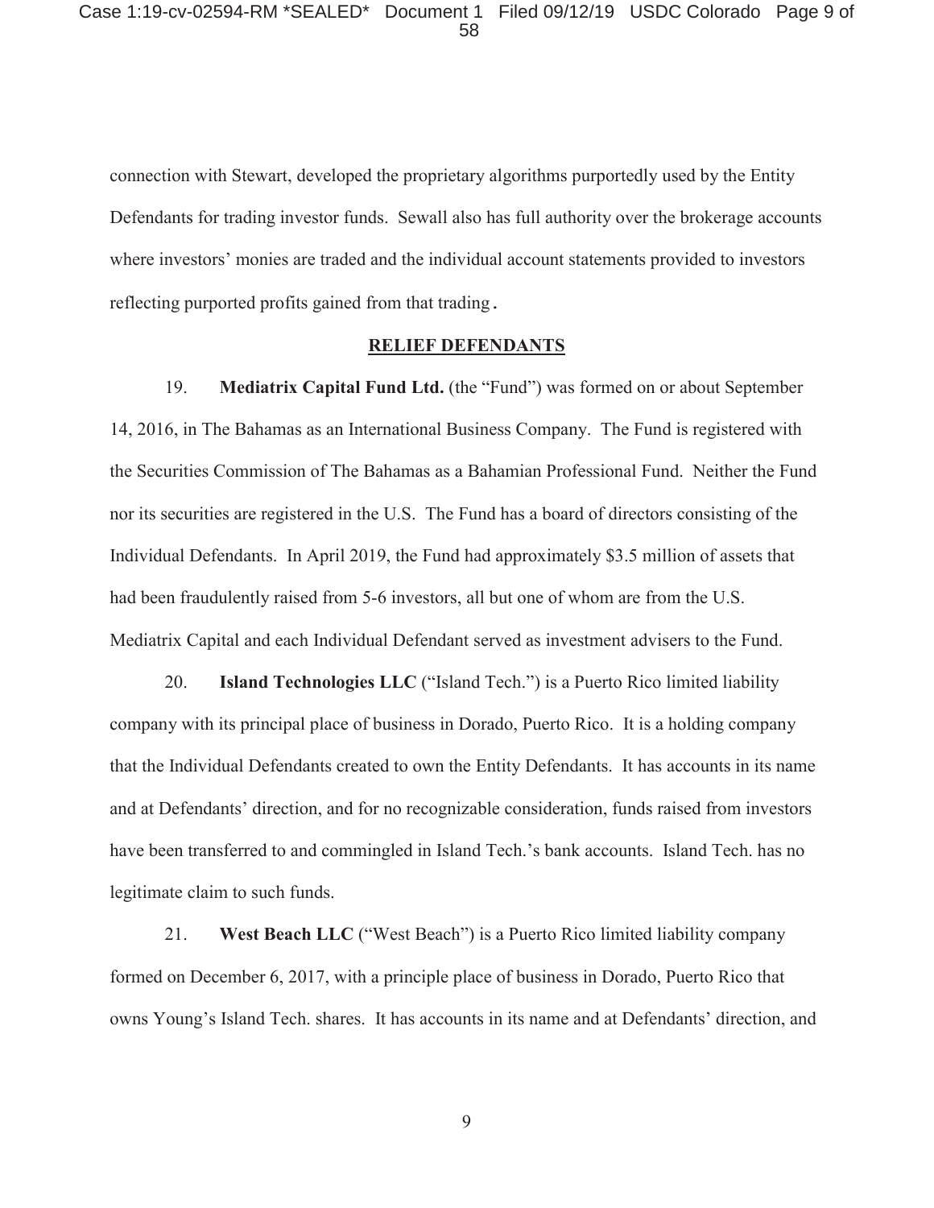connection with Stewart, developed the proprietary algorithms purportedly used by the Entity Defendants for trading investor funds. Sewall also has full authority over the brokerage accounts where investors' monies are traded and the individual account statements provided to investors reflecting purported profits gained from that trading.

## RELIEF DEFENDANTS

19. **Mediatrix Capital Fund Ltd.** (the "Fund") was formed on or about September 14, 2016, in The Bahamas as an International Business Company. The Fund is registered with the Securities Commission of The Bahamas as a Bahamian Professional Fund. Neither the Fund nor its securities are registered in the U.S. The Fund has a board of directors consisting of the Individual Defendants. In April 2019, the Fund had approximately $3.5 million of assets that had been fraudulently raised from 5-6 investors, all but one of whom are from the U.S. Mediatrix Capital and each Individual Defendant served as investment advisers to the Fund.

20. **Island Technologies LLC** ("Island Tech.") is a Puerto Rico limited liability company with its principal place of business in Dorado, Puerto Rico. It is a holding company that the Individual Defendants created to own the Entity Defendants. It has accounts in its name and at Defendants' direction, and for no recognizable consideration, funds raised from investors have been transferred to and commingled in Island Tech.'s bank accounts. Island Tech. has no legitimate claim to such funds.

21. **West Beach LLC** ("West Beach") is a Puerto Rico limited liability company formed on December 6, 2017, with a principle place of business in Dorado, Puerto Rico that owns Young's Island Tech. shares. It has accounts in its name and at Defendants' direction, and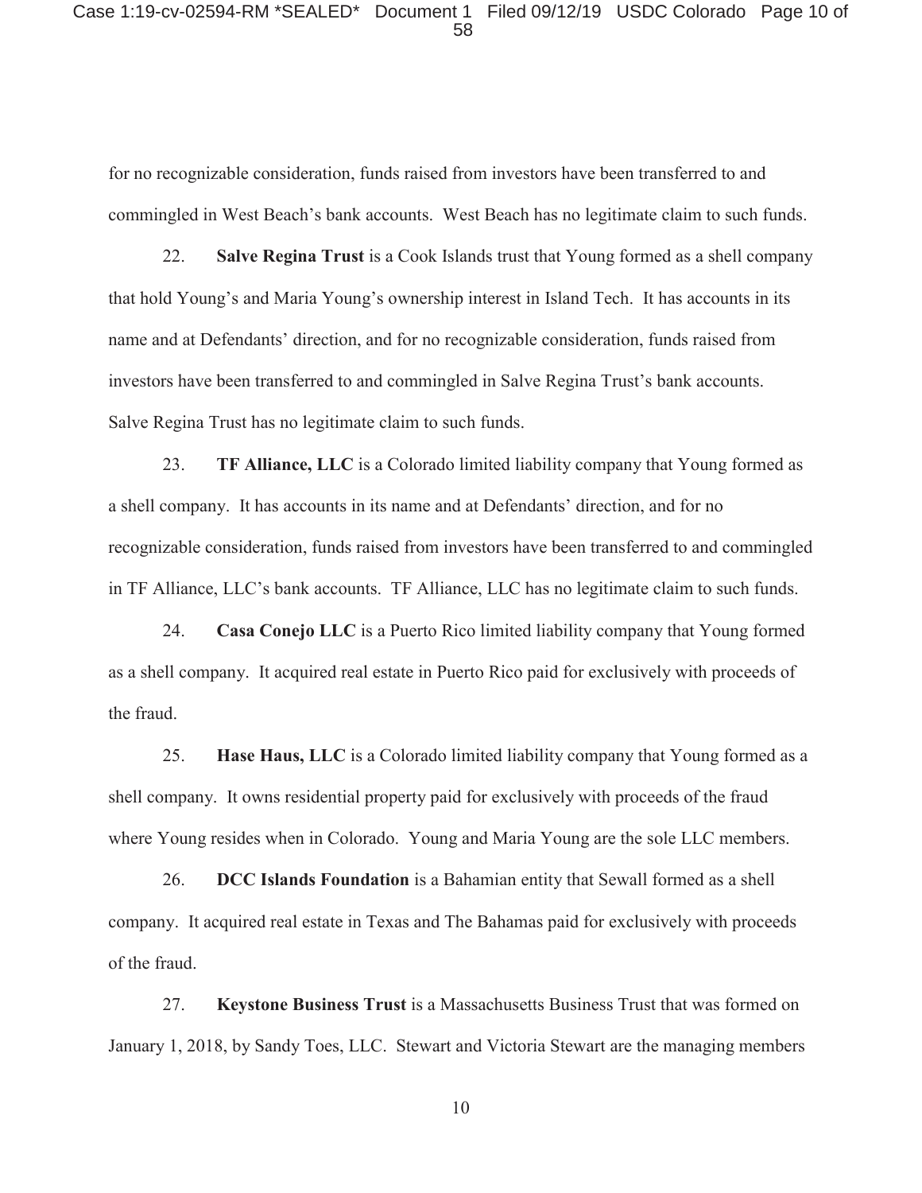for no recognizable consideration, funds raised from investors have been transferred to and commingled in West Beach's bank accounts. West Beach has no legitimate claim to such funds.

22. **Salve Regina Trust** is a Cook Islands trust that Young formed as a shell company that hold Young's and Maria Young's ownership interest in Island Tech. It has accounts in its name and at Defendants' direction, and for no recognizable consideration, funds raised from investors have been transferred to and commingled in Salve Regina Trust's bank accounts. Salve Regina Trust has no legitimate claim to such funds.

23. **TF Alliance, LLC** is a Colorado limited liability company that Young formed as a shell company. It has accounts in its name and at Defendants' direction, and for no recognizable consideration, funds raised from investors have been transferred to and commingled in TF Alliance, LLC's bank accounts. TF Alliance, LLC has no legitimate claim to such funds.

24. **Casa Conejo LLC** is a Puerto Rico limited liability company that Young formed as a shell company. It acquired real estate in Puerto Rico paid for exclusively with proceeds of the fraud.

25. **Hase Haus, LLC** is a Colorado limited liability company that Young formed as a shell company. It owns residential property paid for exclusively with proceeds of the fraud where Young resides when in Colorado. Young and Maria Young are the sole LLC members.

26. **DCC Islands Foundation** is a Bahamian entity that Sewall formed as a shell company. It acquired real estate in Texas and The Bahamas paid for exclusively with proceeds of the fraud.

27. **Keystone Business Trust** is a Massachusetts Business Trust that was formed on January 1, 2018, by Sandy Toes, LLC. Stewart and Victoria Stewart are the managing members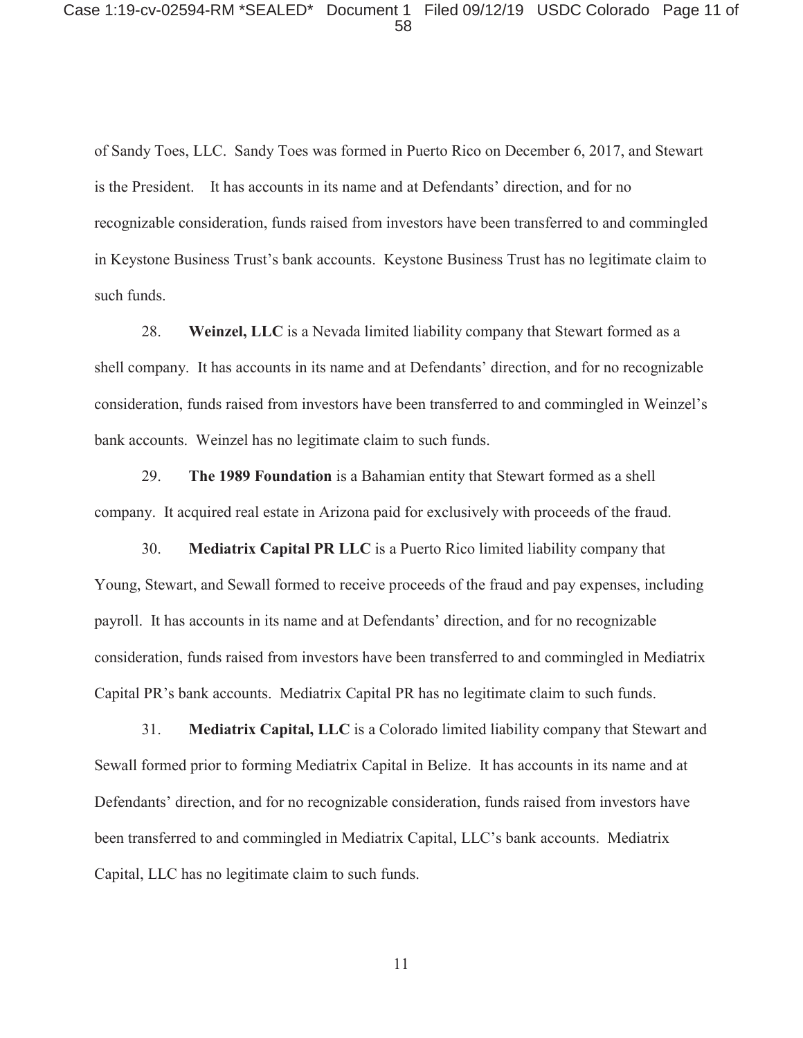of Sandy Toes, LLC. Sandy Toes was formed in Puerto Rico on December 6, 2017, and Stewart is the President. It has accounts in its name and at Defendants' direction, and for no recognizable consideration, funds raised from investors have been transferred to and commingled in Keystone Business Trust's bank accounts. Keystone Business Trust has no legitimate claim to such funds.

28. **Weinzel, LLC** is a Nevada limited liability company that Stewart formed as a shell company. It has accounts in its name and at Defendants' direction, and for no recognizable consideration, funds raised from investors have been transferred to and commingled in Weinzel's bank accounts. Weinzel has no legitimate claim to such funds.

29. **The 1989 Foundation** is a Bahamian entity that Stewart formed as a shell company. It acquired real estate in Arizona paid for exclusively with proceeds of the fraud.

30. **Mediatrix Capital PR LLC** is a Puerto Rico limited liability company that Young, Stewart, and Sewall formed to receive proceeds of the fraud and pay expenses, including payroll. It has accounts in its name and at Defendants' direction, and for no recognizable consideration, funds raised from investors have been transferred to and commingled in Mediatrix Capital PR's bank accounts. Mediatrix Capital PR has no legitimate claim to such funds.

31. **Mediatrix Capital, LLC** is a Colorado limited liability company that Stewart and Sewall formed prior to forming Mediatrix Capital in Belize. It has accounts in its name and at Defendants' direction, and for no recognizable consideration, funds raised from investors have been transferred to and commingled in Mediatrix Capital, LLC's bank accounts. Mediatrix Capital, LLC has no legitimate claim to such funds.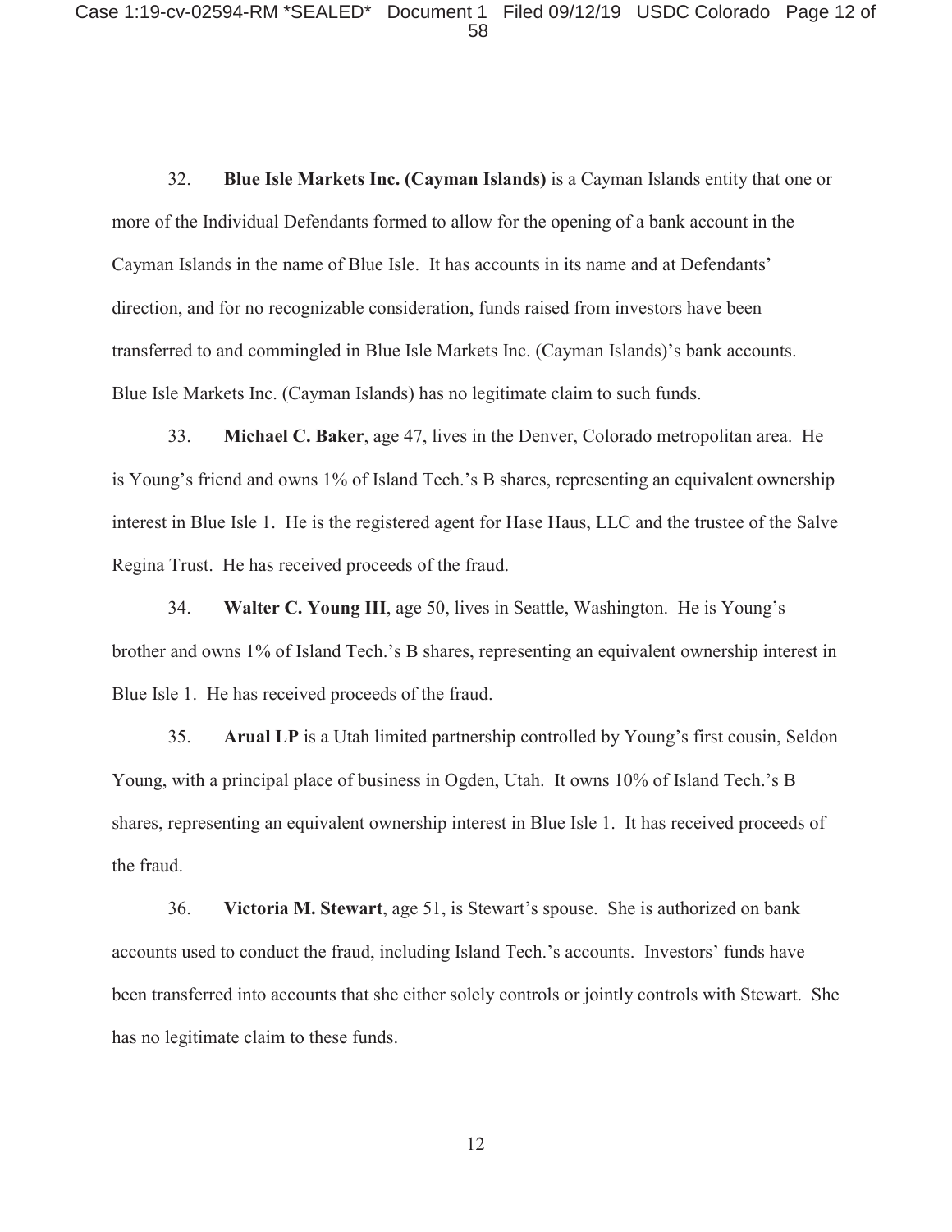32. **Blue Isle Markets Inc. (Cayman Islands)** is a Cayman Islands entity that one or more of the Individual Defendants formed to allow for the opening of a bank account in the Cayman Islands in the name of Blue Isle. It has accounts in its name and at Defendants' direction, and for no recognizable consideration, funds raised from investors have been transferred to and commingled in Blue Isle Markets Inc. (Cayman Islands)'s bank accounts. Blue Isle Markets Inc. (Cayman Islands) has no legitimate claim to such funds.

33. **Michael C. Baker**, age 47, lives in the Denver, Colorado metropolitan area. He is Young's friend and owns 1% of Island Tech.'s B shares, representing an equivalent ownership interest in Blue Isle 1. He is the registered agent for Hase Haus, LLC and the trustee of the Salve Regina Trust. He has received proceeds of the fraud.

34. **Walter C. Young III**, age 50, lives in Seattle, Washington. He is Young's brother and owns 1% of Island Tech.'s B shares, representing an equivalent ownership interest in Blue Isle 1. He has received proceeds of the fraud.

35. **Arual LP** is a Utah limited partnership controlled by Young's first cousin, Seldon Young, with a principal place of business in Ogden, Utah. It owns 10% of Island Tech.'s B shares, representing an equivalent ownership interest in Blue Isle 1. It has received proceeds of the fraud.

36. **Victoria M. Stewart**, age 51, is Stewart's spouse. She is authorized on bank accounts used to conduct the fraud, including Island Tech.'s accounts. Investors' funds have been transferred into accounts that she either solely controls or jointly controls with Stewart. She has no legitimate claim to these funds.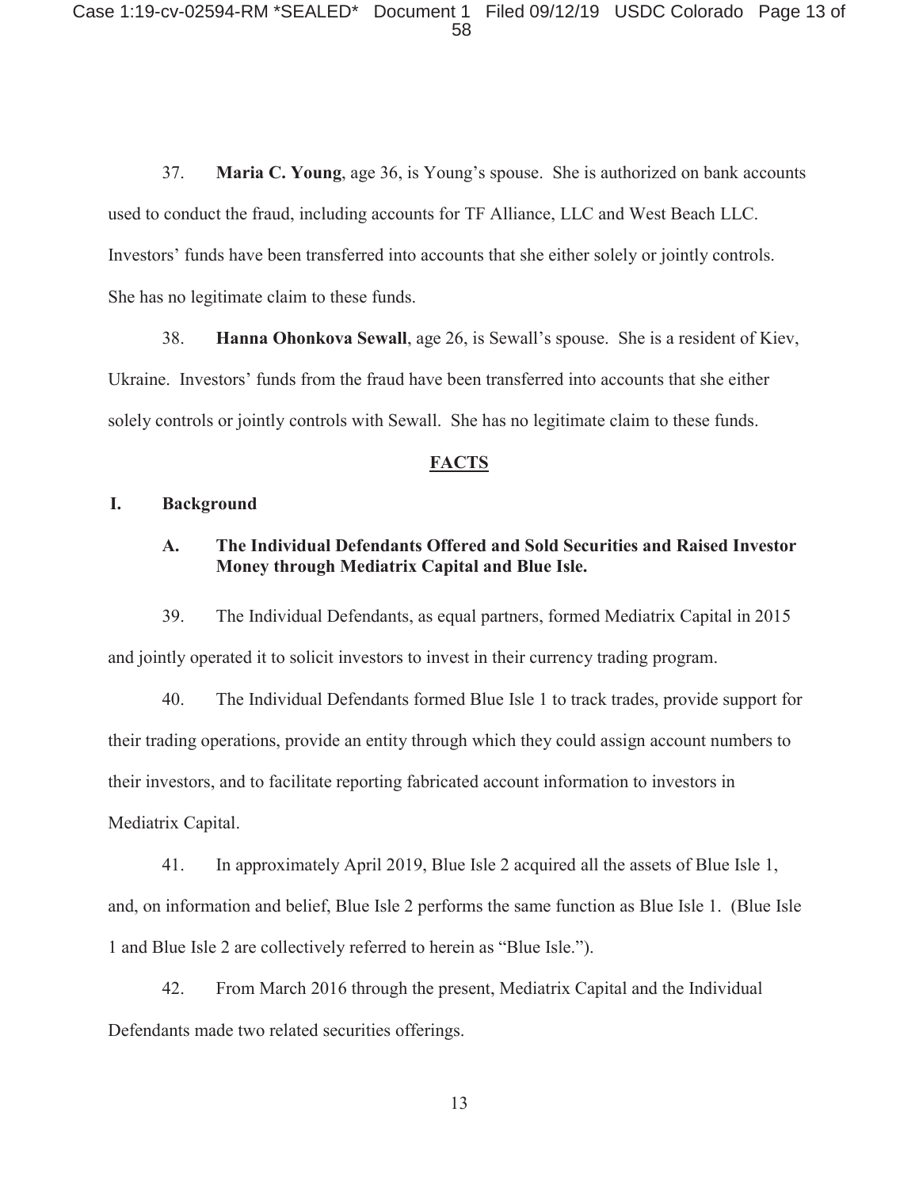37. **Maria C. Young**, age 36, is Young's spouse. She is authorized on bank accounts used to conduct the fraud, including accounts for TF Alliance, LLC and West Beach LLC. Investors' funds have been transferred into accounts that she either solely or jointly controls. She has no legitimate claim to these funds.

38. **Hanna Ohonkova Sewall**, age 26, is Sewall's spouse. She is a resident of Kiev, Ukraine. Investors' funds from the fraud have been transferred into accounts that she either solely controls or jointly controls with Sewall. She has no legitimate claim to these funds.

## FACTS

### I. Background

#### A. The Individual Defendants Offered and Sold Securities and Raised Investor Money through Mediatrix Capital and Blue Isle.

39. The Individual Defendants, as equal partners, formed Mediatrix Capital in 2015 and jointly operated it to solicit investors to invest in their currency trading program.

40. The Individual Defendants formed Blue Isle 1 to track trades, provide support for their trading operations, provide an entity through which they could assign account numbers to their investors, and to facilitate reporting fabricated account information to investors in Mediatrix Capital.

41. In approximately April 2019, Blue Isle 2 acquired all the assets of Blue Isle 1, and, on information and belief, Blue Isle 2 performs the same function as Blue Isle 1. (Blue Isle 1 and Blue Isle 2 are collectively referred to herein as "Blue Isle.").

42. From March 2016 through the present, Mediatrix Capital and the Individual Defendants made two related securities offerings.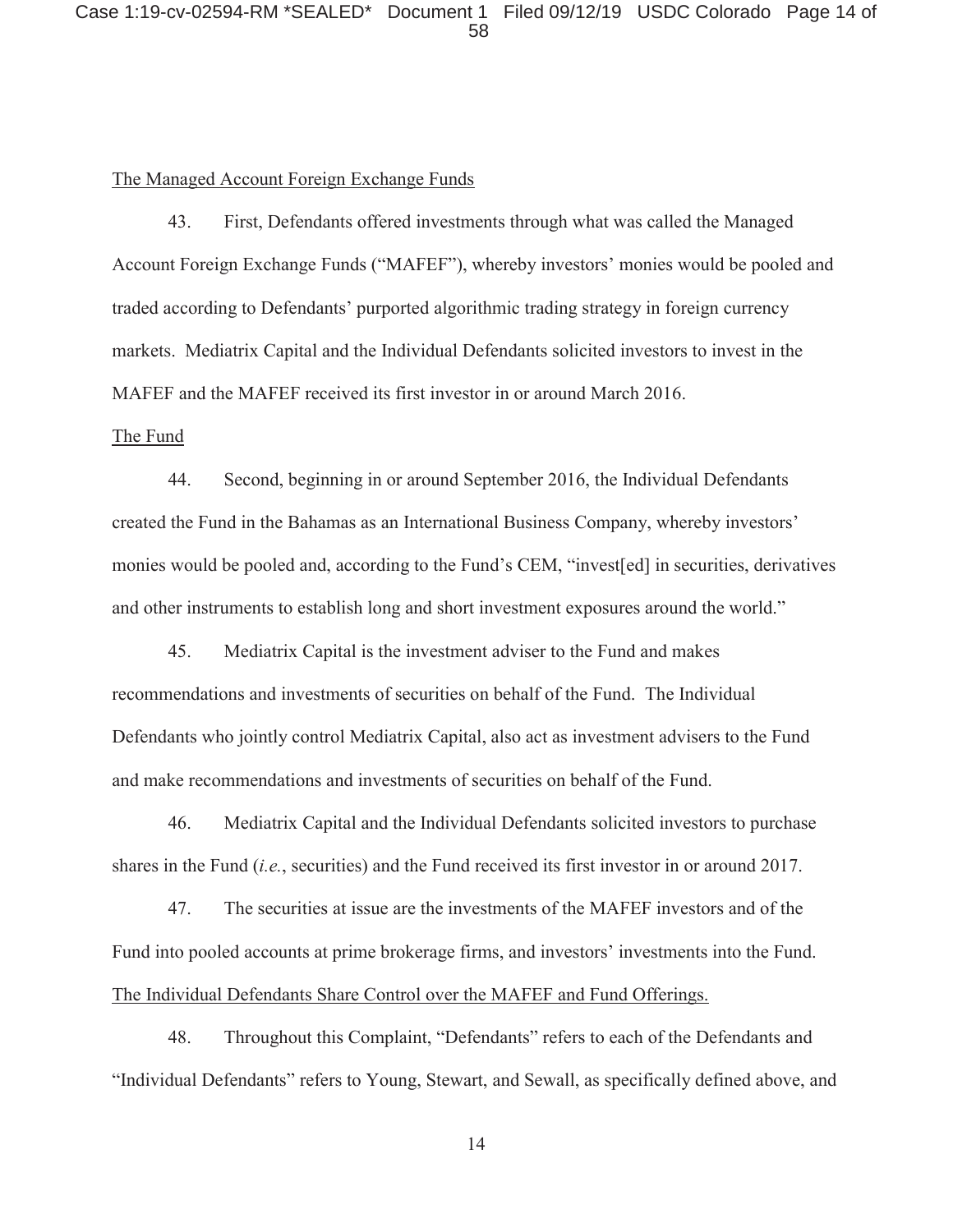The Managed Account Foreign Exchange Funds

43. First, Defendants offered investments through what was called the Managed Account Foreign Exchange Funds ("MAFEF"), whereby investors' monies would be pooled and traded according to Defendants' purported algorithmic trading strategy in foreign currency markets. Mediatrix Capital and the Individual Defendants solicited investors to invest in the MAFEF and the MAFEF received its first investor in or around March 2016.

The Fund

44. Second, beginning in or around September 2016, the Individual Defendants created the Fund in the Bahamas as an International Business Company, whereby investors' monies would be pooled and, according to the Fund's CEM, "invest[ed] in securities, derivatives and other instruments to establish long and short investment exposures around the world."

45. Mediatrix Capital is the investment adviser to the Fund and makes recommendations and investments of securities on behalf of the Fund. The Individual Defendants who jointly control Mediatrix Capital, also act as investment advisers to the Fund and make recommendations and investments of securities on behalf of the Fund.

46. Mediatrix Capital and the Individual Defendants solicited investors to purchase shares in the Fund (*i.e.*, securities) and the Fund received its first investor in or around 2017.

47. The securities at issue are the investments of the MAFEF investors and of the Fund into pooled accounts at prime brokerage firms, and investors' investments into the Fund.

The Individual Defendants Share Control over the MAFEF and Fund Offerings.

48. Throughout this Complaint, "Defendants" refers to each of the Defendants and "Individual Defendants" refers to Young, Stewart, and Sewall, as specifically defined above, and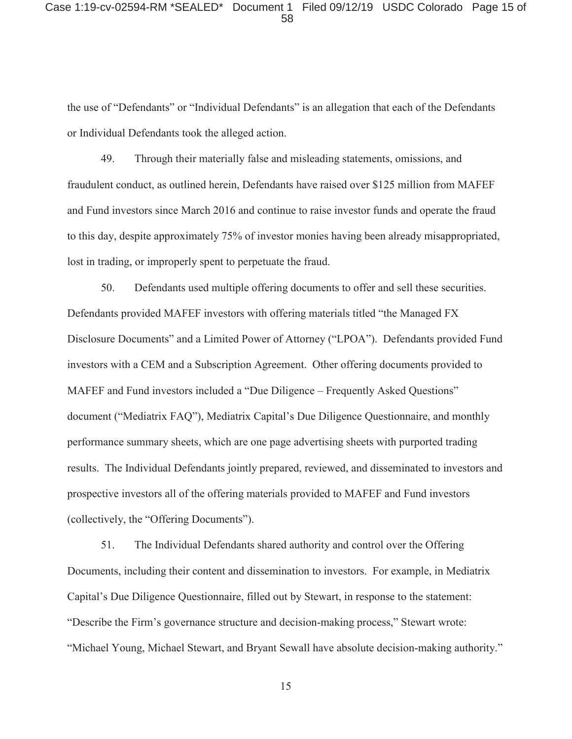the use of "Defendants" or "Individual Defendants" is an allegation that each of the Defendants or Individual Defendants took the alleged action.

49. Through their materially false and misleading statements, omissions, and fraudulent conduct, as outlined herein, Defendants have raised over $125 million from MAFEF and Fund investors since March 2016 and continue to raise investor funds and operate the fraud to this day, despite approximately 75% of investor monies having been already misappropriated, lost in trading, or improperly spent to perpetuate the fraud.

50. Defendants used multiple offering documents to offer and sell these securities. Defendants provided MAFEF investors with offering materials titled "the Managed FX Disclosure Documents" and a Limited Power of Attorney ("LPOA"). Defendants provided Fund investors with a CEM and a Subscription Agreement. Other offering documents provided to MAFEF and Fund investors included a "Due Diligence – Frequently Asked Questions" document ("Mediatrix FAQ"), Mediatrix Capital's Due Diligence Questionnaire, and monthly performance summary sheets, which are one page advertising sheets with purported trading results. The Individual Defendants jointly prepared, reviewed, and disseminated to investors and prospective investors all of the offering materials provided to MAFEF and Fund investors (collectively, the "Offering Documents").

51. The Individual Defendants shared authority and control over the Offering Documents, including their content and dissemination to investors. For example, in Mediatrix Capital's Due Diligence Questionnaire, filled out by Stewart, in response to the statement: "Describe the Firm's governance structure and decision-making process," Stewart wrote: "Michael Young, Michael Stewart, and Bryant Sewall have absolute decision-making authority."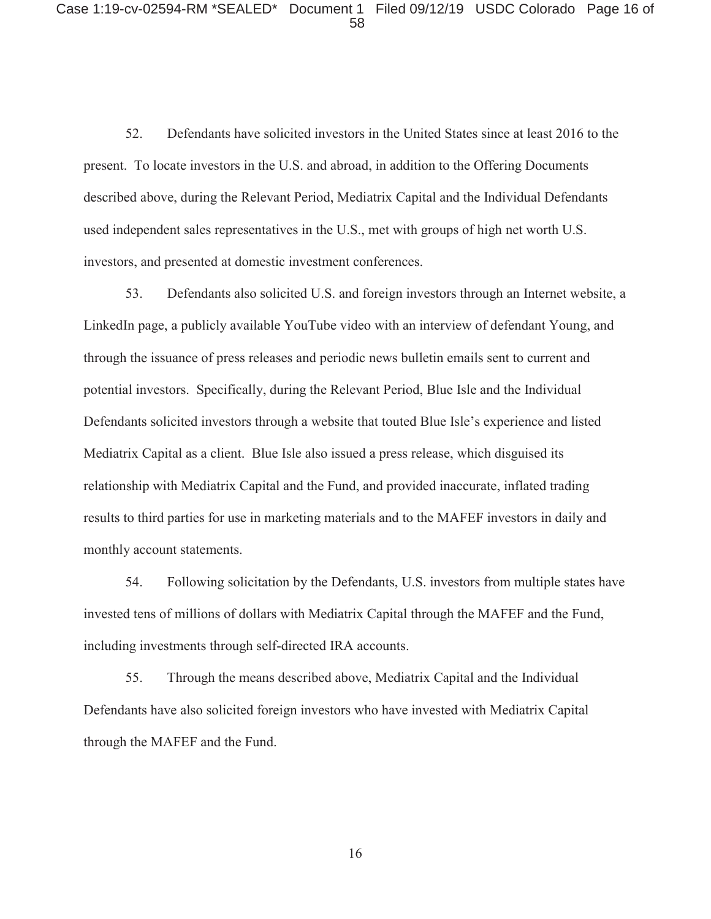52. Defendants have solicited investors in the United States since at least 2016 to the present. To locate investors in the U.S. and abroad, in addition to the Offering Documents described above, during the Relevant Period, Mediatrix Capital and the Individual Defendants used independent sales representatives in the U.S., met with groups of high net worth U.S. investors, and presented at domestic investment conferences.

53. Defendants also solicited U.S. and foreign investors through an Internet website, a LinkedIn page, a publicly available YouTube video with an interview of defendant Young, and through the issuance of press releases and periodic news bulletin emails sent to current and potential investors. Specifically, during the Relevant Period, Blue Isle and the Individual Defendants solicited investors through a website that touted Blue Isle's experience and listed Mediatrix Capital as a client. Blue Isle also issued a press release, which disguised its relationship with Mediatrix Capital and the Fund, and provided inaccurate, inflated trading results to third parties for use in marketing materials and to the MAFEF investors in daily and monthly account statements.

54. Following solicitation by the Defendants, U.S. investors from multiple states have invested tens of millions of dollars with Mediatrix Capital through the MAFEF and the Fund, including investments through self-directed IRA accounts.

55. Through the means described above, Mediatrix Capital and the Individual Defendants have also solicited foreign investors who have invested with Mediatrix Capital through the MAFEF and the Fund.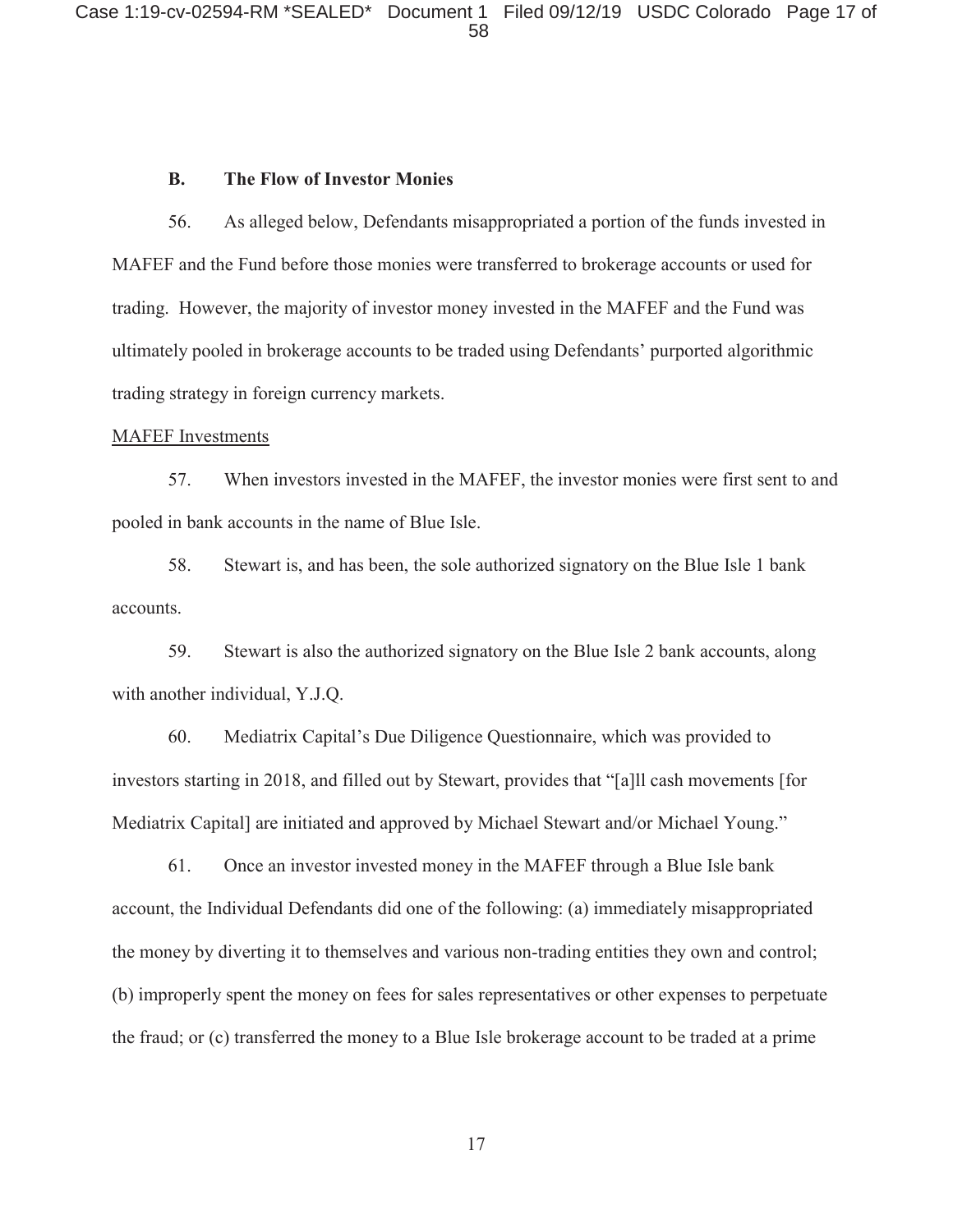### B. The Flow of Investor Monies

56. As alleged below, Defendants misappropriated a portion of the funds invested in MAFEF and the Fund before those monies were transferred to brokerage accounts or used for trading. However, the majority of investor money invested in the MAFEF and the Fund was ultimately pooled in brokerage accounts to be traded using Defendants' purported algorithmic trading strategy in foreign currency markets.

MAFEF Investments

57. When investors invested in the MAFEF, the investor monies were first sent to and pooled in bank accounts in the name of Blue Isle.

58. Stewart is, and has been, the sole authorized signatory on the Blue Isle 1 bank accounts.

59. Stewart is also the authorized signatory on the Blue Isle 2 bank accounts, along with another individual, Y.J.Q.

60. Mediatrix Capital's Due Diligence Questionnaire, which was provided to investors starting in 2018, and filled out by Stewart, provides that "[a]ll cash movements [for Mediatrix Capital] are initiated and approved by Michael Stewart and/or Michael Young."

61. Once an investor invested money in the MAFEF through a Blue Isle bank account, the Individual Defendants did one of the following: (a) immediately misappropriated the money by diverting it to themselves and various non-trading entities they own and control; (b) improperly spent the money on fees for sales representatives or other expenses to perpetuate the fraud; or (c) transferred the money to a Blue Isle brokerage account to be traded at a prime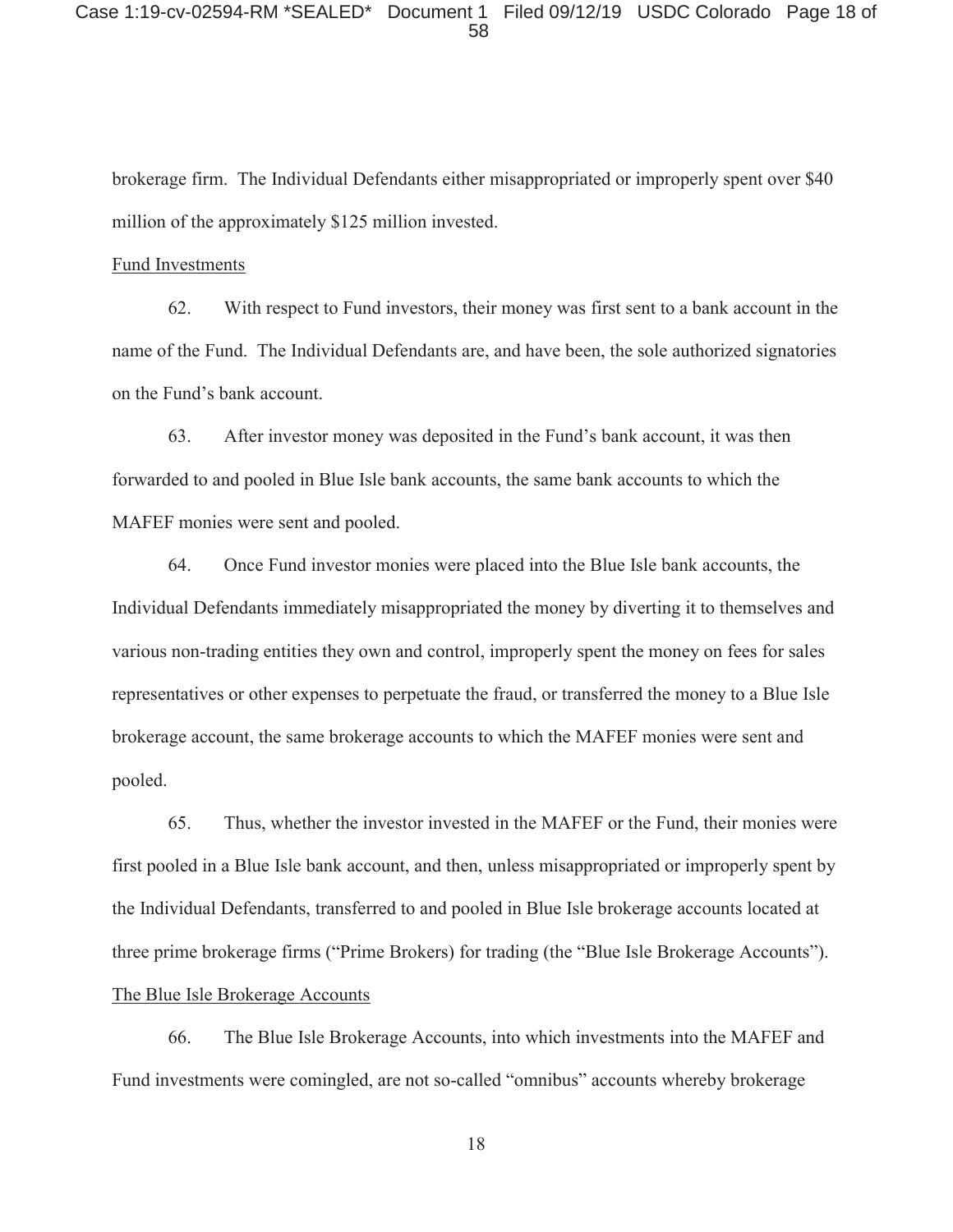brokerage firm. The Individual Defendants either misappropriated or improperly spent over $40 million of the approximately $125 million invested.

<u>Fund Investments</u>

62. With respect to Fund investors, their money was first sent to a bank account in the name of the Fund. The Individual Defendants are, and have been, the sole authorized signatories on the Fund's bank account.

63. After investor money was deposited in the Fund's bank account, it was then forwarded to and pooled in Blue Isle bank accounts, the same bank accounts to which the MAFEF monies were sent and pooled.

64. Once Fund investor monies were placed into the Blue Isle bank accounts, the Individual Defendants immediately misappropriated the money by diverting it to themselves and various non-trading entities they own and control, improperly spent the money on fees for sales representatives or other expenses to perpetuate the fraud, or transferred the money to a Blue Isle brokerage account, the same brokerage accounts to which the MAFEF monies were sent and pooled.

65. Thus, whether the investor invested in the MAFEF or the Fund, their monies were first pooled in a Blue Isle bank account, and then, unless misappropriated or improperly spent by the Individual Defendants, transferred to and pooled in Blue Isle brokerage accounts located at three prime brokerage firms ("Prime Brokers) for trading (the "Blue Isle Brokerage Accounts").

<u>The Blue Isle Brokerage Accounts</u>

66. The Blue Isle Brokerage Accounts, into which investments into the MAFEF and Fund investments were comingled, are not so-called "omnibus" accounts whereby brokerage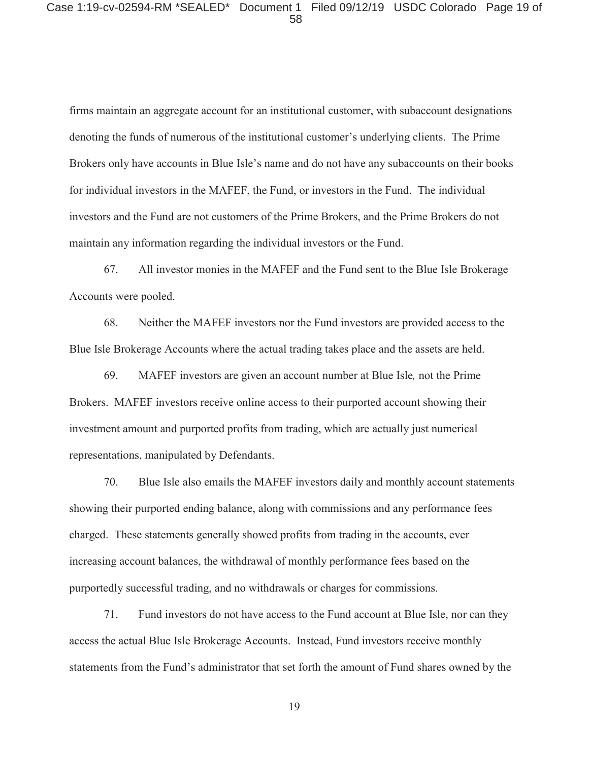firms maintain an aggregate account for an institutional customer, with subaccount designations denoting the funds of numerous of the institutional customer's underlying clients. The Prime Brokers only have accounts in Blue Isle's name and do not have any subaccounts on their books for individual investors in the MAFEF, the Fund, or investors in the Fund. The individual investors and the Fund are not customers of the Prime Brokers, and the Prime Brokers do not maintain any information regarding the individual investors or the Fund.

67. All investor monies in the MAFEF and the Fund sent to the Blue Isle Brokerage Accounts were pooled.

68. Neither the MAFEF investors nor the Fund investors are provided access to the Blue Isle Brokerage Accounts where the actual trading takes place and the assets are held.

69. MAFEF investors are given an account number at Blue Isle*,* not the Prime Brokers. MAFEF investors receive online access to their purported account showing their investment amount and purported profits from trading, which are actually just numerical representations, manipulated by Defendants.

70. Blue Isle also emails the MAFEF investors daily and monthly account statements showing their purported ending balance, along with commissions and any performance fees charged. These statements generally showed profits from trading in the accounts, ever increasing account balances, the withdrawal of monthly performance fees based on the purportedly successful trading, and no withdrawals or charges for commissions.

71. Fund investors do not have access to the Fund account at Blue Isle, nor can they access the actual Blue Isle Brokerage Accounts. Instead, Fund investors receive monthly statements from the Fund's administrator that set forth the amount of Fund shares owned by the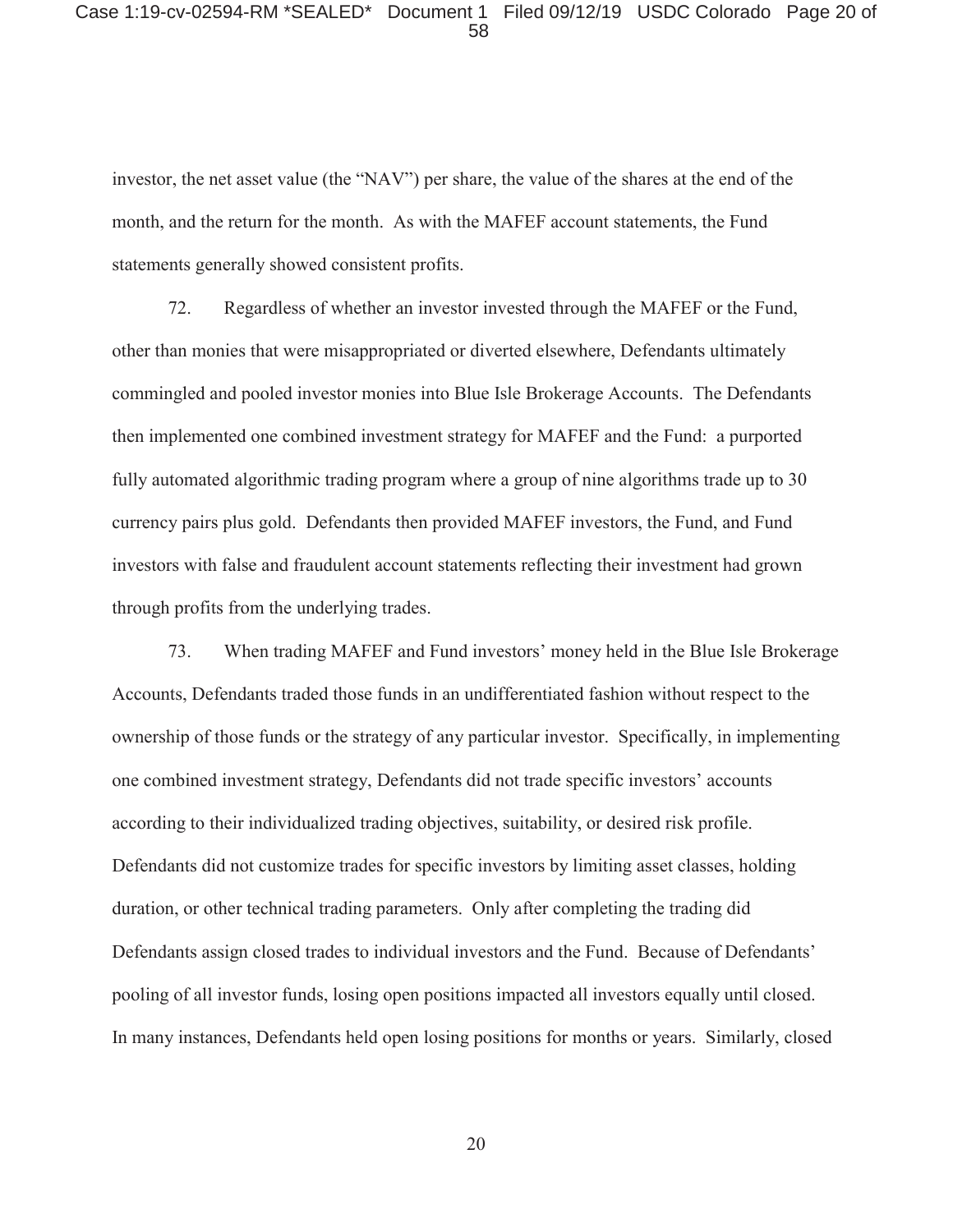investor, the net asset value (the "NAV") per share, the value of the shares at the end of the month, and the return for the month. As with the MAFEF account statements, the Fund statements generally showed consistent profits.

72. Regardless of whether an investor invested through the MAFEF or the Fund, other than monies that were misappropriated or diverted elsewhere, Defendants ultimately commingled and pooled investor monies into Blue Isle Brokerage Accounts. The Defendants then implemented one combined investment strategy for MAFEF and the Fund: a purported fully automated algorithmic trading program where a group of nine algorithms trade up to 30 currency pairs plus gold. Defendants then provided MAFEF investors, the Fund, and Fund investors with false and fraudulent account statements reflecting their investment had grown through profits from the underlying trades.

73. When trading MAFEF and Fund investors' money held in the Blue Isle Brokerage Accounts, Defendants traded those funds in an undifferentiated fashion without respect to the ownership of those funds or the strategy of any particular investor. Specifically, in implementing one combined investment strategy, Defendants did not trade specific investors' accounts according to their individualized trading objectives, suitability, or desired risk profile. Defendants did not customize trades for specific investors by limiting asset classes, holding duration, or other technical trading parameters. Only after completing the trading did Defendants assign closed trades to individual investors and the Fund. Because of Defendants' pooling of all investor funds, losing open positions impacted all investors equally until closed. In many instances, Defendants held open losing positions for months or years. Similarly, closed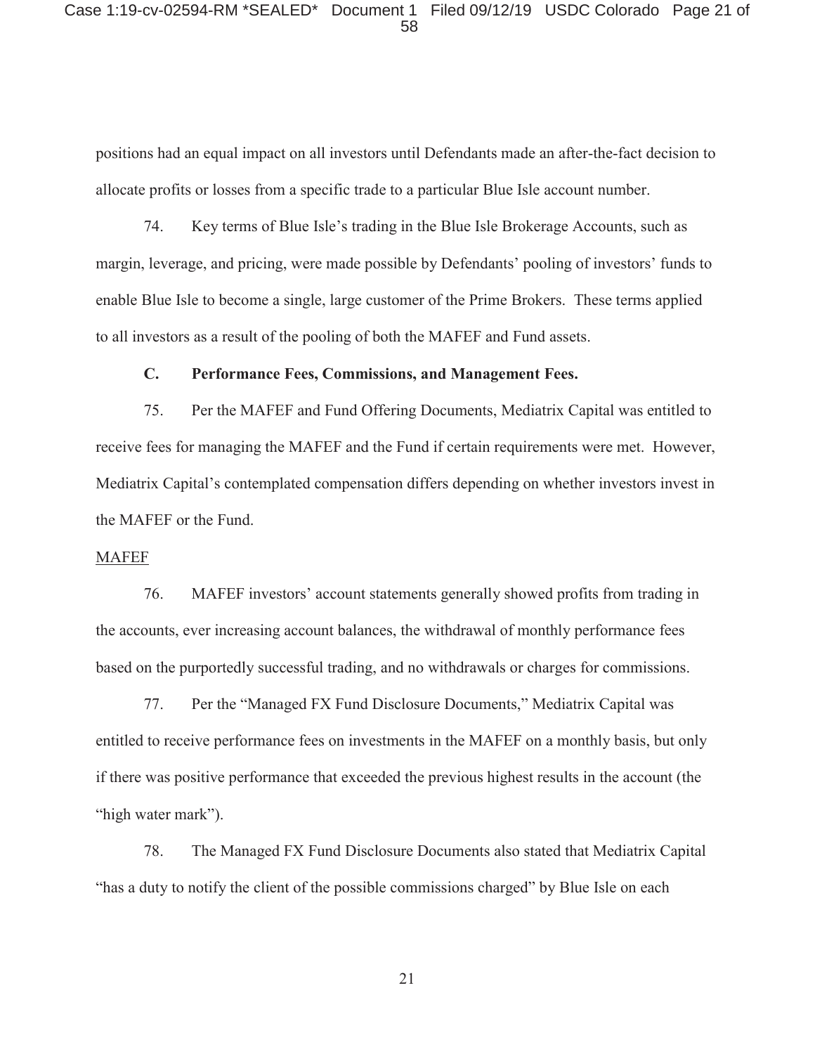positions had an equal impact on all investors until Defendants made an after-the-fact decision to allocate profits or losses from a specific trade to a particular Blue Isle account number.

74. Key terms of Blue Isle's trading in the Blue Isle Brokerage Accounts, such as margin, leverage, and pricing, were made possible by Defendants' pooling of investors' funds to enable Blue Isle to become a single, large customer of the Prime Brokers. These terms applied to all investors as a result of the pooling of both the MAFEF and Fund assets.

### C. Performance Fees, Commissions, and Management Fees.

75. Per the MAFEF and Fund Offering Documents, Mediatrix Capital was entitled to receive fees for managing the MAFEF and the Fund if certain requirements were met. However, Mediatrix Capital's contemplated compensation differs depending on whether investors invest in the MAFEF or the Fund.

<u>MAFEF</u>

76. MAFEF investors' account statements generally showed profits from trading in the accounts, ever increasing account balances, the withdrawal of monthly performance fees based on the purportedly successful trading, and no withdrawals or charges for commissions.

77. Per the "Managed FX Fund Disclosure Documents," Mediatrix Capital was entitled to receive performance fees on investments in the MAFEF on a monthly basis, but only if there was positive performance that exceeded the previous highest results in the account (the "high water mark").

78. The Managed FX Fund Disclosure Documents also stated that Mediatrix Capital "has a duty to notify the client of the possible commissions charged" by Blue Isle on each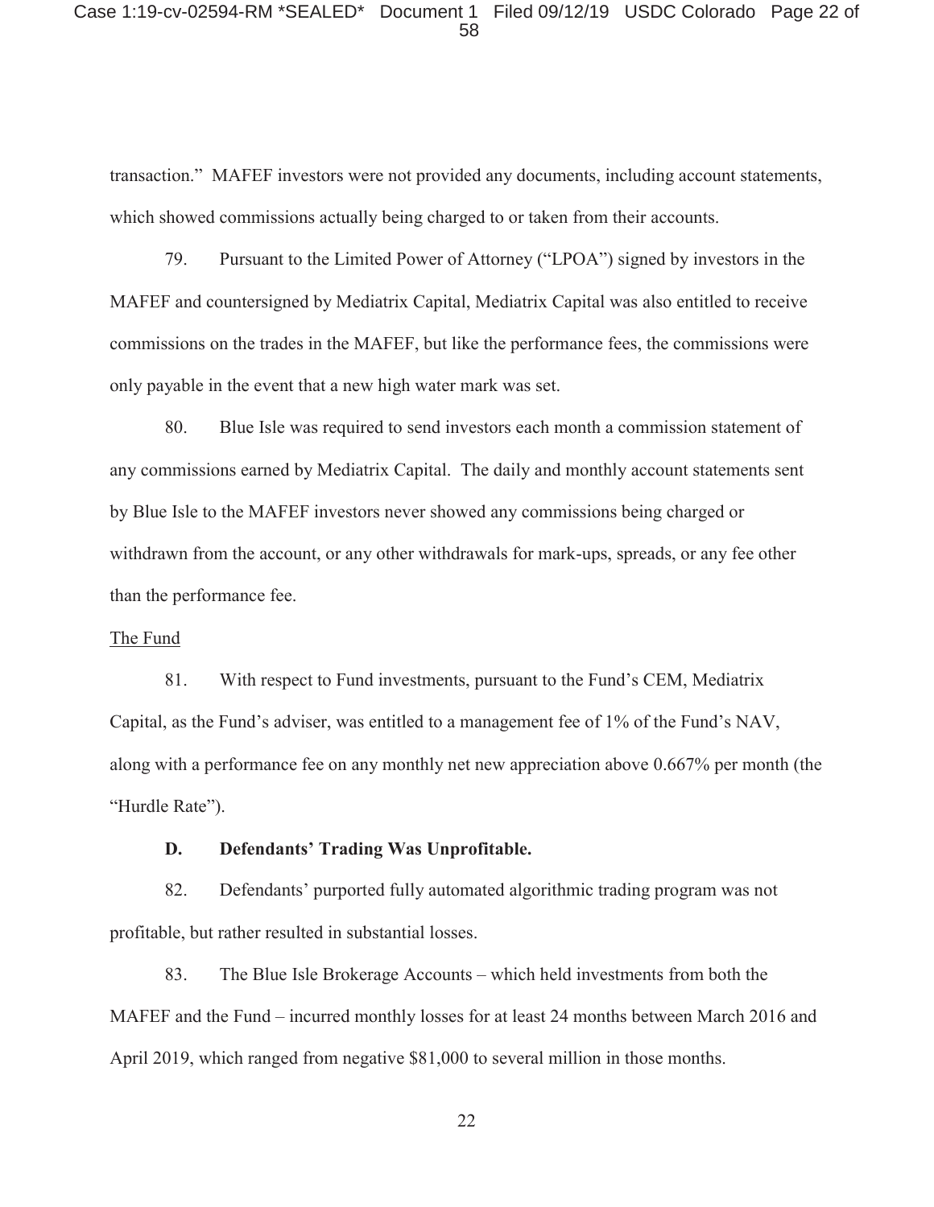transaction." MAFEF investors were not provided any documents, including account statements, which showed commissions actually being charged to or taken from their accounts.

79. Pursuant to the Limited Power of Attorney ("LPOA") signed by investors in the MAFEF and countersigned by Mediatrix Capital, Mediatrix Capital was also entitled to receive commissions on the trades in the MAFEF, but like the performance fees, the commissions were only payable in the event that a new high water mark was set.

80. Blue Isle was required to send investors each month a commission statement of any commissions earned by Mediatrix Capital. The daily and monthly account statements sent by Blue Isle to the MAFEF investors never showed any commissions being charged or withdrawn from the account, or any other withdrawals for mark-ups, spreads, or any fee other than the performance fee.

<u>The Fund</u>

81. With respect to Fund investments, pursuant to the Fund's CEM, Mediatrix Capital, as the Fund's adviser, was entitled to a management fee of 1% of the Fund's NAV, along with a performance fee on any monthly net new appreciation above 0.667% per month (the "Hurdle Rate").

### D. Defendants' Trading Was Unprofitable.

82. Defendants' purported fully automated algorithmic trading program was not profitable, but rather resulted in substantial losses.

83. The Blue Isle Brokerage Accounts – which held investments from both the MAFEF and the Fund – incurred monthly losses for at least 24 months between March 2016 and April 2019, which ranged from negative $81,000 to several million in those months.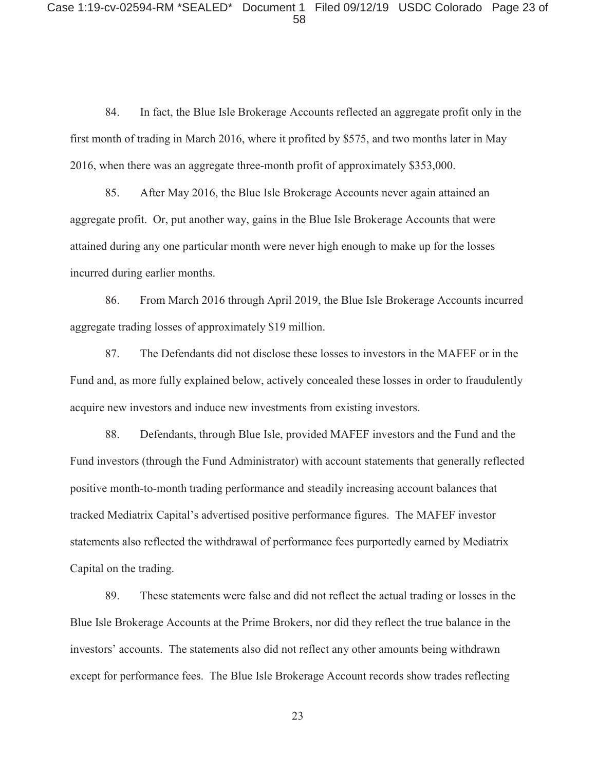84. In fact, the Blue Isle Brokerage Accounts reflected an aggregate profit only in the first month of trading in March 2016, where it profited by $575, and two months later in May 2016, when there was an aggregate three-month profit of approximately $353,000.

85. After May 2016, the Blue Isle Brokerage Accounts never again attained an aggregate profit. Or, put another way, gains in the Blue Isle Brokerage Accounts that were attained during any one particular month were never high enough to make up for the losses incurred during earlier months.

86. From March 2016 through April 2019, the Blue Isle Brokerage Accounts incurred aggregate trading losses of approximately $19 million.

87. The Defendants did not disclose these losses to investors in the MAFEF or in the Fund and, as more fully explained below, actively concealed these losses in order to fraudulently acquire new investors and induce new investments from existing investors.

88. Defendants, through Blue Isle, provided MAFEF investors and the Fund and the Fund investors (through the Fund Administrator) with account statements that generally reflected positive month-to-month trading performance and steadily increasing account balances that tracked Mediatrix Capital's advertised positive performance figures. The MAFEF investor statements also reflected the withdrawal of performance fees purportedly earned by Mediatrix Capital on the trading.

89. These statements were false and did not reflect the actual trading or losses in the Blue Isle Brokerage Accounts at the Prime Brokers, nor did they reflect the true balance in the investors' accounts. The statements also did not reflect any other amounts being withdrawn except for performance fees. The Blue Isle Brokerage Account records show trades reflecting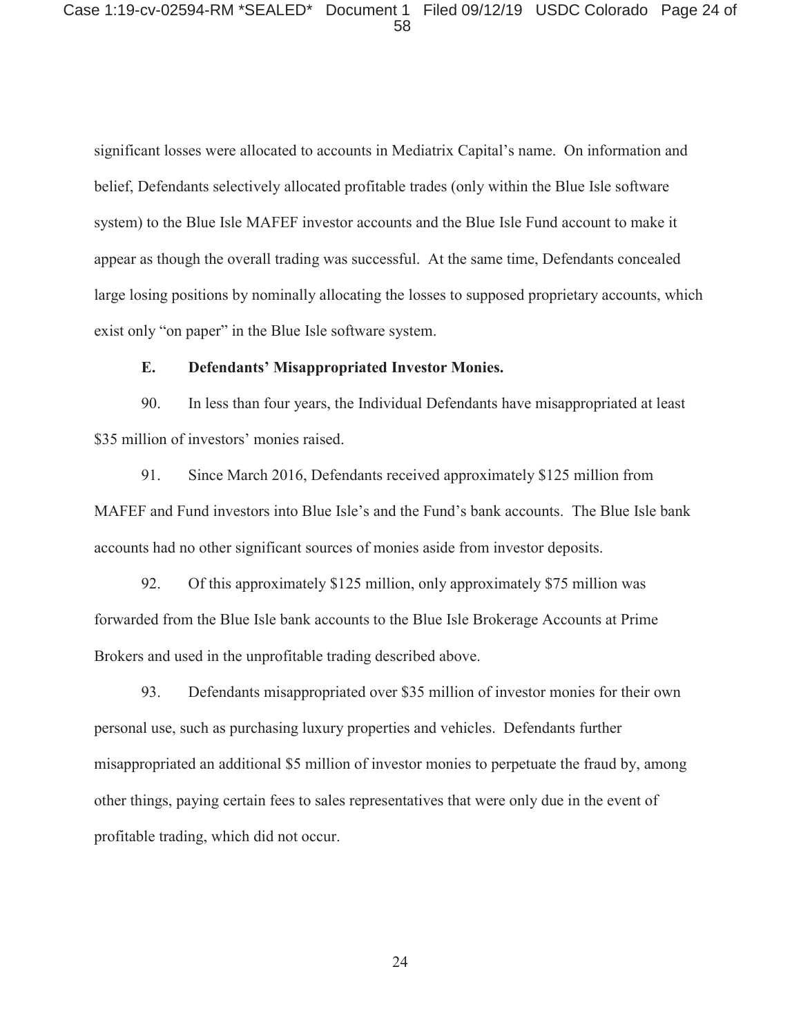significant losses were allocated to accounts in Mediatrix Capital's name. On information and belief, Defendants selectively allocated profitable trades (only within the Blue Isle software system) to the Blue Isle MAFEF investor accounts and the Blue Isle Fund account to make it appear as though the overall trading was successful. At the same time, Defendants concealed large losing positions by nominally allocating the losses to supposed proprietary accounts, which exist only "on paper" in the Blue Isle software system.

### E. Defendants' Misappropriated Investor Monies.

90. In less than four years, the Individual Defendants have misappropriated at least $35 million of investors' monies raised.

91. Since March 2016, Defendants received approximately $125 million from MAFEF and Fund investors into Blue Isle's and the Fund's bank accounts. The Blue Isle bank accounts had no other significant sources of monies aside from investor deposits.

92. Of this approximately $125 million, only approximately $75 million was forwarded from the Blue Isle bank accounts to the Blue Isle Brokerage Accounts at Prime Brokers and used in the unprofitable trading described above.

93. Defendants misappropriated over $35 million of investor monies for their own personal use, such as purchasing luxury properties and vehicles. Defendants further misappropriated an additional $5 million of investor monies to perpetuate the fraud by, among other things, paying certain fees to sales representatives that were only due in the event of profitable trading, which did not occur.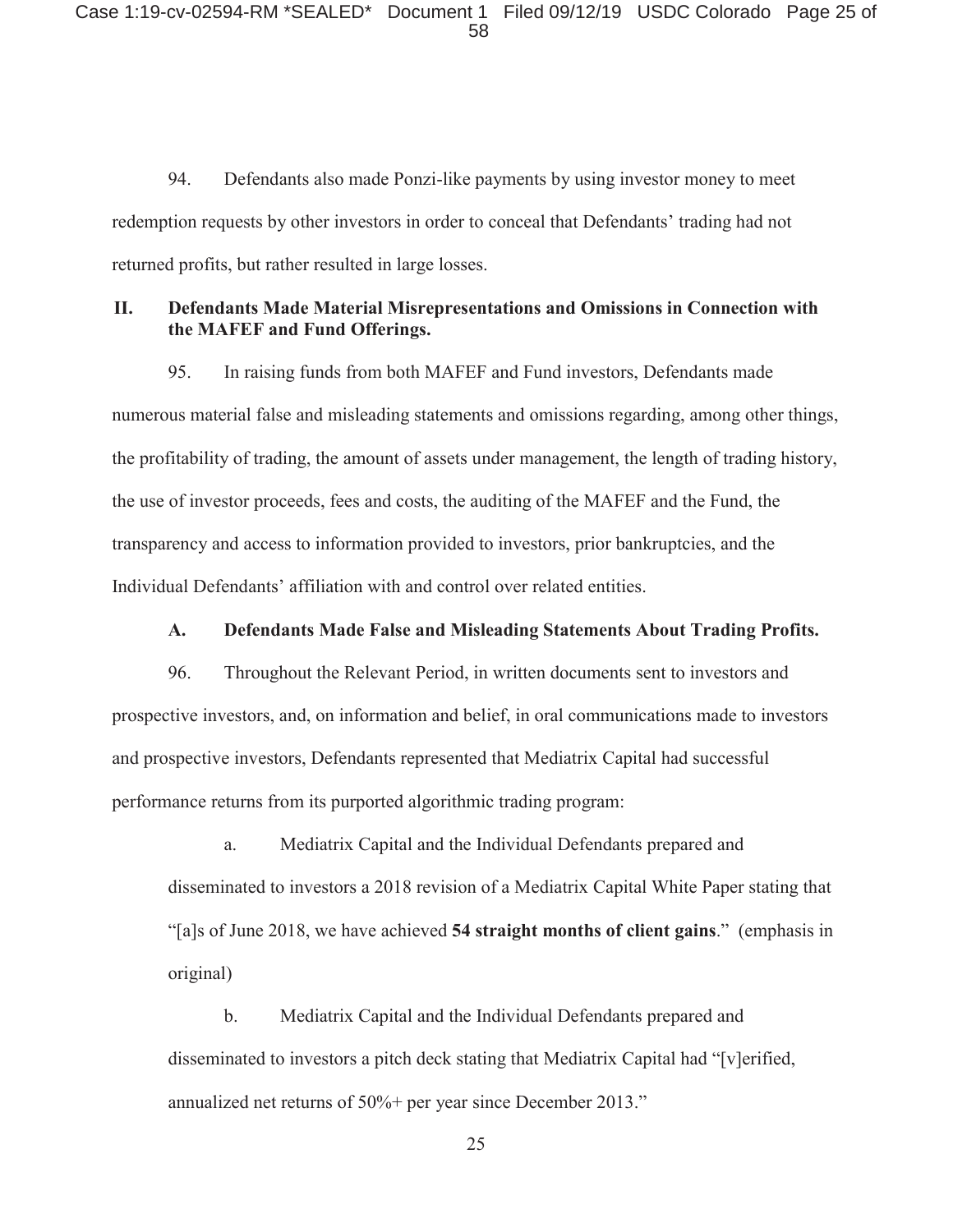94. Defendants also made Ponzi-like payments by using investor money to meet redemption requests by other investors in order to conceal that Defendants' trading had not returned profits, but rather resulted in large losses.

## II. Defendants Made Material Misrepresentations and Omissions in Connection with the MAFEF and Fund Offerings.

95. In raising funds from both MAFEF and Fund investors, Defendants made numerous material false and misleading statements and omissions regarding, among other things, the profitability of trading, the amount of assets under management, the length of trading history, the use of investor proceeds, fees and costs, the auditing of the MAFEF and the Fund, the transparency and access to information provided to investors, prior bankruptcies, and the Individual Defendants' affiliation with and control over related entities.

### A. Defendants Made False and Misleading Statements About Trading Profits.

96. Throughout the Relevant Period, in written documents sent to investors and prospective investors, and, on information and belief, in oral communications made to investors and prospective investors, Defendants represented that Mediatrix Capital had successful performance returns from its purported algorithmic trading program:

a. Mediatrix Capital and the Individual Defendants prepared and disseminated to investors a 2018 revision of a Mediatrix Capital White Paper stating that "[a]s of June 2018, we have achieved **54 straight months of client gains**." (emphasis in original)

b. Mediatrix Capital and the Individual Defendants prepared and disseminated to investors a pitch deck stating that Mediatrix Capital had "[v]erified, annualized net returns of 50%+ per year since December 2013."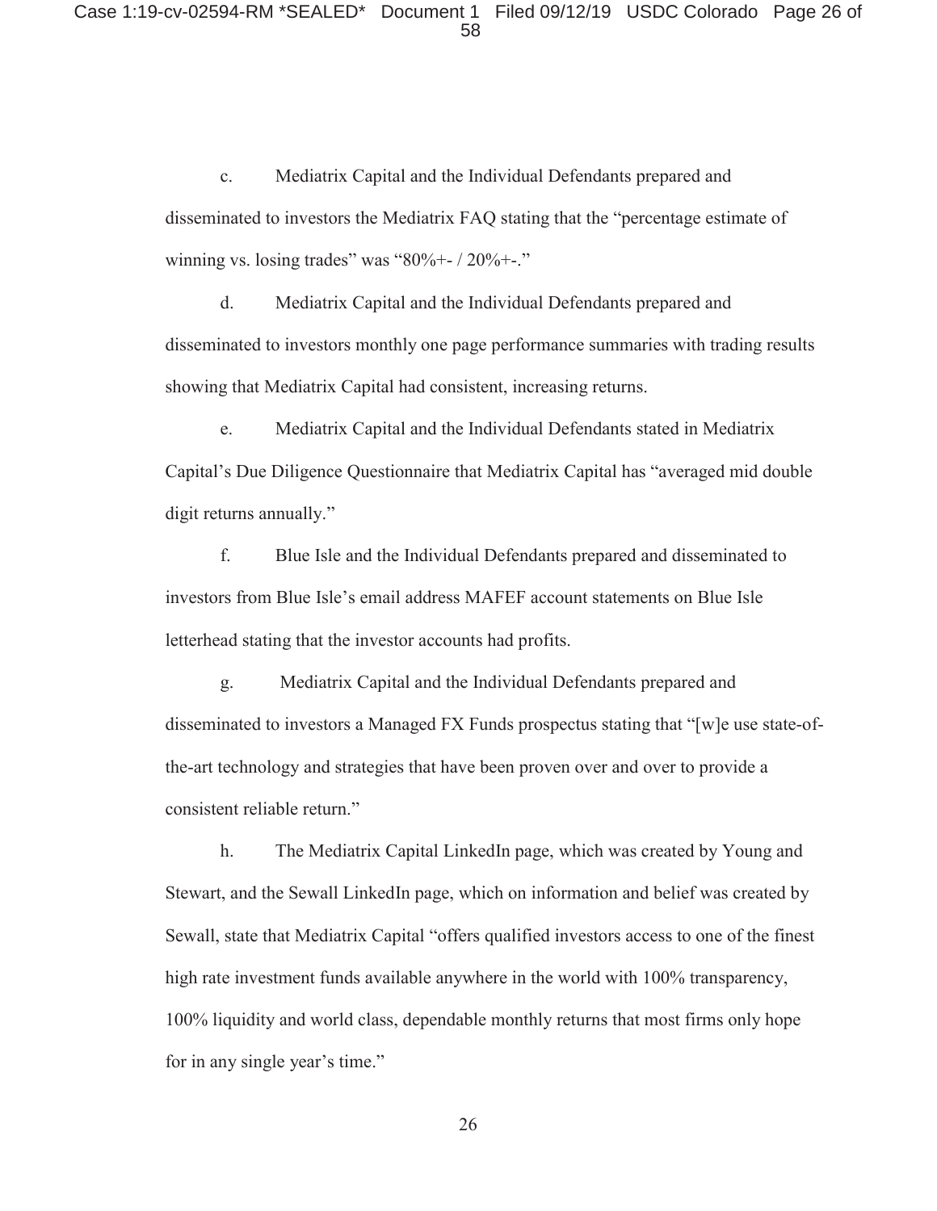c. Mediatrix Capital and the Individual Defendants prepared and disseminated to investors the Mediatrix FAQ stating that the "percentage estimate of winning vs. losing trades" was "80%+- / 20%+-."

d. Mediatrix Capital and the Individual Defendants prepared and disseminated to investors monthly one page performance summaries with trading results showing that Mediatrix Capital had consistent, increasing returns.

e. Mediatrix Capital and the Individual Defendants stated in Mediatrix Capital's Due Diligence Questionnaire that Mediatrix Capital has "averaged mid double digit returns annually."

f. Blue Isle and the Individual Defendants prepared and disseminated to investors from Blue Isle's email address MAFEF account statements on Blue Isle letterhead stating that the investor accounts had profits.

g. Mediatrix Capital and the Individual Defendants prepared and disseminated to investors a Managed FX Funds prospectus stating that "[w]e use state-of-the-art technology and strategies that have been proven over and over to provide a consistent reliable return."

h. The Mediatrix Capital LinkedIn page, which was created by Young and Stewart, and the Sewall LinkedIn page, which on information and belief was created by Sewall, state that Mediatrix Capital "offers qualified investors access to one of the finest high rate investment funds available anywhere in the world with 100% transparency, 100% liquidity and world class, dependable monthly returns that most firms only hope for in any single year's time."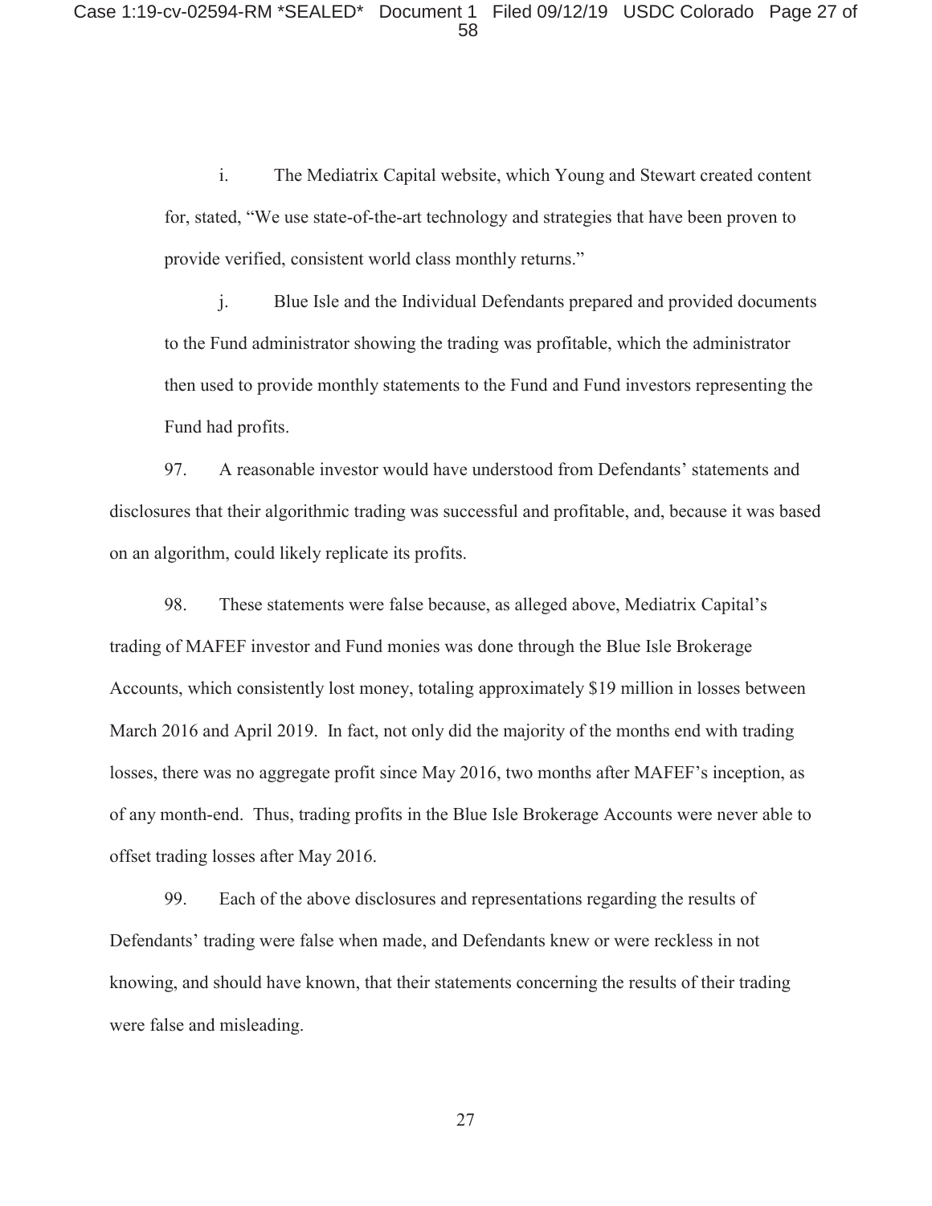i. The Mediatrix Capital website, which Young and Stewart created content for, stated, "We use state-of-the-art technology and strategies that have been proven to provide verified, consistent world class monthly returns."

j. Blue Isle and the Individual Defendants prepared and provided documents to the Fund administrator showing the trading was profitable, which the administrator then used to provide monthly statements to the Fund and Fund investors representing the Fund had profits.

97. A reasonable investor would have understood from Defendants' statements and disclosures that their algorithmic trading was successful and profitable, and, because it was based on an algorithm, could likely replicate its profits.

98. These statements were false because, as alleged above, Mediatrix Capital's trading of MAFEF investor and Fund monies was done through the Blue Isle Brokerage Accounts, which consistently lost money, totaling approximately $19 million in losses between March 2016 and April 2019. In fact, not only did the majority of the months end with trading losses, there was no aggregate profit since May 2016, two months after MAFEF's inception, as of any month-end. Thus, trading profits in the Blue Isle Brokerage Accounts were never able to offset trading losses after May 2016.

99. Each of the above disclosures and representations regarding the results of Defendants' trading were false when made, and Defendants knew or were reckless in not knowing, and should have known, that their statements concerning the results of their trading were false and misleading.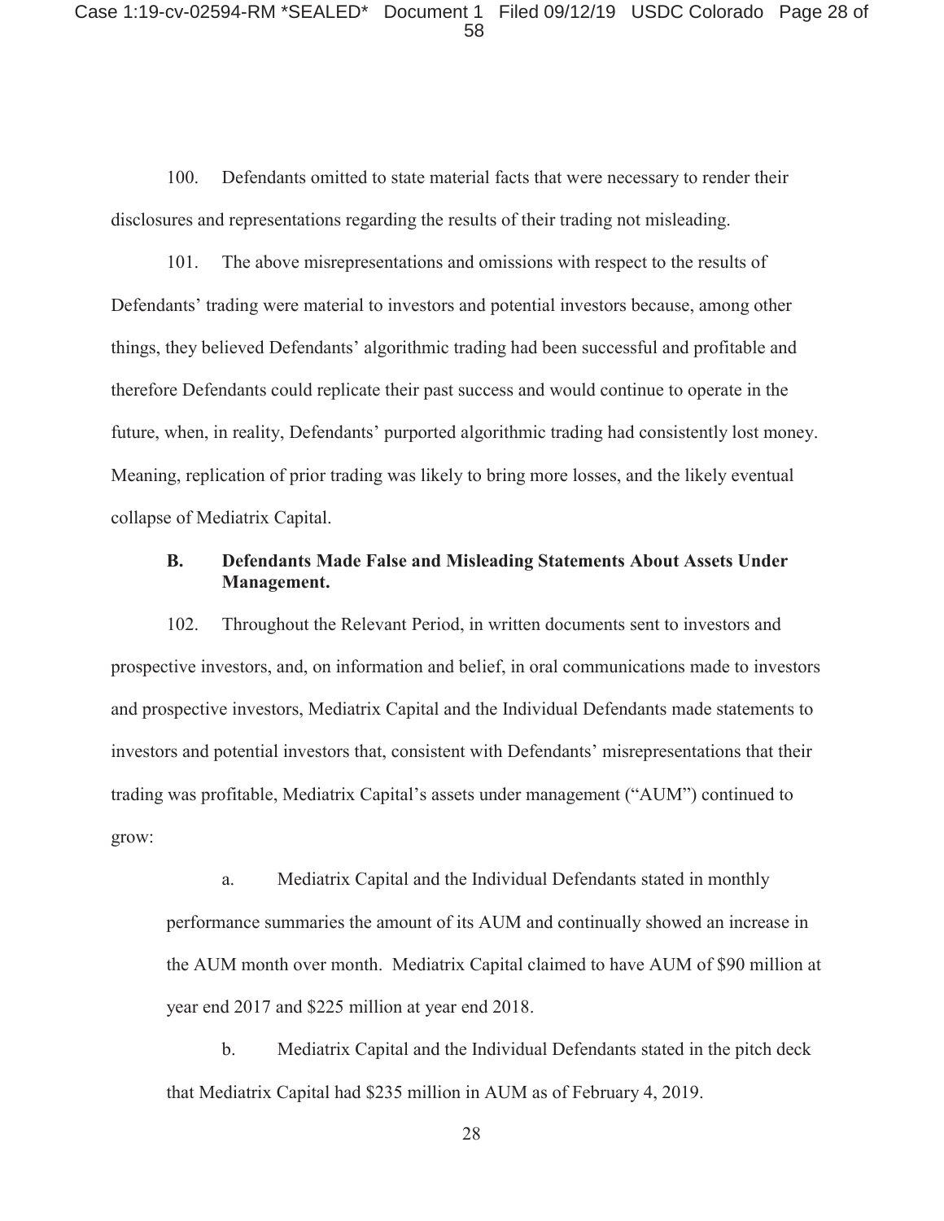100. Defendants omitted to state material facts that were necessary to render their disclosures and representations regarding the results of their trading not misleading.

101. The above misrepresentations and omissions with respect to the results of Defendants' trading were material to investors and potential investors because, among other things, they believed Defendants' algorithmic trading had been successful and profitable and therefore Defendants could replicate their past success and would continue to operate in the future, when, in reality, Defendants' purported algorithmic trading had consistently lost money. Meaning, replication of prior trading was likely to bring more losses, and the likely eventual collapse of Mediatrix Capital.

### B. Defendants Made False and Misleading Statements About Assets Under Management.

102. Throughout the Relevant Period, in written documents sent to investors and prospective investors, and, on information and belief, in oral communications made to investors and prospective investors, Mediatrix Capital and the Individual Defendants made statements to investors and potential investors that, consistent with Defendants' misrepresentations that their trading was profitable, Mediatrix Capital's assets under management ("AUM") continued to grow:

a. Mediatrix Capital and the Individual Defendants stated in monthly performance summaries the amount of its AUM and continually showed an increase in the AUM month over month. Mediatrix Capital claimed to have AUM of $90 million at year end 2017 and $225 million at year end 2018.

b. Mediatrix Capital and the Individual Defendants stated in the pitch deck that Mediatrix Capital had $235 million in AUM as of February 4, 2019.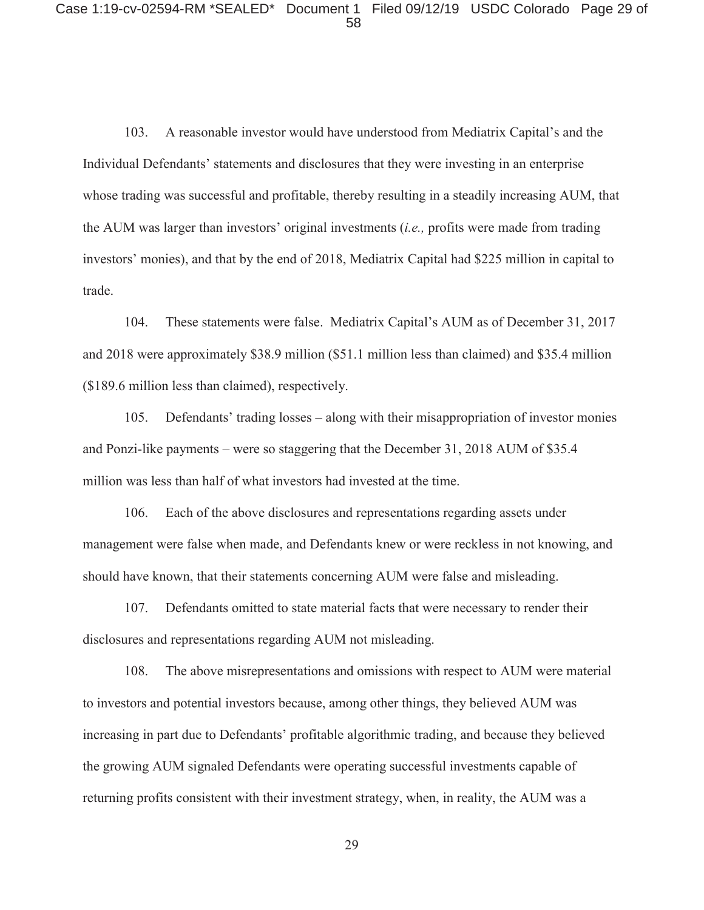103. A reasonable investor would have understood from Mediatrix Capital's and the Individual Defendants' statements and disclosures that they were investing in an enterprise whose trading was successful and profitable, thereby resulting in a steadily increasing AUM, that the AUM was larger than investors' original investments (*i.e.,* profits were made from trading investors' monies), and that by the end of 2018, Mediatrix Capital had $225 million in capital to trade.

104. These statements were false. Mediatrix Capital's AUM as of December 31, 2017 and 2018 were approximately $38.9 million ($51.1 million less than claimed) and $35.4 million ($189.6 million less than claimed), respectively.

105. Defendants' trading losses – along with their misappropriation of investor monies and Ponzi-like payments – were so staggering that the December 31, 2018 AUM of $35.4 million was less than half of what investors had invested at the time.

106. Each of the above disclosures and representations regarding assets under management were false when made, and Defendants knew or were reckless in not knowing, and should have known, that their statements concerning AUM were false and misleading.

107. Defendants omitted to state material facts that were necessary to render their disclosures and representations regarding AUM not misleading.

108. The above misrepresentations and omissions with respect to AUM were material to investors and potential investors because, among other things, they believed AUM was increasing in part due to Defendants' profitable algorithmic trading, and because they believed the growing AUM signaled Defendants were operating successful investments capable of returning profits consistent with their investment strategy, when, in reality, the AUM was a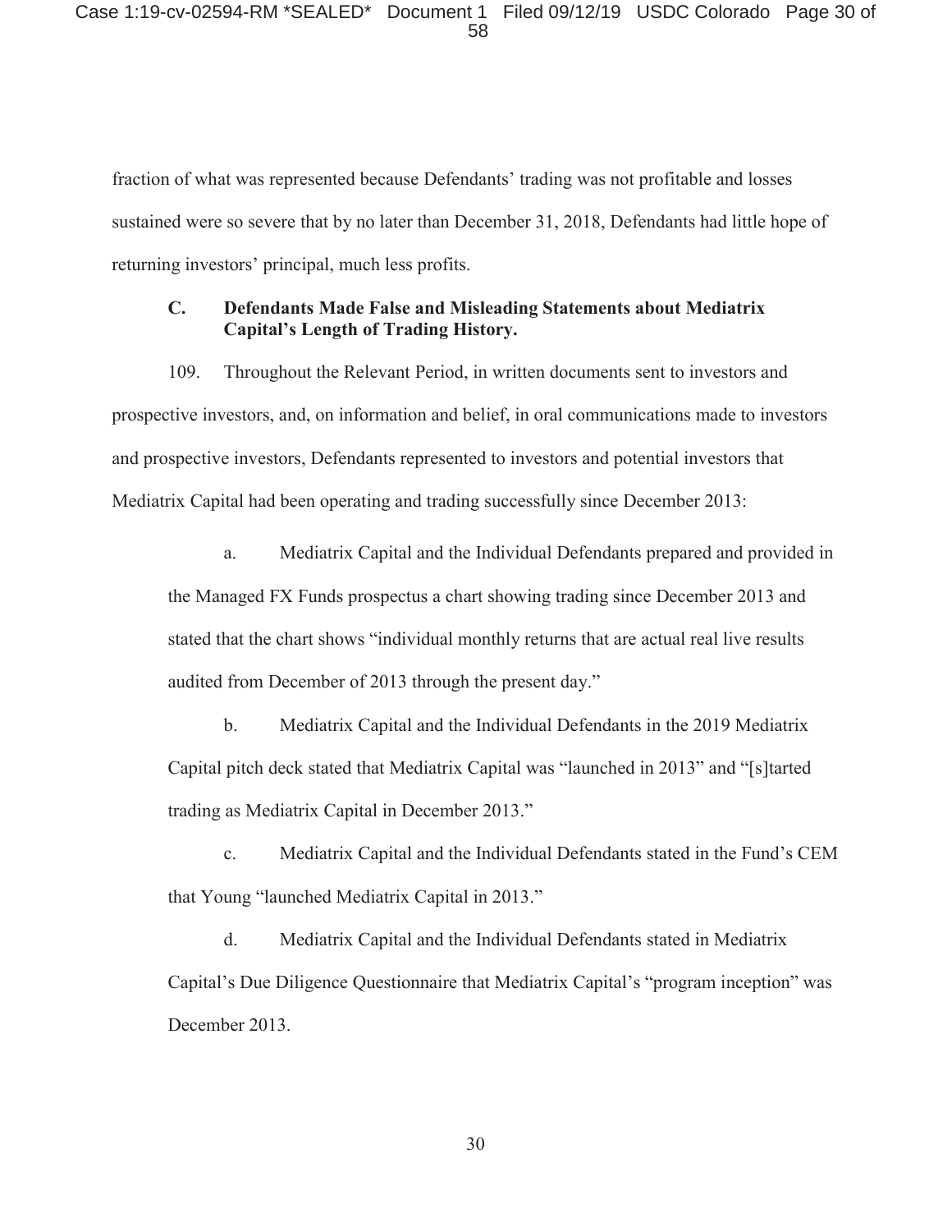fraction of what was represented because Defendants' trading was not profitable and losses sustained were so severe that by no later than December 31, 2018, Defendants had little hope of returning investors' principal, much less profits.

### C. Defendants Made False and Misleading Statements about Mediatrix Capital's Length of Trading History.

109. Throughout the Relevant Period, in written documents sent to investors and prospective investors, and, on information and belief, in oral communications made to investors and prospective investors, Defendants represented to investors and potential investors that Mediatrix Capital had been operating and trading successfully since December 2013:

a. Mediatrix Capital and the Individual Defendants prepared and provided in the Managed FX Funds prospectus a chart showing trading since December 2013 and stated that the chart shows "individual monthly returns that are actual real live results audited from December of 2013 through the present day."

b. Mediatrix Capital and the Individual Defendants in the 2019 Mediatrix Capital pitch deck stated that Mediatrix Capital was "launched in 2013" and "[s]tarted trading as Mediatrix Capital in December 2013."

c. Mediatrix Capital and the Individual Defendants stated in the Fund's CEM that Young "launched Mediatrix Capital in 2013."

d. Mediatrix Capital and the Individual Defendants stated in Mediatrix Capital's Due Diligence Questionnaire that Mediatrix Capital's "program inception" was December 2013.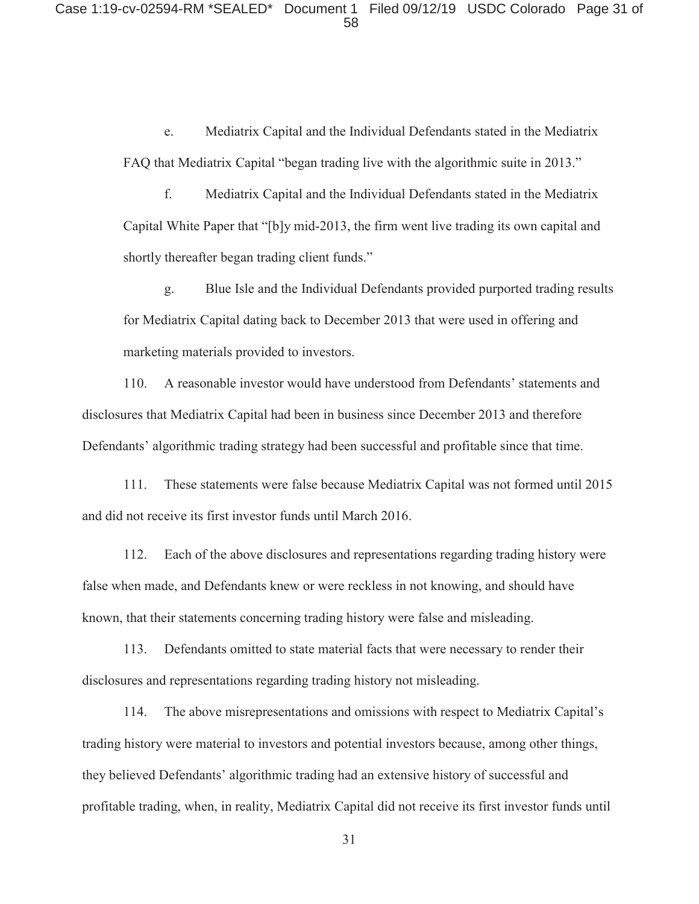e. Mediatrix Capital and the Individual Defendants stated in the Mediatrix FAQ that Mediatrix Capital "began trading live with the algorithmic suite in 2013."

f. Mediatrix Capital and the Individual Defendants stated in the Mediatrix Capital White Paper that "[b]y mid-2013, the firm went live trading its own capital and shortly thereafter began trading client funds."

g. Blue Isle and the Individual Defendants provided purported trading results for Mediatrix Capital dating back to December 2013 that were used in offering and marketing materials provided to investors.

110. A reasonable investor would have understood from Defendants' statements and disclosures that Mediatrix Capital had been in business since December 2013 and therefore Defendants' algorithmic trading strategy had been successful and profitable since that time.

111. These statements were false because Mediatrix Capital was not formed until 2015 and did not receive its first investor funds until March 2016.

112. Each of the above disclosures and representations regarding trading history were false when made, and Defendants knew or were reckless in not knowing, and should have known, that their statements concerning trading history were false and misleading.

113. Defendants omitted to state material facts that were necessary to render their disclosures and representations regarding trading history not misleading.

114. The above misrepresentations and omissions with respect to Mediatrix Capital's trading history were material to investors and potential investors because, among other things, they believed Defendants' algorithmic trading had an extensive history of successful and profitable trading, when, in reality, Mediatrix Capital did not receive its first investor funds until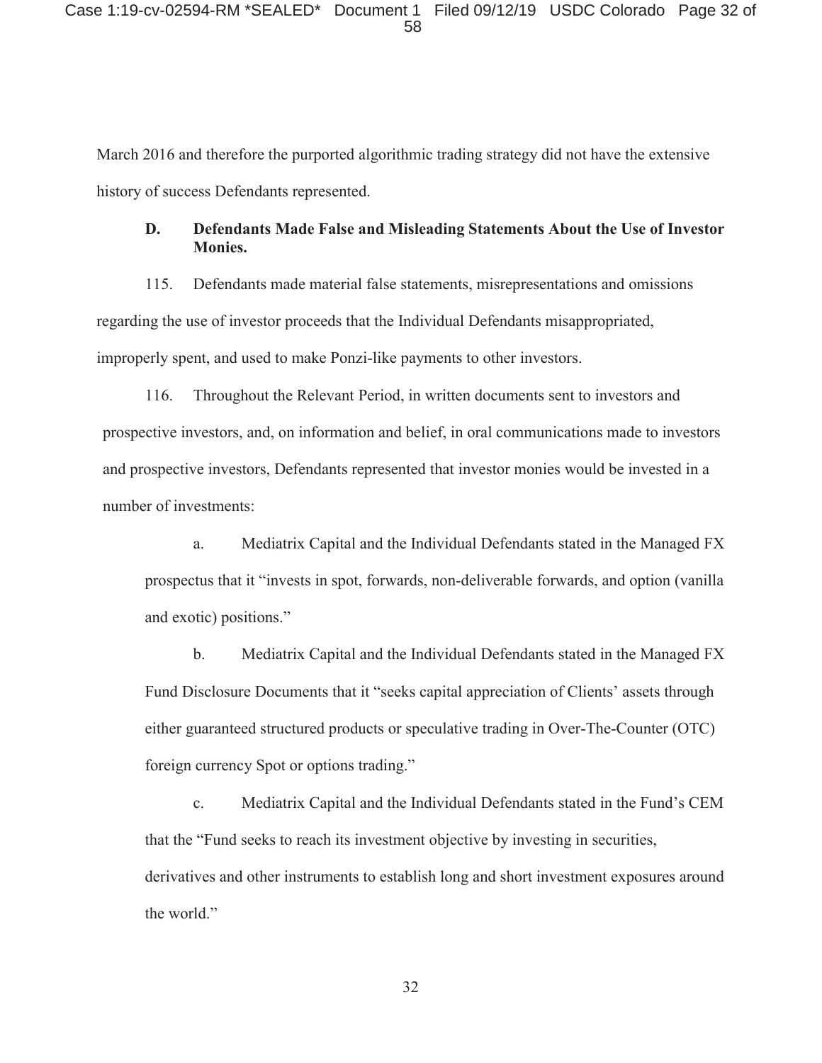March 2016 and therefore the purported algorithmic trading strategy did not have the extensive history of success Defendants represented.

### D. Defendants Made False and Misleading Statements About the Use of Investor Monies.

115. Defendants made material false statements, misrepresentations and omissions regarding the use of investor proceeds that the Individual Defendants misappropriated, improperly spent, and used to make Ponzi-like payments to other investors.

116. Throughout the Relevant Period, in written documents sent to investors and prospective investors, and, on information and belief, in oral communications made to investors and prospective investors, Defendants represented that investor monies would be invested in a number of investments:

a. Mediatrix Capital and the Individual Defendants stated in the Managed FX prospectus that it "invests in spot, forwards, non-deliverable forwards, and option (vanilla and exotic) positions."

b. Mediatrix Capital and the Individual Defendants stated in the Managed FX Fund Disclosure Documents that it "seeks capital appreciation of Clients' assets through either guaranteed structured products or speculative trading in Over-The-Counter (OTC) foreign currency Spot or options trading."

c. Mediatrix Capital and the Individual Defendants stated in the Fund's CEM that the "Fund seeks to reach its investment objective by investing in securities, derivatives and other instruments to establish long and short investment exposures around the world."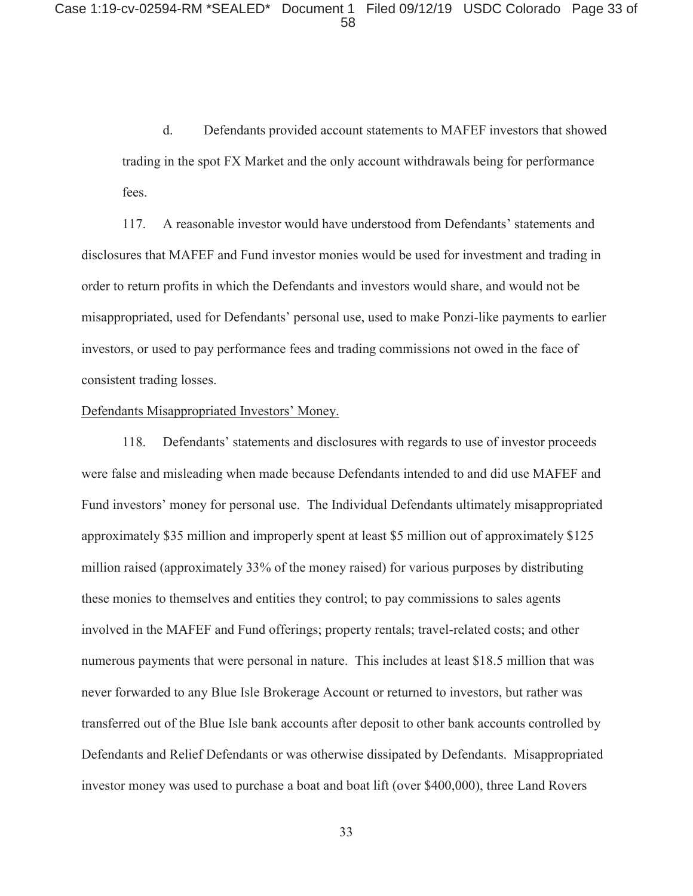d. Defendants provided account statements to MAFEF investors that showed trading in the spot FX Market and the only account withdrawals being for performance fees.

117. A reasonable investor would have understood from Defendants' statements and disclosures that MAFEF and Fund investor monies would be used for investment and trading in order to return profits in which the Defendants and investors would share, and would not be misappropriated, used for Defendants' personal use, used to make Ponzi-like payments to earlier investors, or used to pay performance fees and trading commissions not owed in the face of consistent trading losses.

Defendants Misappropriated Investors' Money.

118. Defendants' statements and disclosures with regards to use of investor proceeds were false and misleading when made because Defendants intended to and did use MAFEF and Fund investors' money for personal use. The Individual Defendants ultimately misappropriated approximately $35 million and improperly spent at least $5 million out of approximately $125 million raised (approximately 33% of the money raised) for various purposes by distributing these monies to themselves and entities they control; to pay commissions to sales agents involved in the MAFEF and Fund offerings; property rentals; travel-related costs; and other numerous payments that were personal in nature. This includes at least $18.5 million that was never forwarded to any Blue Isle Brokerage Account or returned to investors, but rather was transferred out of the Blue Isle bank accounts after deposit to other bank accounts controlled by Defendants and Relief Defendants or was otherwise dissipated by Defendants. Misappropriated investor money was used to purchase a boat and boat lift (over $400,000), three Land Rovers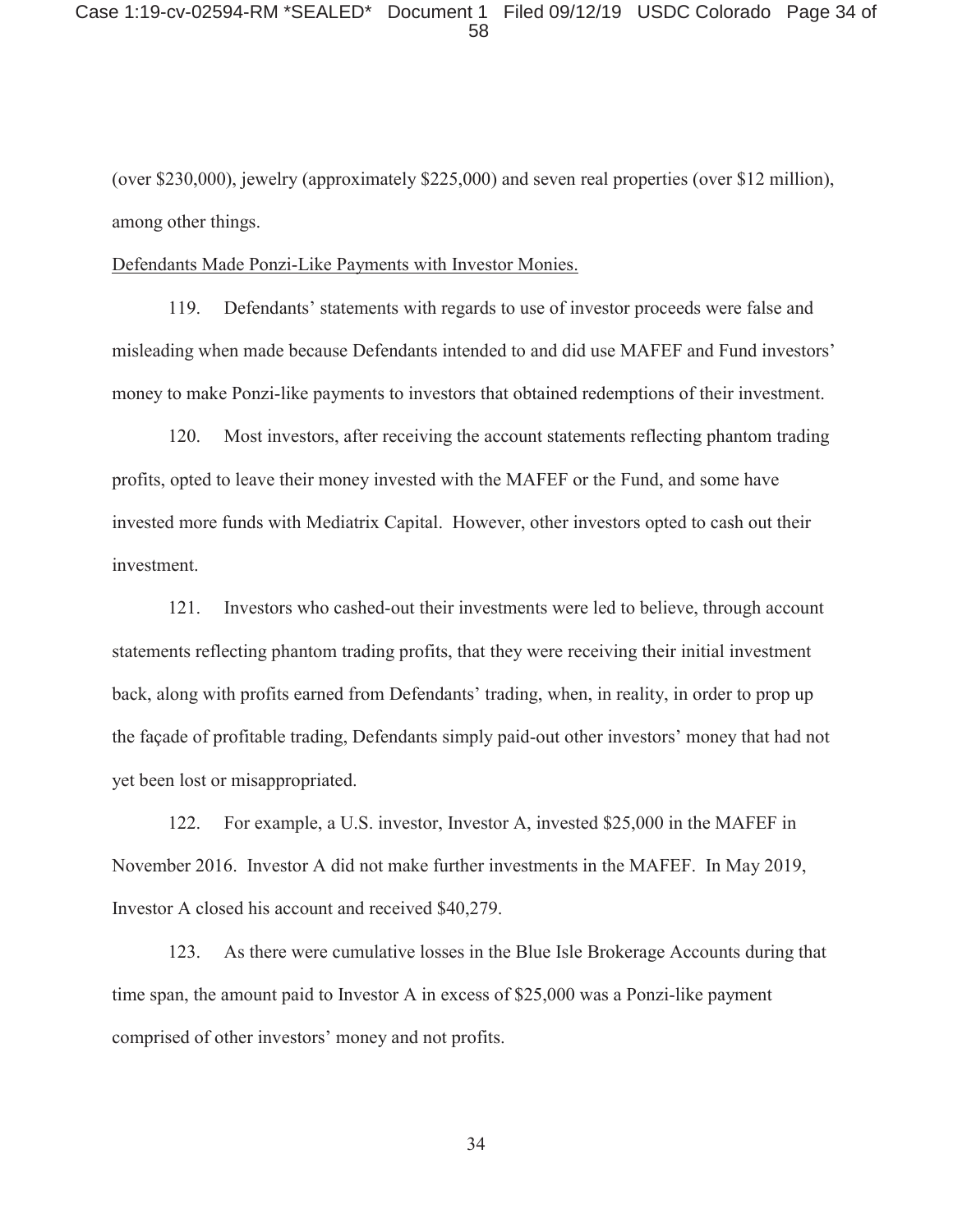(over $230,000), jewelry (approximately $225,000) and seven real properties (over $12 million), among other things.

Defendants Made Ponzi-Like Payments with Investor Monies.

119. Defendants' statements with regards to use of investor proceeds were false and misleading when made because Defendants intended to and did use MAFEF and Fund investors' money to make Ponzi-like payments to investors that obtained redemptions of their investment.

120. Most investors, after receiving the account statements reflecting phantom trading profits, opted to leave their money invested with the MAFEF or the Fund, and some have invested more funds with Mediatrix Capital. However, other investors opted to cash out their investment.

121. Investors who cashed-out their investments were led to believe, through account statements reflecting phantom trading profits, that they were receiving their initial investment back, along with profits earned from Defendants' trading, when, in reality, in order to prop up the façade of profitable trading, Defendants simply paid-out other investors' money that had not yet been lost or misappropriated.

122. For example, a U.S. investor, Investor A, invested $25,000 in the MAFEF in November 2016. Investor A did not make further investments in the MAFEF. In May 2019, Investor A closed his account and received $40,279.

123. As there were cumulative losses in the Blue Isle Brokerage Accounts during that time span, the amount paid to Investor A in excess of $25,000 was a Ponzi-like payment comprised of other investors' money and not profits.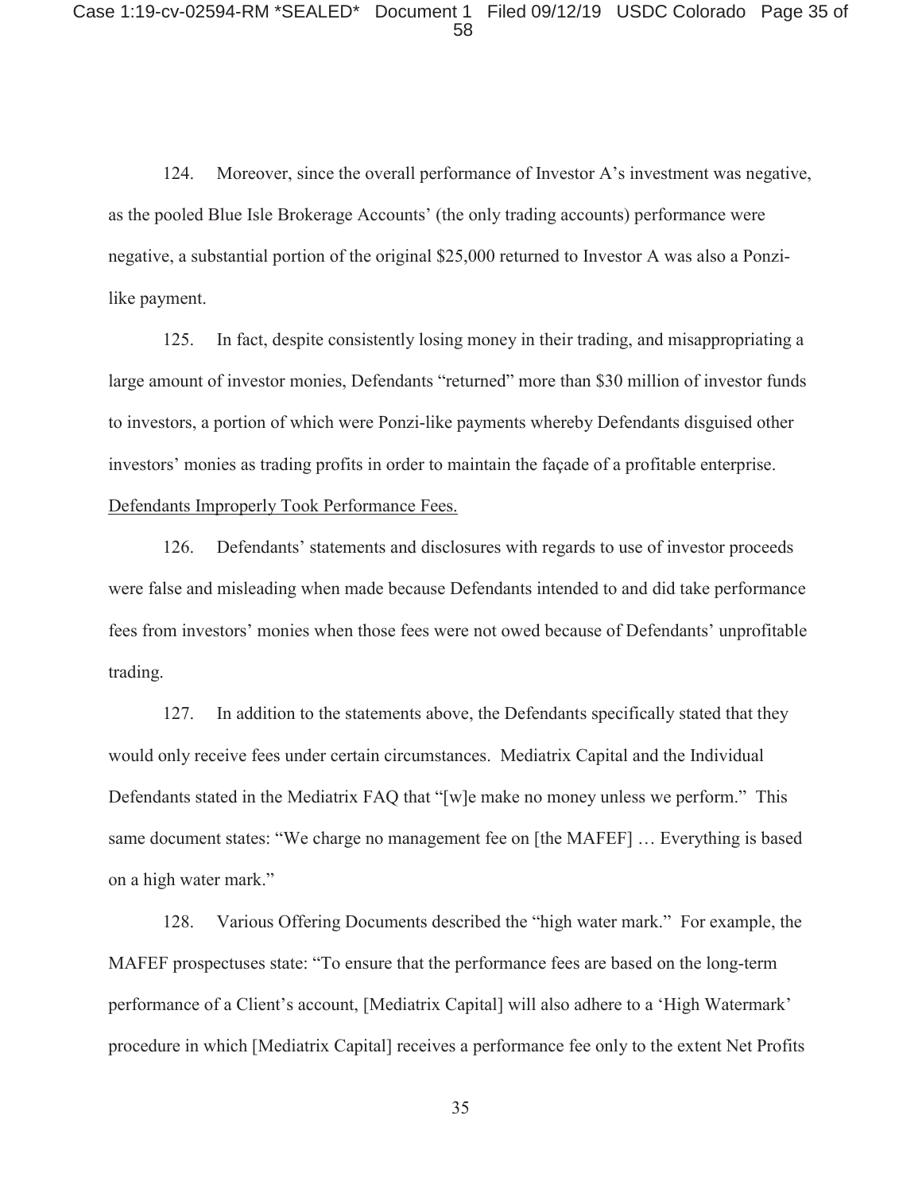124. Moreover, since the overall performance of Investor A's investment was negative, as the pooled Blue Isle Brokerage Accounts' (the only trading accounts) performance were negative, a substantial portion of the original $25,000 returned to Investor A was also a Ponzi-like payment.

125. In fact, despite consistently losing money in their trading, and misappropriating a large amount of investor monies, Defendants "returned" more than $30 million of investor funds to investors, a portion of which were Ponzi-like payments whereby Defendants disguised other investors' monies as trading profits in order to maintain the façade of a profitable enterprise.

<u>Defendants Improperly Took Performance Fees.</u>

126. Defendants' statements and disclosures with regards to use of investor proceeds were false and misleading when made because Defendants intended to and did take performance fees from investors' monies when those fees were not owed because of Defendants' unprofitable trading.

127. In addition to the statements above, the Defendants specifically stated that they would only receive fees under certain circumstances. Mediatrix Capital and the Individual Defendants stated in the Mediatrix FAQ that "[w]e make no money unless we perform." This same document states: "We charge no management fee on [the MAFEF] … Everything is based on a high water mark."

128. Various Offering Documents described the "high water mark." For example, the MAFEF prospectuses state: "To ensure that the performance fees are based on the long-term performance of a Client's account, [Mediatrix Capital] will also adhere to a 'High Watermark' procedure in which [Mediatrix Capital] receives a performance fee only to the extent Net Profits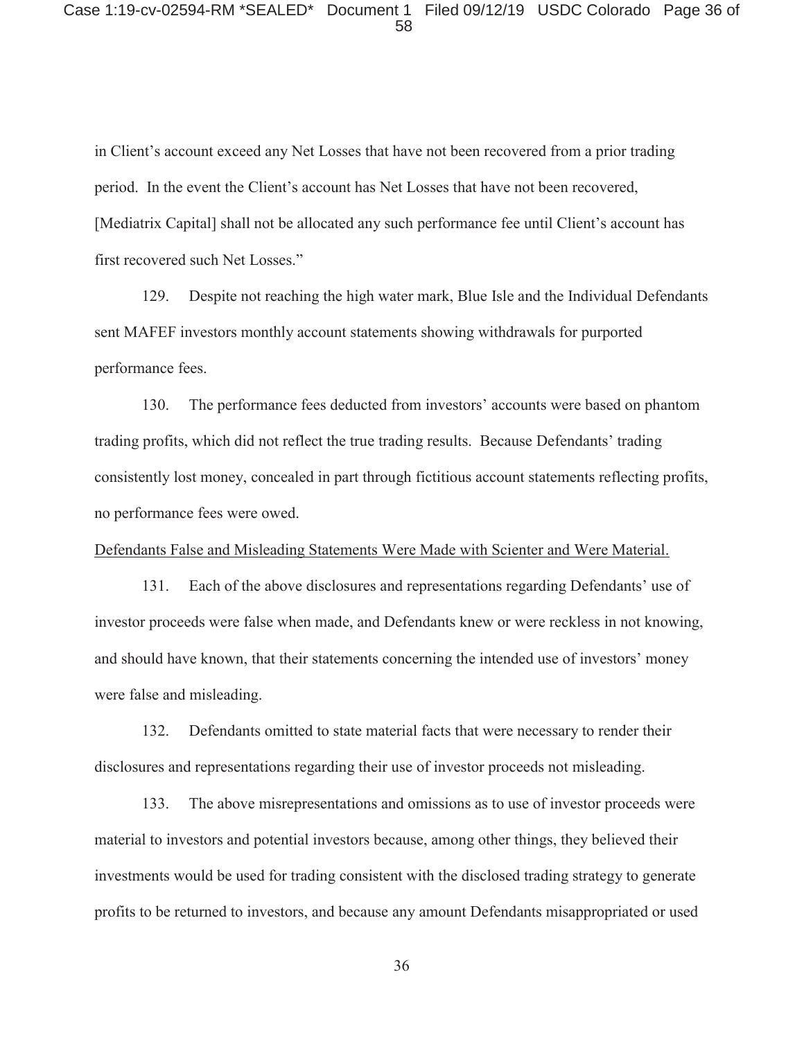in Client's account exceed any Net Losses that have not been recovered from a prior trading period. In the event the Client's account has Net Losses that have not been recovered, [Mediatrix Capital] shall not be allocated any such performance fee until Client's account has first recovered such Net Losses."

129. Despite not reaching the high water mark, Blue Isle and the Individual Defendants sent MAFEF investors monthly account statements showing withdrawals for purported performance fees.

130. The performance fees deducted from investors' accounts were based on phantom trading profits, which did not reflect the true trading results. Because Defendants' trading consistently lost money, concealed in part through fictitious account statements reflecting profits, no performance fees were owed.

<u>Defendants False and Misleading Statements Were Made with Scienter and Were Material.</u>

131. Each of the above disclosures and representations regarding Defendants' use of investor proceeds were false when made, and Defendants knew or were reckless in not knowing, and should have known, that their statements concerning the intended use of investors' money were false and misleading.

132. Defendants omitted to state material facts that were necessary to render their disclosures and representations regarding their use of investor proceeds not misleading.

133. The above misrepresentations and omissions as to use of investor proceeds were material to investors and potential investors because, among other things, they believed their investments would be used for trading consistent with the disclosed trading strategy to generate profits to be returned to investors, and because any amount Defendants misappropriated or used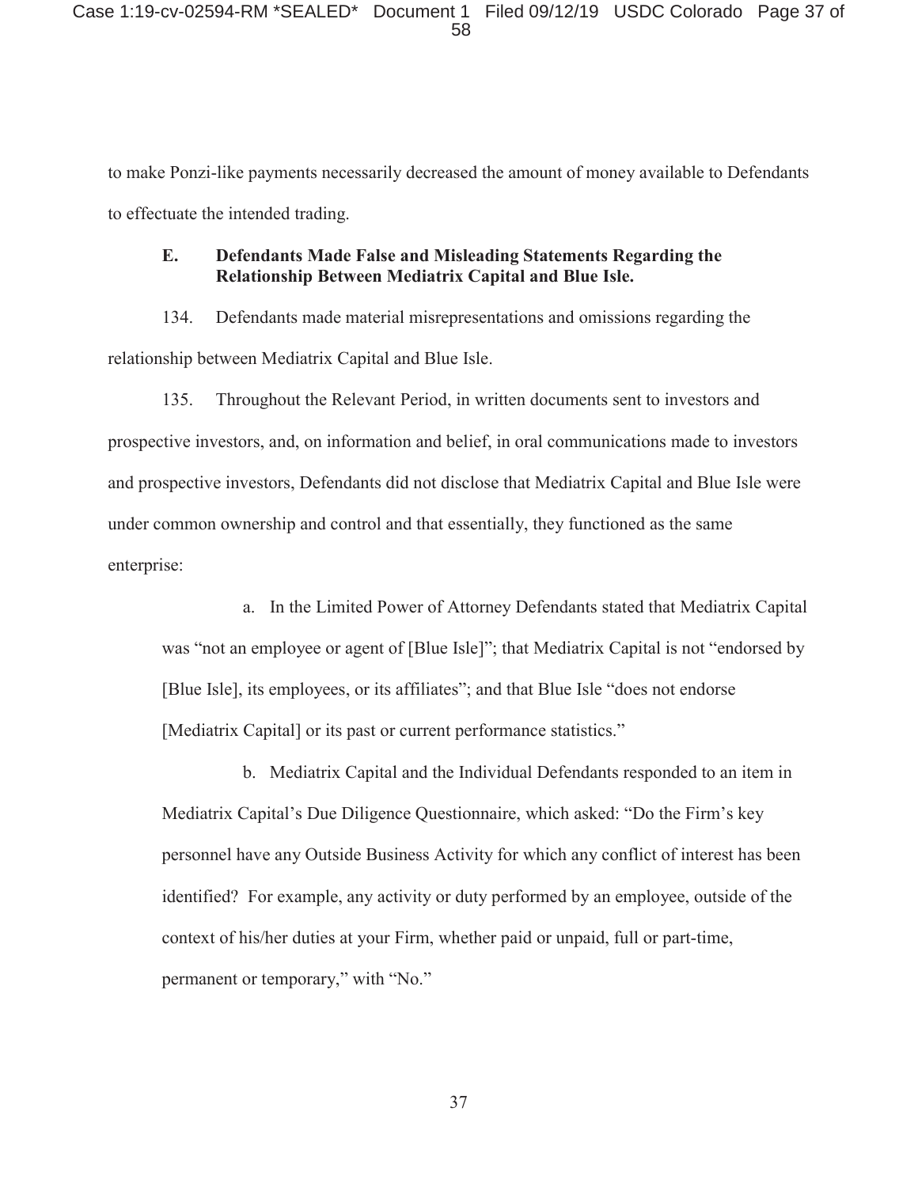to make Ponzi-like payments necessarily decreased the amount of money available to Defendants to effectuate the intended trading.

### E. Defendants Made False and Misleading Statements Regarding the Relationship Between Mediatrix Capital and Blue Isle.

134. Defendants made material misrepresentations and omissions regarding the relationship between Mediatrix Capital and Blue Isle.

135. Throughout the Relevant Period, in written documents sent to investors and prospective investors, and, on information and belief, in oral communications made to investors and prospective investors, Defendants did not disclose that Mediatrix Capital and Blue Isle were under common ownership and control and that essentially, they functioned as the same enterprise:

a. In the Limited Power of Attorney Defendants stated that Mediatrix Capital was "not an employee or agent of [Blue Isle]"; that Mediatrix Capital is not "endorsed by [Blue Isle], its employees, or its affiliates"; and that Blue Isle "does not endorse [Mediatrix Capital] or its past or current performance statistics."

b. Mediatrix Capital and the Individual Defendants responded to an item in Mediatrix Capital's Due Diligence Questionnaire, which asked: "Do the Firm's key personnel have any Outside Business Activity for which any conflict of interest has been identified? For example, any activity or duty performed by an employee, outside of the context of his/her duties at your Firm, whether paid or unpaid, full or part-time, permanent or temporary," with "No."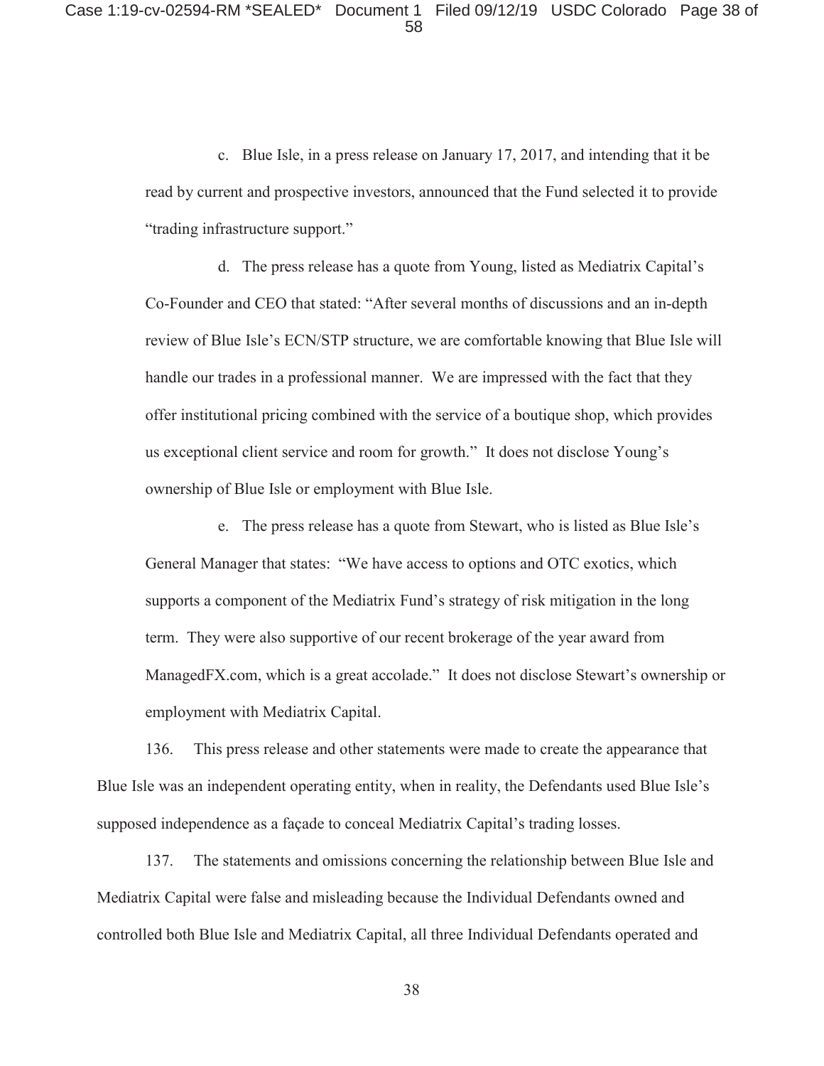c. Blue Isle, in a press release on January 17, 2017, and intending that it be read by current and prospective investors, announced that the Fund selected it to provide "trading infrastructure support."

d. The press release has a quote from Young, listed as Mediatrix Capital's Co-Founder and CEO that stated: "After several months of discussions and an in-depth review of Blue Isle's ECN/STP structure, we are comfortable knowing that Blue Isle will handle our trades in a professional manner. We are impressed with the fact that they offer institutional pricing combined with the service of a boutique shop, which provides us exceptional client service and room for growth." It does not disclose Young's ownership of Blue Isle or employment with Blue Isle.

e. The press release has a quote from Stewart, who is listed as Blue Isle's General Manager that states: "We have access to options and OTC exotics, which supports a component of the Mediatrix Fund's strategy of risk mitigation in the long term. They were also supportive of our recent brokerage of the year award from ManagedFX.com, which is a great accolade." It does not disclose Stewart's ownership or employment with Mediatrix Capital.

136. This press release and other statements were made to create the appearance that Blue Isle was an independent operating entity, when in reality, the Defendants used Blue Isle's supposed independence as a façade to conceal Mediatrix Capital's trading losses.

137. The statements and omissions concerning the relationship between Blue Isle and Mediatrix Capital were false and misleading because the Individual Defendants owned and controlled both Blue Isle and Mediatrix Capital, all three Individual Defendants operated and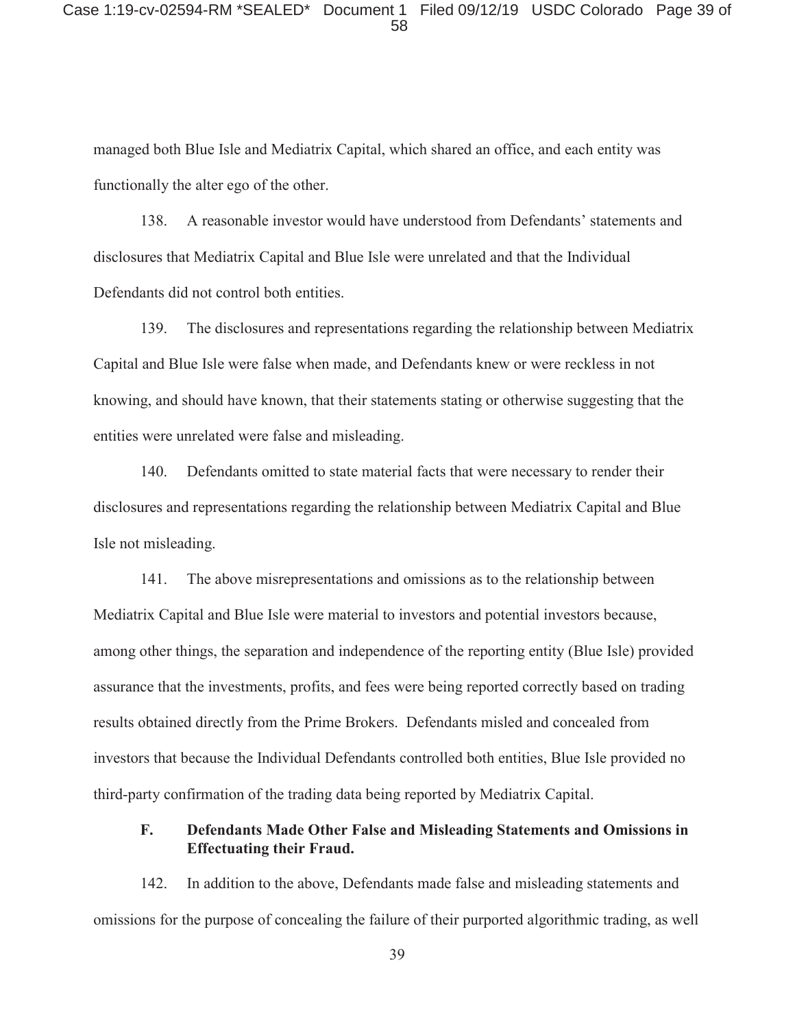managed both Blue Isle and Mediatrix Capital, which shared an office, and each entity was functionally the alter ego of the other.

138. A reasonable investor would have understood from Defendants' statements and disclosures that Mediatrix Capital and Blue Isle were unrelated and that the Individual Defendants did not control both entities.

139. The disclosures and representations regarding the relationship between Mediatrix Capital and Blue Isle were false when made, and Defendants knew or were reckless in not knowing, and should have known, that their statements stating or otherwise suggesting that the entities were unrelated were false and misleading.

140. Defendants omitted to state material facts that were necessary to render their disclosures and representations regarding the relationship between Mediatrix Capital and Blue Isle not misleading.

141. The above misrepresentations and omissions as to the relationship between Mediatrix Capital and Blue Isle were material to investors and potential investors because, among other things, the separation and independence of the reporting entity (Blue Isle) provided assurance that the investments, profits, and fees were being reported correctly based on trading results obtained directly from the Prime Brokers. Defendants misled and concealed from investors that because the Individual Defendants controlled both entities, Blue Isle provided no third-party confirmation of the trading data being reported by Mediatrix Capital.

### F. Defendants Made Other False and Misleading Statements and Omissions in Effectuating their Fraud.

142. In addition to the above, Defendants made false and misleading statements and omissions for the purpose of concealing the failure of their purported algorithmic trading, as well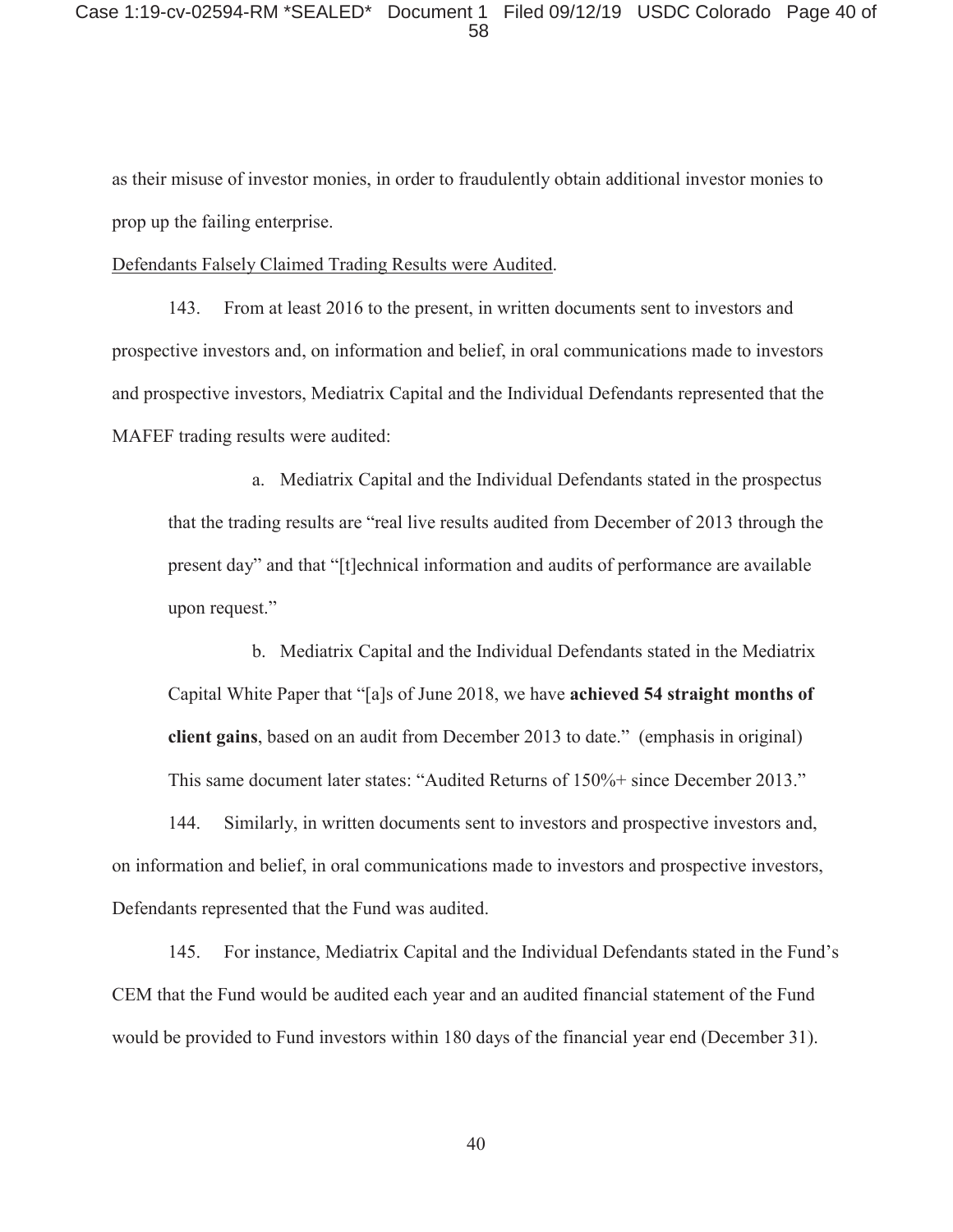as their misuse of investor monies, in order to fraudulently obtain additional investor monies to prop up the failing enterprise.

Defendants Falsely Claimed Trading Results were Audited.

143. From at least 2016 to the present, in written documents sent to investors and prospective investors and, on information and belief, in oral communications made to investors and prospective investors, Mediatrix Capital and the Individual Defendants represented that the MAFEF trading results were audited:

a. Mediatrix Capital and the Individual Defendants stated in the prospectus that the trading results are "real live results audited from December of 2013 through the present day" and that "[t]echnical information and audits of performance are available upon request."

b. Mediatrix Capital and the Individual Defendants stated in the Mediatrix Capital White Paper that "[a]s of June 2018, we have **achieved 54 straight months of client gains**, based on an audit from December 2013 to date." (emphasis in original) This same document later states: "Audited Returns of 150%+ since December 2013."

144. Similarly, in written documents sent to investors and prospective investors and, on information and belief, in oral communications made to investors and prospective investors, Defendants represented that the Fund was audited.

145. For instance, Mediatrix Capital and the Individual Defendants stated in the Fund's CEM that the Fund would be audited each year and an audited financial statement of the Fund would be provided to Fund investors within 180 days of the financial year end (December 31).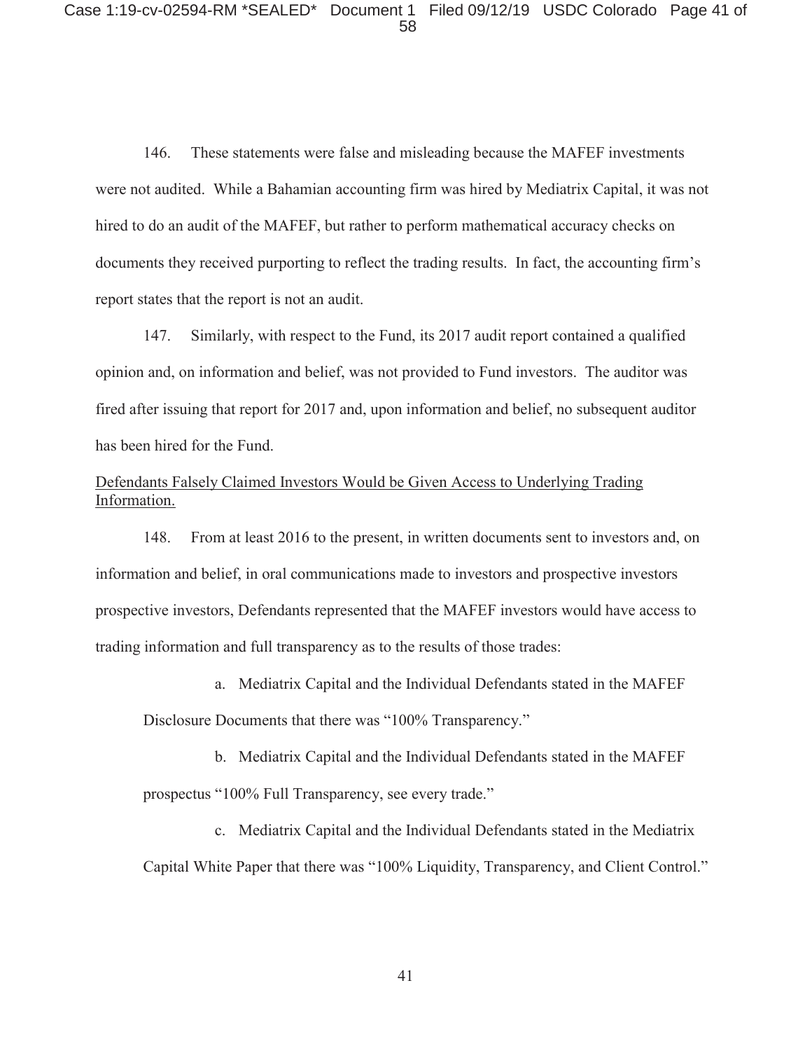146. These statements were false and misleading because the MAFEF investments were not audited. While a Bahamian accounting firm was hired by Mediatrix Capital, it was not hired to do an audit of the MAFEF, but rather to perform mathematical accuracy checks on documents they received purporting to reflect the trading results. In fact, the accounting firm's report states that the report is not an audit.

147. Similarly, with respect to the Fund, its 2017 audit report contained a qualified opinion and, on information and belief, was not provided to Fund investors. The auditor was fired after issuing that report for 2017 and, upon information and belief, no subsequent auditor has been hired for the Fund.

<u>Defendants Falsely Claimed Investors Would be Given Access to Underlying Trading Information.</u>

148. From at least 2016 to the present, in written documents sent to investors and, on information and belief, in oral communications made to investors and prospective investors prospective investors, Defendants represented that the MAFEF investors would have access to trading information and full transparency as to the results of those trades:

a. Mediatrix Capital and the Individual Defendants stated in the MAFEF Disclosure Documents that there was "100% Transparency."

b. Mediatrix Capital and the Individual Defendants stated in the MAFEF prospectus "100% Full Transparency, see every trade."

c. Mediatrix Capital and the Individual Defendants stated in the Mediatrix Capital White Paper that there was "100% Liquidity, Transparency, and Client Control."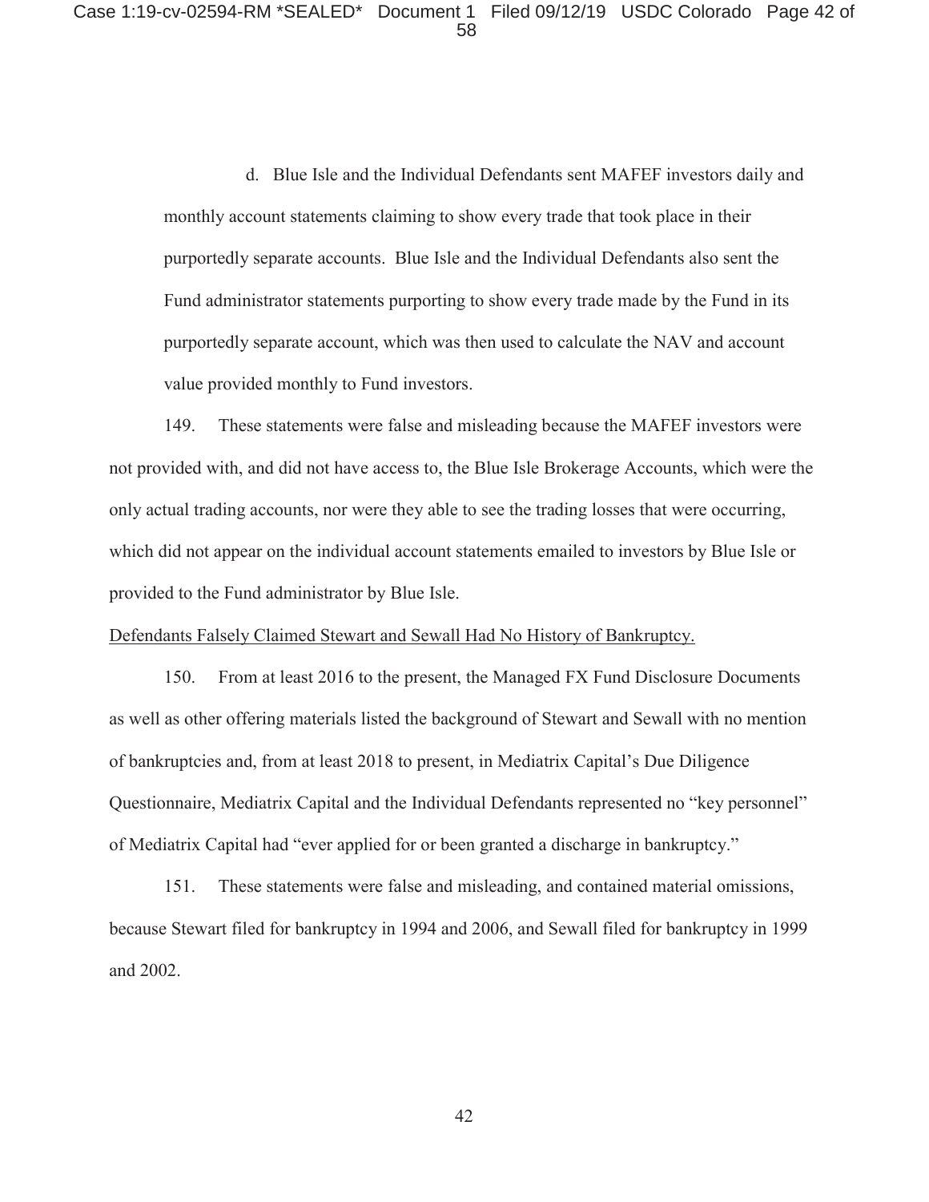d. Blue Isle and the Individual Defendants sent MAFEF investors daily and monthly account statements claiming to show every trade that took place in their purportedly separate accounts. Blue Isle and the Individual Defendants also sent the Fund administrator statements purporting to show every trade made by the Fund in its purportedly separate account, which was then used to calculate the NAV and account value provided monthly to Fund investors.

149. These statements were false and misleading because the MAFEF investors were not provided with, and did not have access to, the Blue Isle Brokerage Accounts, which were the only actual trading accounts, nor were they able to see the trading losses that were occurring, which did not appear on the individual account statements emailed to investors by Blue Isle or provided to the Fund administrator by Blue Isle.

<u>Defendants Falsely Claimed Stewart and Sewall Had No History of Bankruptcy.</u>

150. From at least 2016 to the present, the Managed FX Fund Disclosure Documents as well as other offering materials listed the background of Stewart and Sewall with no mention of bankruptcies and, from at least 2018 to present, in Mediatrix Capital's Due Diligence Questionnaire, Mediatrix Capital and the Individual Defendants represented no "key personnel" of Mediatrix Capital had "ever applied for or been granted a discharge in bankruptcy."

151. These statements were false and misleading, and contained material omissions, because Stewart filed for bankruptcy in 1994 and 2006, and Sewall filed for bankruptcy in 1999 and 2002.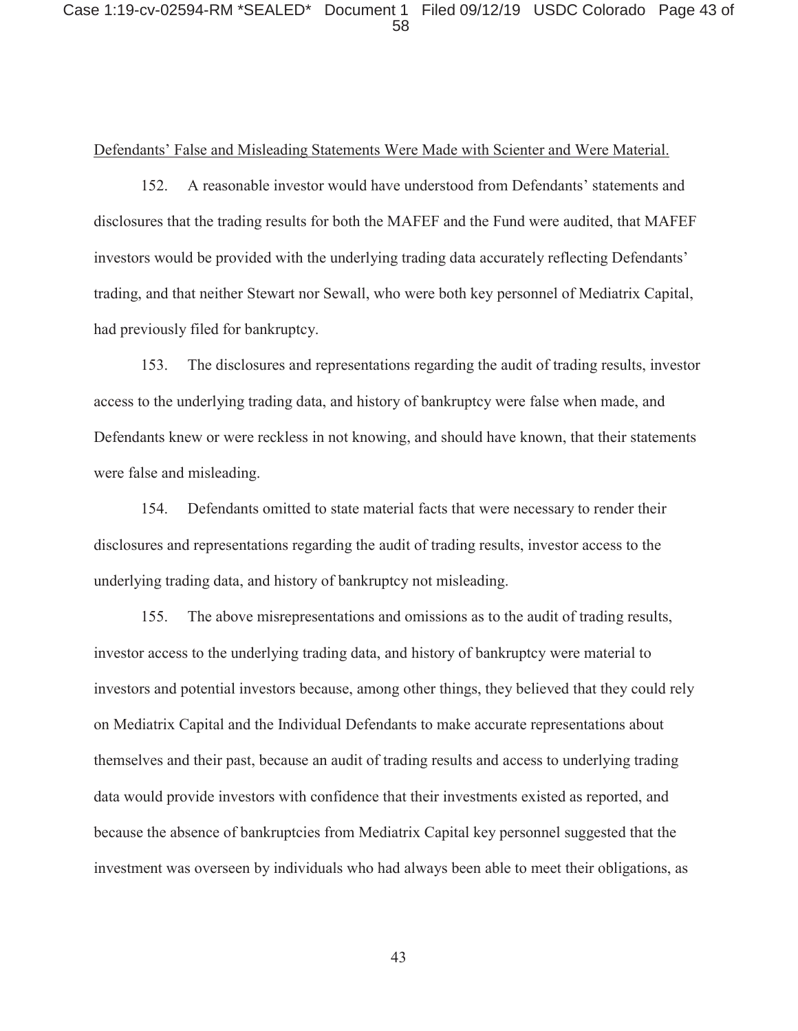<u>Defendants' False and Misleading Statements Were Made with Scienter and Were Material.</u>

152. A reasonable investor would have understood from Defendants' statements and disclosures that the trading results for both the MAFEF and the Fund were audited, that MAFEF investors would be provided with the underlying trading data accurately reflecting Defendants' trading, and that neither Stewart nor Sewall, who were both key personnel of Mediatrix Capital, had previously filed for bankruptcy.

153. The disclosures and representations regarding the audit of trading results, investor access to the underlying trading data, and history of bankruptcy were false when made, and Defendants knew or were reckless in not knowing, and should have known, that their statements were false and misleading.

154. Defendants omitted to state material facts that were necessary to render their disclosures and representations regarding the audit of trading results, investor access to the underlying trading data, and history of bankruptcy not misleading.

155. The above misrepresentations and omissions as to the audit of trading results, investor access to the underlying trading data, and history of bankruptcy were material to investors and potential investors because, among other things, they believed that they could rely on Mediatrix Capital and the Individual Defendants to make accurate representations about themselves and their past, because an audit of trading results and access to underlying trading data would provide investors with confidence that their investments existed as reported, and because the absence of bankruptcies from Mediatrix Capital key personnel suggested that the investment was overseen by individuals who had always been able to meet their obligations, as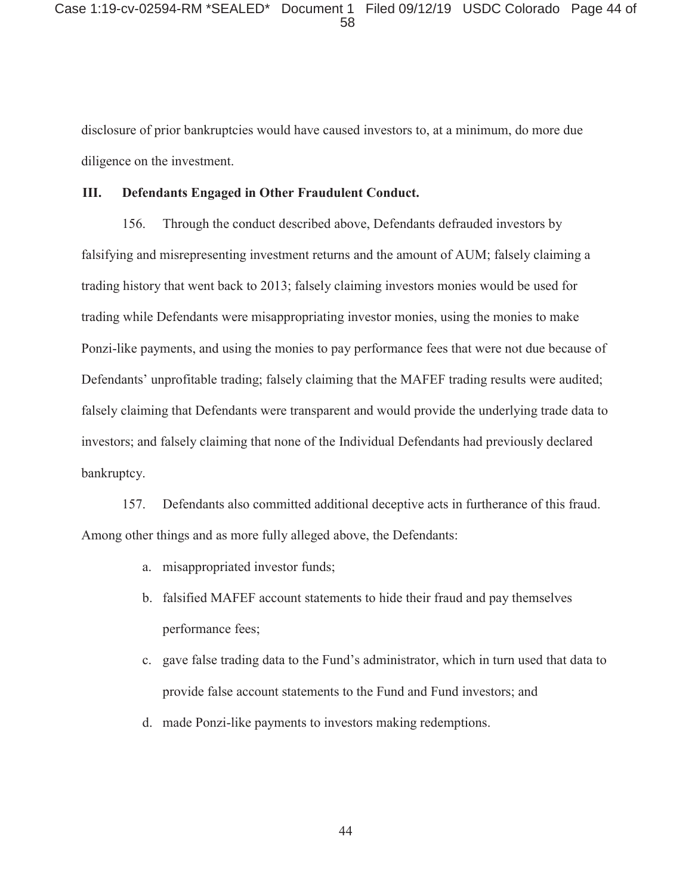disclosure of prior bankruptcies would have caused investors to, at a minimum, do more due diligence on the investment.

## III. Defendants Engaged in Other Fraudulent Conduct.

156. Through the conduct described above, Defendants defrauded investors by falsifying and misrepresenting investment returns and the amount of AUM; falsely claiming a trading history that went back to 2013; falsely claiming investors monies would be used for trading while Defendants were misappropriating investor monies, using the monies to make Ponzi-like payments, and using the monies to pay performance fees that were not due because of Defendants' unprofitable trading; falsely claiming that the MAFEF trading results were audited; falsely claiming that Defendants were transparent and would provide the underlying trade data to investors; and falsely claiming that none of the Individual Defendants had previously declared bankruptcy.

157. Defendants also committed additional deceptive acts in furtherance of this fraud. Among other things and as more fully alleged above, the Defendants:

a. misappropriated investor funds;

b. falsified MAFEF account statements to hide their fraud and pay themselves performance fees;

c. gave false trading data to the Fund's administrator, which in turn used that data to provide false account statements to the Fund and Fund investors; and

d. made Ponzi-like payments to investors making redemptions.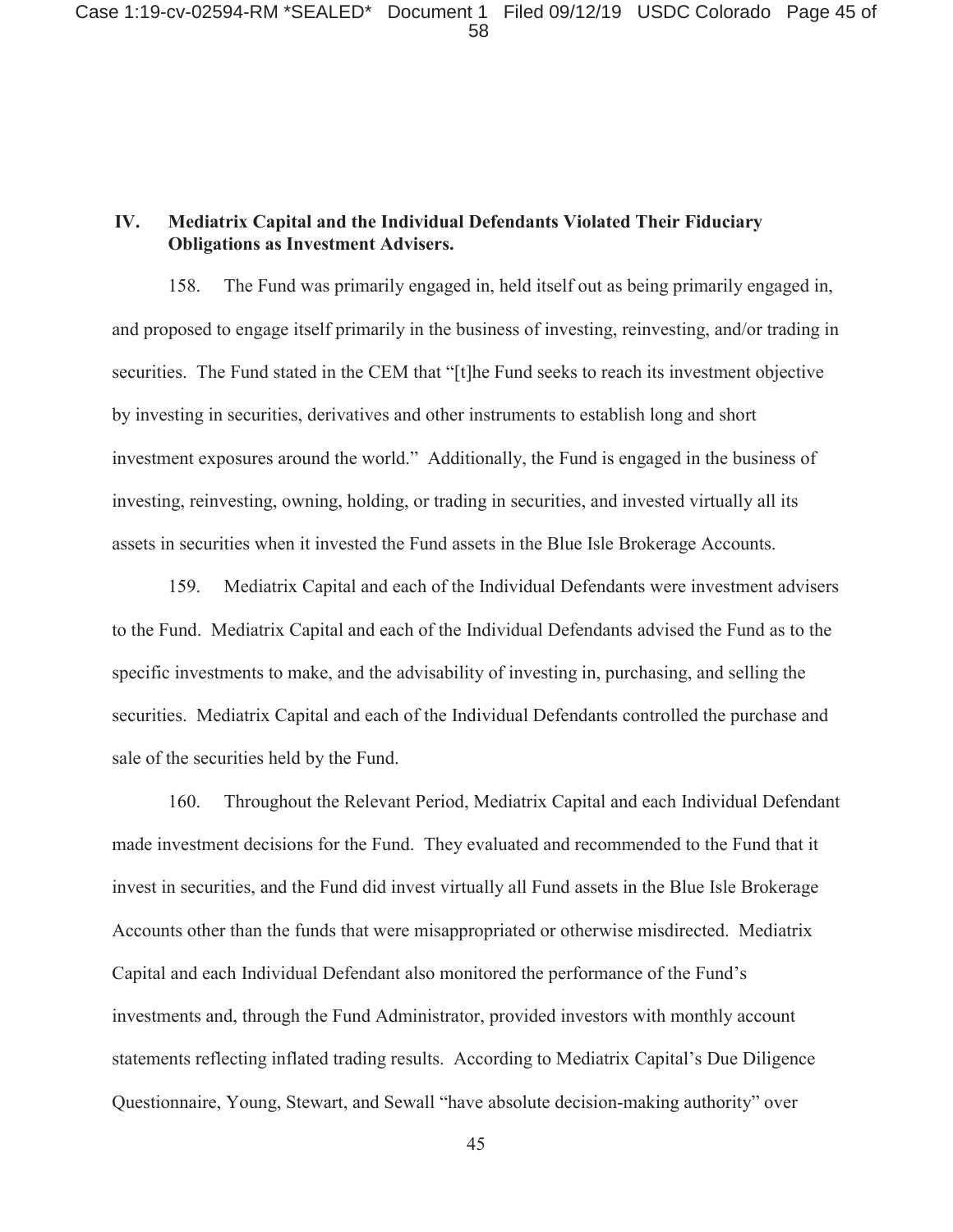## IV. Mediatrix Capital and the Individual Defendants Violated Their Fiduciary Obligations as Investment Advisers.

158. The Fund was primarily engaged in, held itself out as being primarily engaged in, and proposed to engage itself primarily in the business of investing, reinvesting, and/or trading in securities. The Fund stated in the CEM that "[t]he Fund seeks to reach its investment objective by investing in securities, derivatives and other instruments to establish long and short investment exposures around the world." Additionally, the Fund is engaged in the business of investing, reinvesting, owning, holding, or trading in securities, and invested virtually all its assets in securities when it invested the Fund assets in the Blue Isle Brokerage Accounts.

159. Mediatrix Capital and each of the Individual Defendants were investment advisers to the Fund. Mediatrix Capital and each of the Individual Defendants advised the Fund as to the specific investments to make, and the advisability of investing in, purchasing, and selling the securities. Mediatrix Capital and each of the Individual Defendants controlled the purchase and sale of the securities held by the Fund.

160. Throughout the Relevant Period, Mediatrix Capital and each Individual Defendant made investment decisions for the Fund. They evaluated and recommended to the Fund that it invest in securities, and the Fund did invest virtually all Fund assets in the Blue Isle Brokerage Accounts other than the funds that were misappropriated or otherwise misdirected. Mediatrix Capital and each Individual Defendant also monitored the performance of the Fund's investments and, through the Fund Administrator, provided investors with monthly account statements reflecting inflated trading results. According to Mediatrix Capital's Due Diligence Questionnaire, Young, Stewart, and Sewall "have absolute decision-making authority" over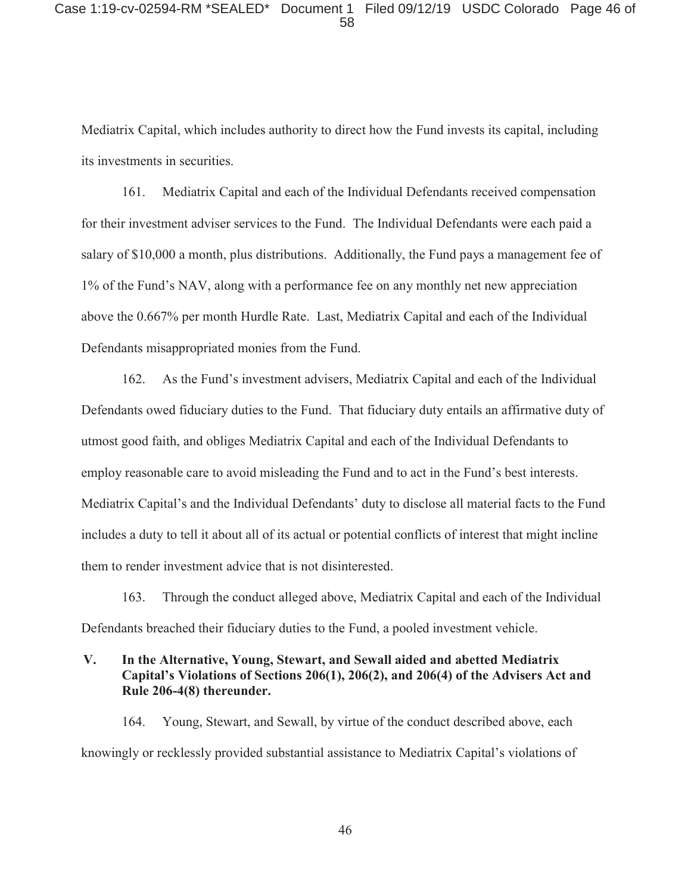Mediatrix Capital, which includes authority to direct how the Fund invests its capital, including its investments in securities.

161. Mediatrix Capital and each of the Individual Defendants received compensation for their investment adviser services to the Fund. The Individual Defendants were each paid a salary of $10,000 a month, plus distributions. Additionally, the Fund pays a management fee of 1% of the Fund's NAV, along with a performance fee on any monthly net new appreciation above the 0.667% per month Hurdle Rate. Last, Mediatrix Capital and each of the Individual Defendants misappropriated monies from the Fund.

162. As the Fund's investment advisers, Mediatrix Capital and each of the Individual Defendants owed fiduciary duties to the Fund. That fiduciary duty entails an affirmative duty of utmost good faith, and obliges Mediatrix Capital and each of the Individual Defendants to employ reasonable care to avoid misleading the Fund and to act in the Fund's best interests. Mediatrix Capital's and the Individual Defendants' duty to disclose all material facts to the Fund includes a duty to tell it about all of its actual or potential conflicts of interest that might incline them to render investment advice that is not disinterested.

163. Through the conduct alleged above, Mediatrix Capital and each of the Individual Defendants breached their fiduciary duties to the Fund, a pooled investment vehicle.

## V. In the Alternative, Young, Stewart, and Sewall aided and abetted Mediatrix Capital's Violations of Sections 206(1), 206(2), and 206(4) of the Advisers Act and Rule 206-4(8) thereunder.

164. Young, Stewart, and Sewall, by virtue of the conduct described above, each knowingly or recklessly provided substantial assistance to Mediatrix Capital's violations of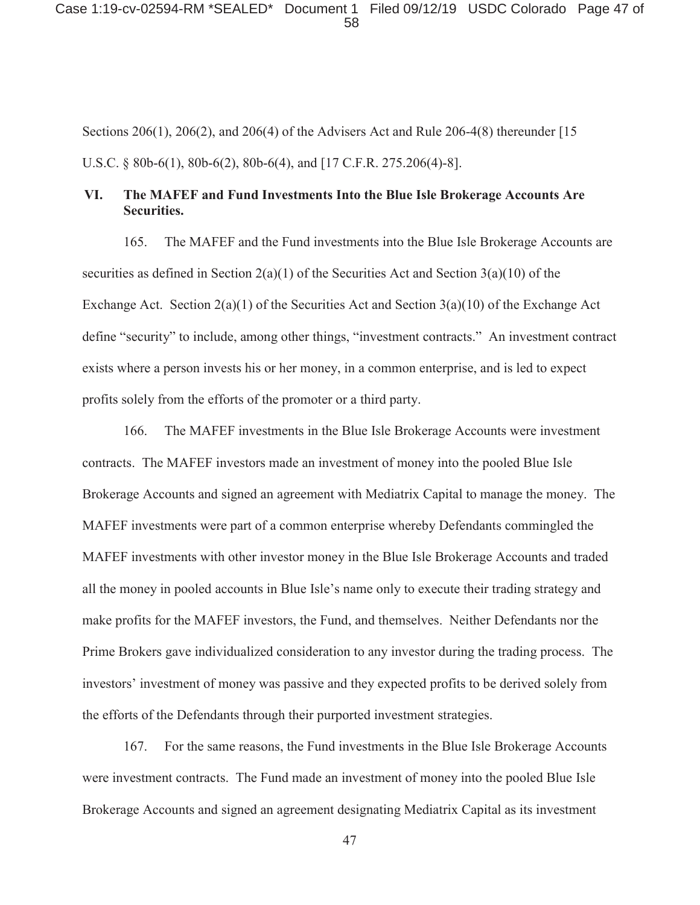Sections 206(1), 206(2), and 206(4) of the Advisers Act and Rule 206-4(8) thereunder [15 U.S.C. § 80b-6(1), 80b-6(2), 80b-6(4), and [17 C.F.R. 275.206(4)-8].

## VI. The MAFEF and Fund Investments Into the Blue Isle Brokerage Accounts Are Securities.

165. The MAFEF and the Fund investments into the Blue Isle Brokerage Accounts are securities as defined in Section 2(a)(1) of the Securities Act and Section 3(a)(10) of the Exchange Act. Section 2(a)(1) of the Securities Act and Section 3(a)(10) of the Exchange Act define "security" to include, among other things, "investment contracts." An investment contract exists where a person invests his or her money, in a common enterprise, and is led to expect profits solely from the efforts of the promoter or a third party.

166. The MAFEF investments in the Blue Isle Brokerage Accounts were investment contracts. The MAFEF investors made an investment of money into the pooled Blue Isle Brokerage Accounts and signed an agreement with Mediatrix Capital to manage the money. The MAFEF investments were part of a common enterprise whereby Defendants commingled the MAFEF investments with other investor money in the Blue Isle Brokerage Accounts and traded all the money in pooled accounts in Blue Isle's name only to execute their trading strategy and make profits for the MAFEF investors, the Fund, and themselves. Neither Defendants nor the Prime Brokers gave individualized consideration to any investor during the trading process. The investors' investment of money was passive and they expected profits to be derived solely from the efforts of the Defendants through their purported investment strategies.

167. For the same reasons, the Fund investments in the Blue Isle Brokerage Accounts were investment contracts. The Fund made an investment of money into the pooled Blue Isle Brokerage Accounts and signed an agreement designating Mediatrix Capital as its investment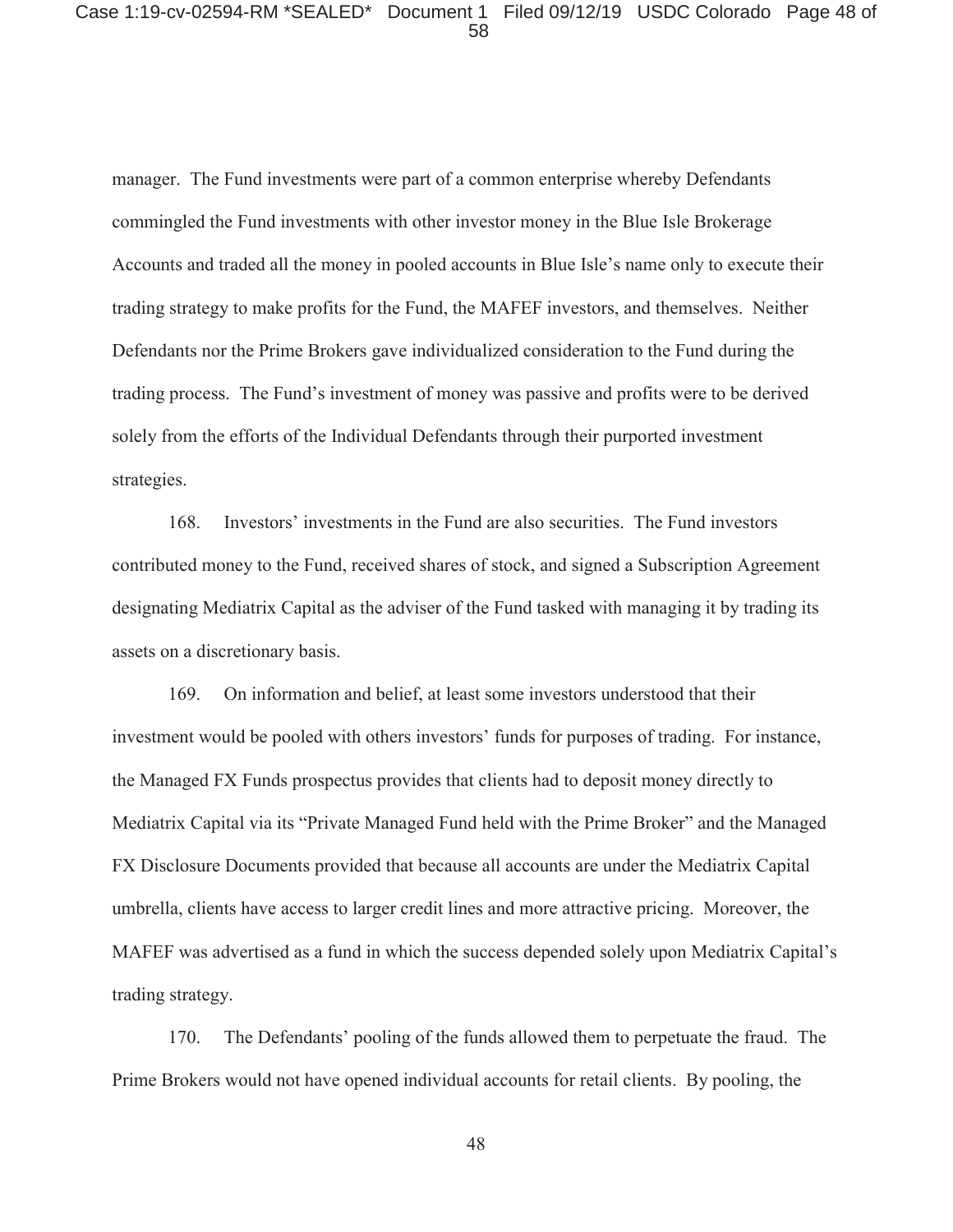manager. The Fund investments were part of a common enterprise whereby Defendants commingled the Fund investments with other investor money in the Blue Isle Brokerage Accounts and traded all the money in pooled accounts in Blue Isle's name only to execute their trading strategy to make profits for the Fund, the MAFEF investors, and themselves. Neither Defendants nor the Prime Brokers gave individualized consideration to the Fund during the trading process. The Fund's investment of money was passive and profits were to be derived solely from the efforts of the Individual Defendants through their purported investment strategies.

168. Investors' investments in the Fund are also securities. The Fund investors contributed money to the Fund, received shares of stock, and signed a Subscription Agreement designating Mediatrix Capital as the adviser of the Fund tasked with managing it by trading its assets on a discretionary basis.

169. On information and belief, at least some investors understood that their investment would be pooled with others investors' funds for purposes of trading. For instance, the Managed FX Funds prospectus provides that clients had to deposit money directly to Mediatrix Capital via its "Private Managed Fund held with the Prime Broker" and the Managed FX Disclosure Documents provided that because all accounts are under the Mediatrix Capital umbrella, clients have access to larger credit lines and more attractive pricing. Moreover, the MAFEF was advertised as a fund in which the success depended solely upon Mediatrix Capital's trading strategy.

170. The Defendants' pooling of the funds allowed them to perpetuate the fraud. The Prime Brokers would not have opened individual accounts for retail clients. By pooling, the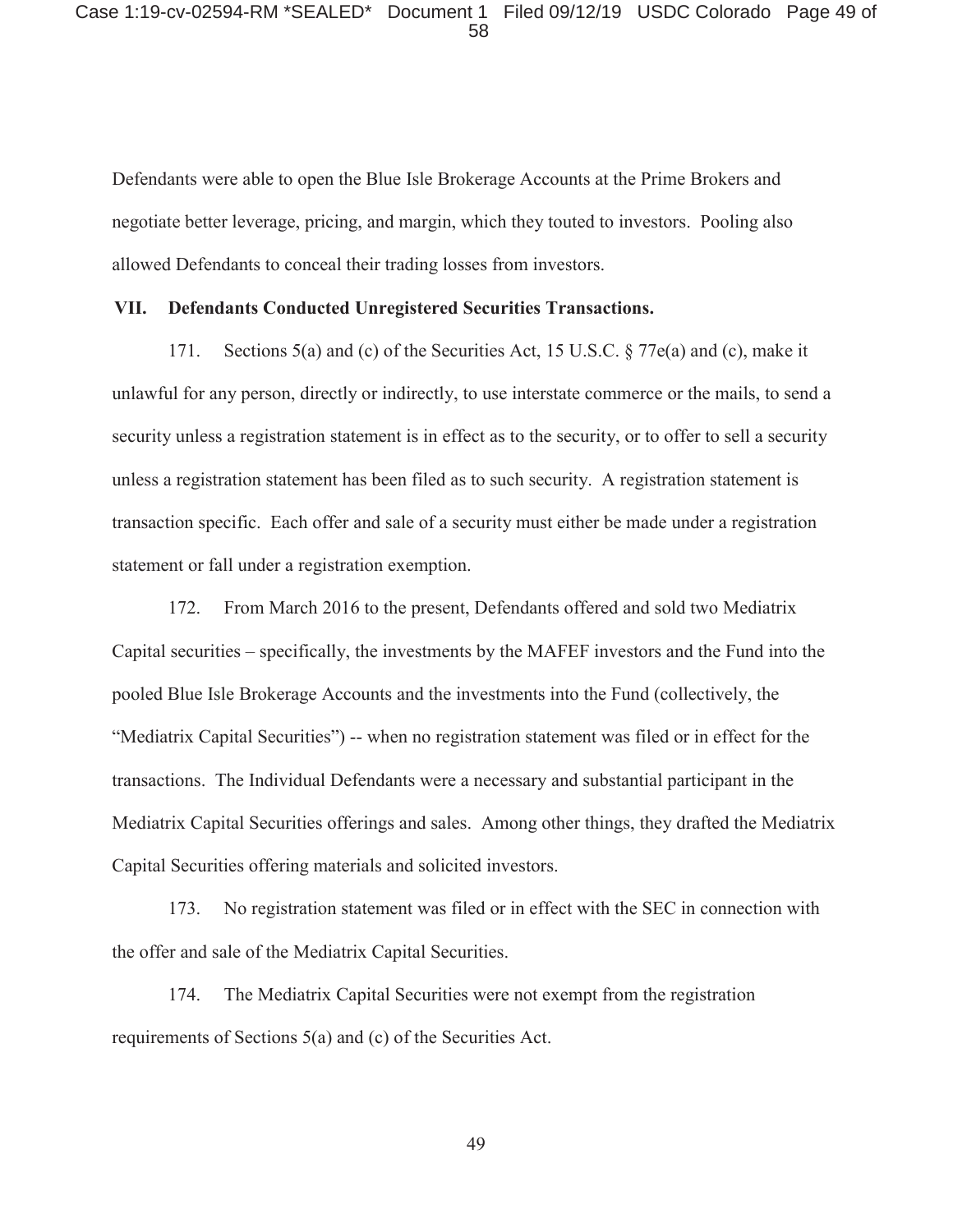Defendants were able to open the Blue Isle Brokerage Accounts at the Prime Brokers and negotiate better leverage, pricing, and margin, which they touted to investors. Pooling also allowed Defendants to conceal their trading losses from investors.

## VII. Defendants Conducted Unregistered Securities Transactions.

171. Sections 5(a) and (c) of the Securities Act, 15 U.S.C. § 77e(a) and (c), make it unlawful for any person, directly or indirectly, to use interstate commerce or the mails, to send a security unless a registration statement is in effect as to the security, or to offer to sell a security unless a registration statement has been filed as to such security. A registration statement is transaction specific. Each offer and sale of a security must either be made under a registration statement or fall under a registration exemption.

172. From March 2016 to the present, Defendants offered and sold two Mediatrix Capital securities – specifically, the investments by the MAFEF investors and the Fund into the pooled Blue Isle Brokerage Accounts and the investments into the Fund (collectively, the "Mediatrix Capital Securities") -- when no registration statement was filed or in effect for the transactions. The Individual Defendants were a necessary and substantial participant in the Mediatrix Capital Securities offerings and sales. Among other things, they drafted the Mediatrix Capital Securities offering materials and solicited investors.

173. No registration statement was filed or in effect with the SEC in connection with the offer and sale of the Mediatrix Capital Securities.

174. The Mediatrix Capital Securities were not exempt from the registration requirements of Sections 5(a) and (c) of the Securities Act.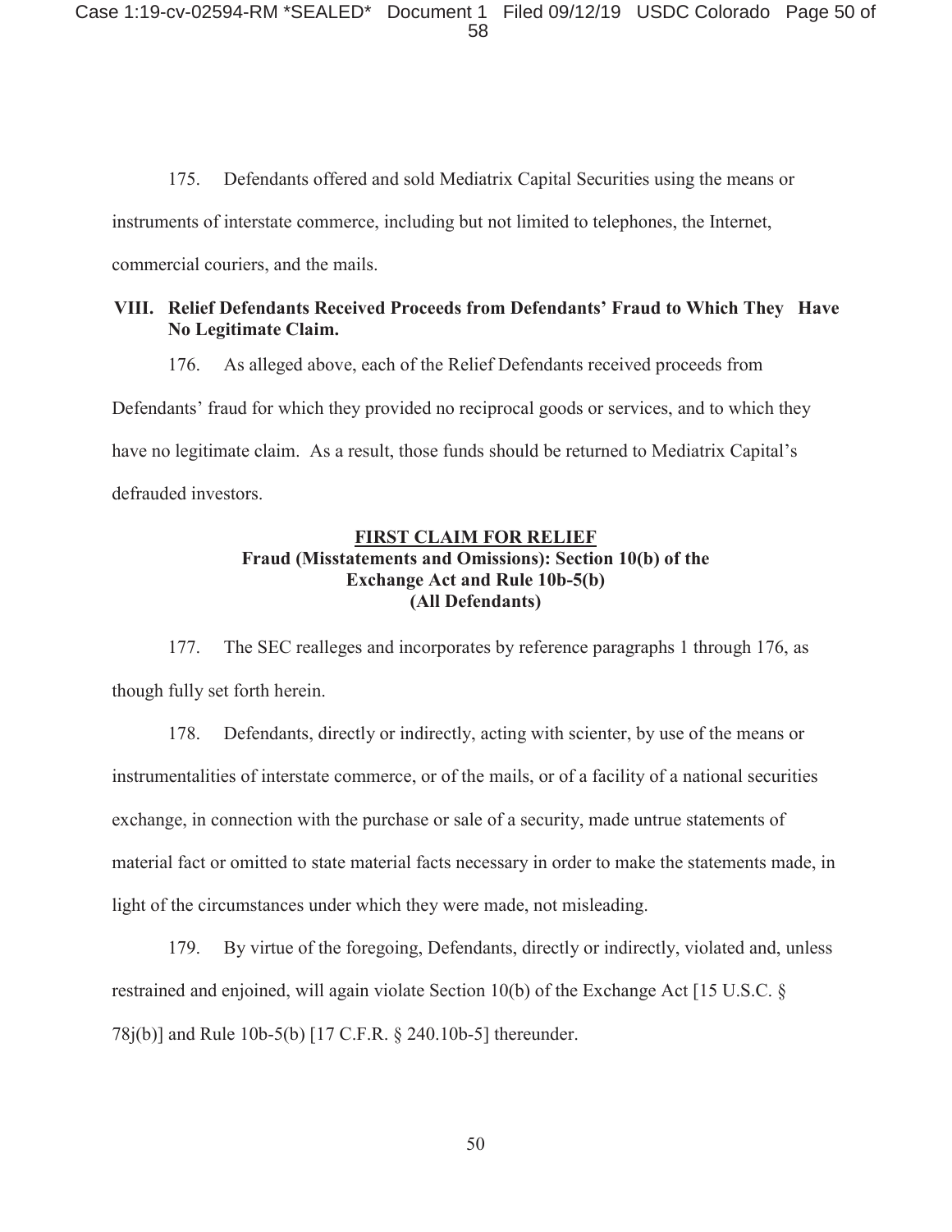175. Defendants offered and sold Mediatrix Capital Securities using the means or instruments of interstate commerce, including but not limited to telephones, the Internet, commercial couriers, and the mails.

## VIII. Relief Defendants Received Proceeds from Defendants' Fraud to Which They Have No Legitimate Claim.

176. As alleged above, each of the Relief Defendants received proceeds from Defendants' fraud for which they provided no reciprocal goods or services, and to which they have no legitimate claim. As a result, those funds should be returned to Mediatrix Capital's defrauded investors.

## FIRST CLAIM FOR RELIEF
### Fraud (Misstatements and Omissions): Section 10(b) of the Exchange Act and Rule 10b-5(b) (All Defendants)

177. The SEC realleges and incorporates by reference paragraphs 1 through 176, as though fully set forth herein.

178. Defendants, directly or indirectly, acting with scienter, by use of the means or instrumentalities of interstate commerce, or of the mails, or of a facility of a national securities exchange, in connection with the purchase or sale of a security, made untrue statements of material fact or omitted to state material facts necessary in order to make the statements made, in light of the circumstances under which they were made, not misleading.

179. By virtue of the foregoing, Defendants, directly or indirectly, violated and, unless restrained and enjoined, will again violate Section 10(b) of the Exchange Act [15 U.S.C. § 78j(b)] and Rule 10b-5(b) [17 C.F.R. § 240.10b-5] thereunder.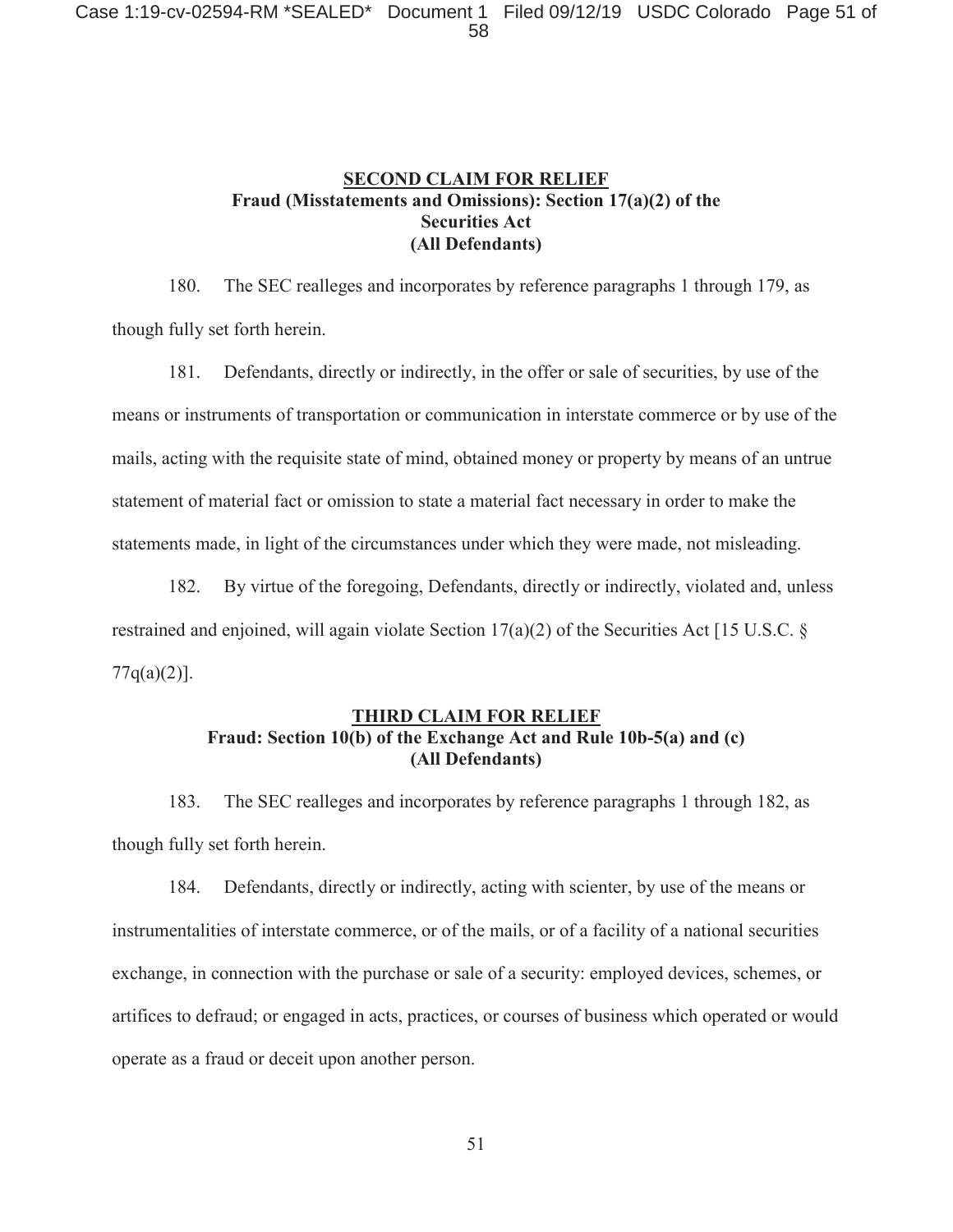## SECOND CLAIM FOR RELIEF
### Fraud (Misstatements and Omissions): Section 17(a)(2) of the Securities Act
### (All Defendants)

180. The SEC realleges and incorporates by reference paragraphs 1 through 179, as though fully set forth herein.

181. Defendants, directly or indirectly, in the offer or sale of securities, by use of the means or instruments of transportation or communication in interstate commerce or by use of the mails, acting with the requisite state of mind, obtained money or property by means of an untrue statement of material fact or omission to state a material fact necessary in order to make the statements made, in light of the circumstances under which they were made, not misleading.

182. By virtue of the foregoing, Defendants, directly or indirectly, violated and, unless restrained and enjoined, will again violate Section 17(a)(2) of the Securities Act [15 U.S.C. § 77q(a)(2)].

## THIRD CLAIM FOR RELIEF
### Fraud: Section 10(b) of the Exchange Act and Rule 10b-5(a) and (c)
### (All Defendants)

183. The SEC realleges and incorporates by reference paragraphs 1 through 182, as though fully set forth herein.

184. Defendants, directly or indirectly, acting with scienter, by use of the means or instrumentalities of interstate commerce, or of the mails, or of a facility of a national securities exchange, in connection with the purchase or sale of a security: employed devices, schemes, or artifices to defraud; or engaged in acts, practices, or courses of business which operated or would operate as a fraud or deceit upon another person.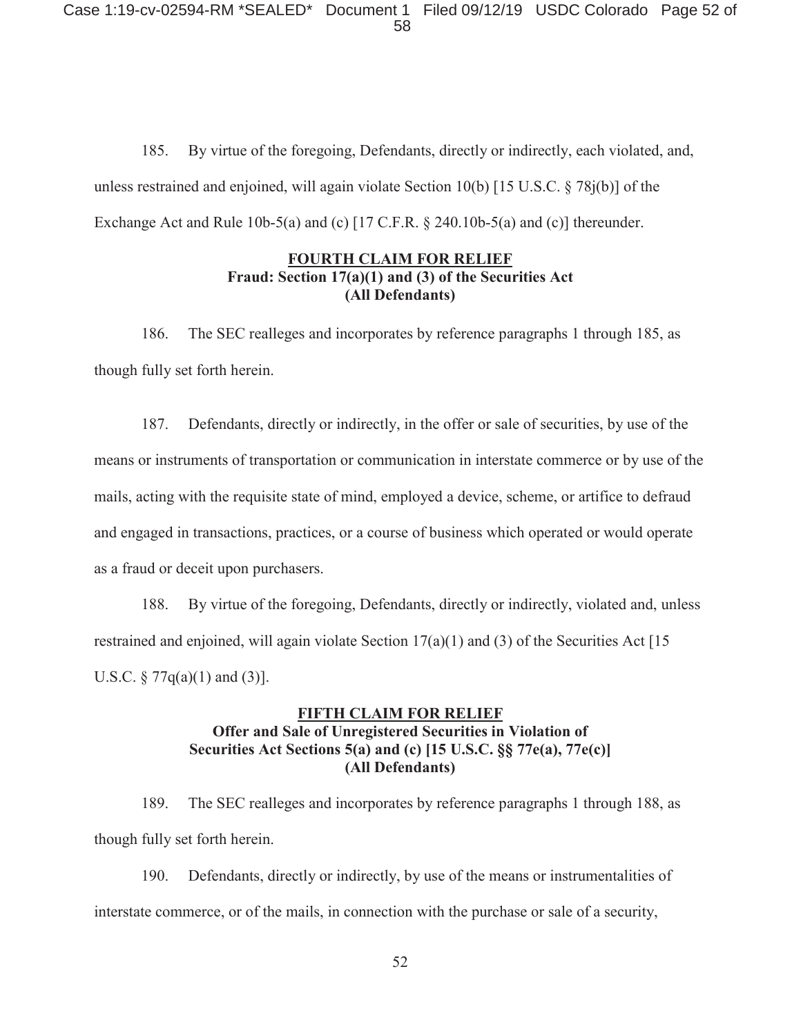185. By virtue of the foregoing, Defendants, directly or indirectly, each violated, and, unless restrained and enjoined, will again violate Section 10(b) [15 U.S.C. § 78j(b)] of the Exchange Act and Rule 10b-5(a) and (c) [17 C.F.R. § 240.10b-5(a) and (c)] thereunder.

**FOURTH CLAIM FOR RELIEF**
**Fraud: Section 17(a)(1) and (3) of the Securities Act**
**(All Defendants)**

186. The SEC realleges and incorporates by reference paragraphs 1 through 185, as though fully set forth herein.

187. Defendants, directly or indirectly, in the offer or sale of securities, by use of the means or instruments of transportation or communication in interstate commerce or by use of the mails, acting with the requisite state of mind, employed a device, scheme, or artifice to defraud and engaged in transactions, practices, or a course of business which operated or would operate as a fraud or deceit upon purchasers.

188. By virtue of the foregoing, Defendants, directly or indirectly, violated and, unless restrained and enjoined, will again violate Section 17(a)(1) and (3) of the Securities Act [15 U.S.C. § 77q(a)(1) and (3)].

**FIFTH CLAIM FOR RELIEF**
**Offer and Sale of Unregistered Securities in Violation of Securities Act Sections 5(a) and (c) [15 U.S.C. §§ 77e(a), 77e(c)]**
**(All Defendants)**

189. The SEC realleges and incorporates by reference paragraphs 1 through 188, as though fully set forth herein.

190. Defendants, directly or indirectly, by use of the means or instrumentalities of interstate commerce, or of the mails, in connection with the purchase or sale of a security,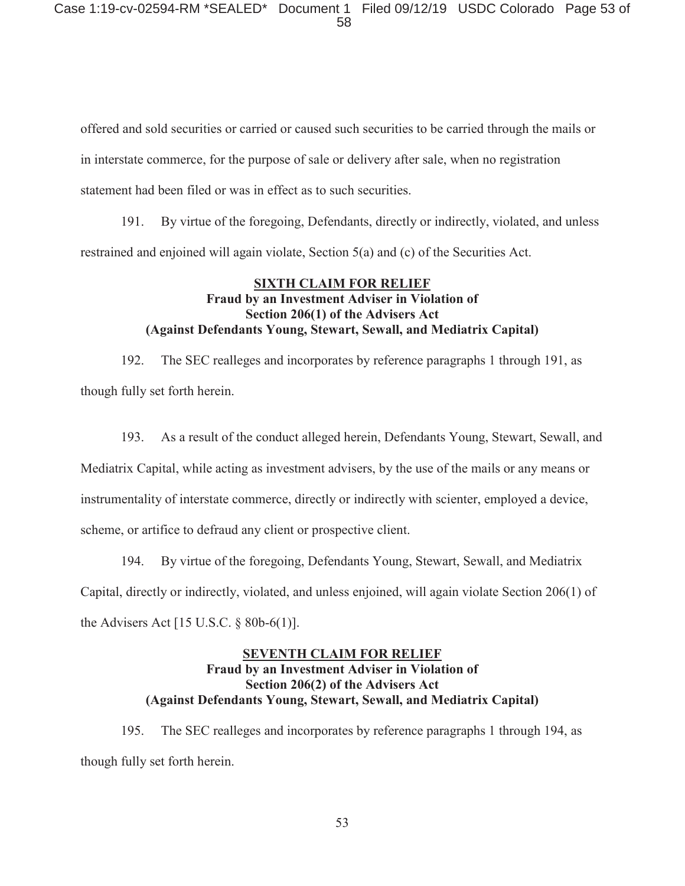offered and sold securities or carried or caused such securities to be carried through the mails or in interstate commerce, for the purpose of sale or delivery after sale, when no registration statement had been filed or was in effect as to such securities.

191. By virtue of the foregoing, Defendants, directly or indirectly, violated, and unless restrained and enjoined will again violate, Section 5(a) and (c) of the Securities Act.

**SIXTH CLAIM FOR RELIEF**
**Fraud by an Investment Adviser in Violation of Section 206(1) of the Advisers Act**
**(Against Defendants Young, Stewart, Sewall, and Mediatrix Capital)**

192. The SEC realleges and incorporates by reference paragraphs 1 through 191, as though fully set forth herein.

193. As a result of the conduct alleged herein, Defendants Young, Stewart, Sewall, and Mediatrix Capital, while acting as investment advisers, by the use of the mails or any means or instrumentality of interstate commerce, directly or indirectly with scienter, employed a device, scheme, or artifice to defraud any client or prospective client.

194. By virtue of the foregoing, Defendants Young, Stewart, Sewall, and Mediatrix Capital, directly or indirectly, violated, and unless enjoined, will again violate Section 206(1) of the Advisers Act [15 U.S.C. § 80b-6(1)].

**SEVENTH CLAIM FOR RELIEF**
**Fraud by an Investment Adviser in Violation of Section 206(2) of the Advisers Act**
**(Against Defendants Young, Stewart, Sewall, and Mediatrix Capital)**

195. The SEC realleges and incorporates by reference paragraphs 1 through 194, as though fully set forth herein.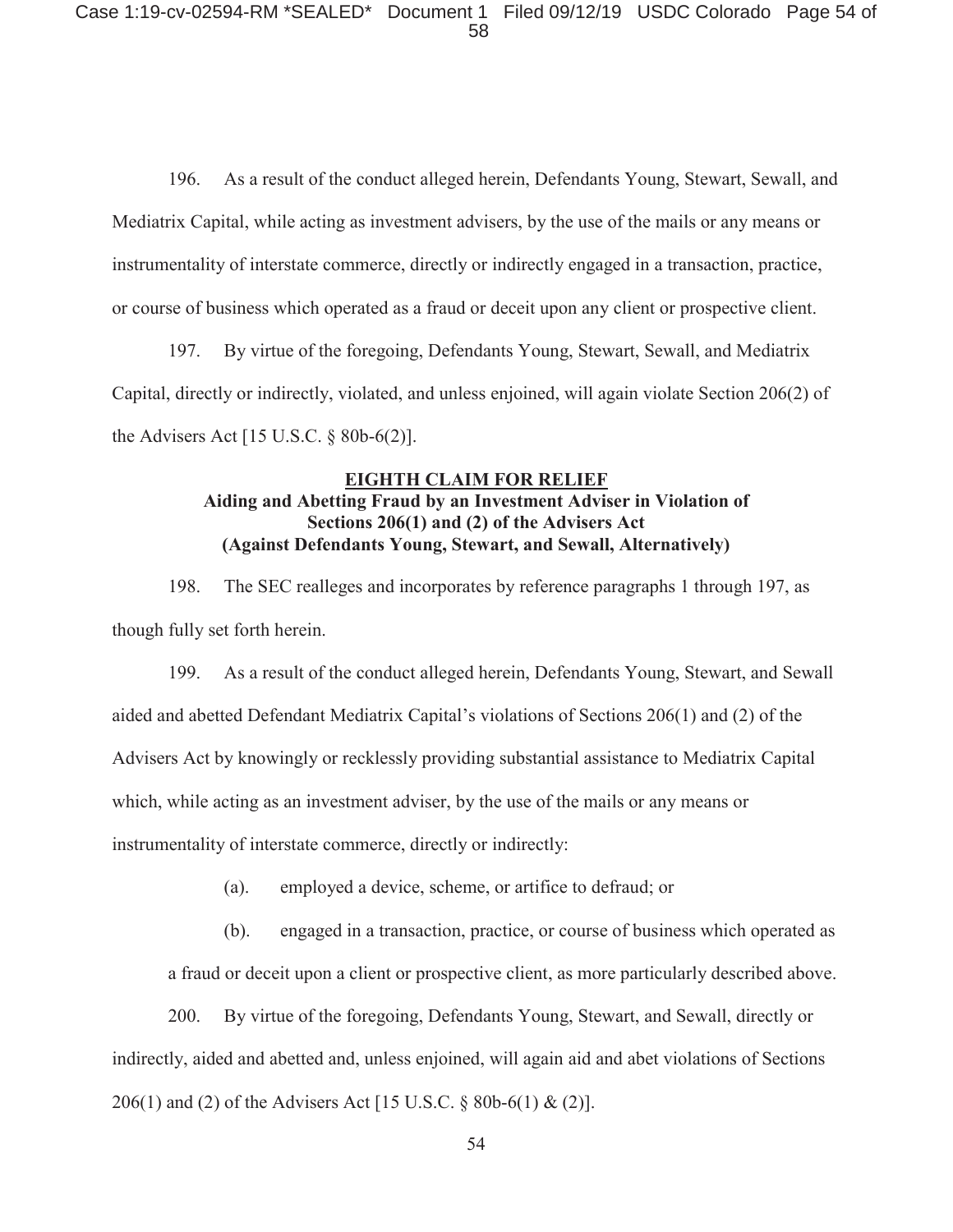196. As a result of the conduct alleged herein, Defendants Young, Stewart, Sewall, and Mediatrix Capital, while acting as investment advisers, by the use of the mails or any means or instrumentality of interstate commerce, directly or indirectly engaged in a transaction, practice, or course of business which operated as a fraud or deceit upon any client or prospective client.

197. By virtue of the foregoing, Defendants Young, Stewart, Sewall, and Mediatrix Capital, directly or indirectly, violated, and unless enjoined, will again violate Section 206(2) of the Advisers Act [15 U.S.C. § 80b-6(2)].

## EIGHTH CLAIM FOR RELIEF

### Aiding and Abetting Fraud by an Investment Adviser in Violation of Sections 206(1) and (2) of the Advisers Act (Against Defendants Young, Stewart, and Sewall, Alternatively)

198. The SEC realleges and incorporates by reference paragraphs 1 through 197, as though fully set forth herein.

199. As a result of the conduct alleged herein, Defendants Young, Stewart, and Sewall aided and abetted Defendant Mediatrix Capital's violations of Sections 206(1) and (2) of the Advisers Act by knowingly or recklessly providing substantial assistance to Mediatrix Capital which, while acting as an investment adviser, by the use of the mails or any means or instrumentality of interstate commerce, directly or indirectly:

(a). employed a device, scheme, or artifice to defraud; or

(b). engaged in a transaction, practice, or course of business which operated as a fraud or deceit upon a client or prospective client, as more particularly described above.

200. By virtue of the foregoing, Defendants Young, Stewart, and Sewall, directly or indirectly, aided and abetted and, unless enjoined, will again aid and abet violations of Sections 206(1) and (2) of the Advisers Act [15 U.S.C. § 80b-6(1) & (2)].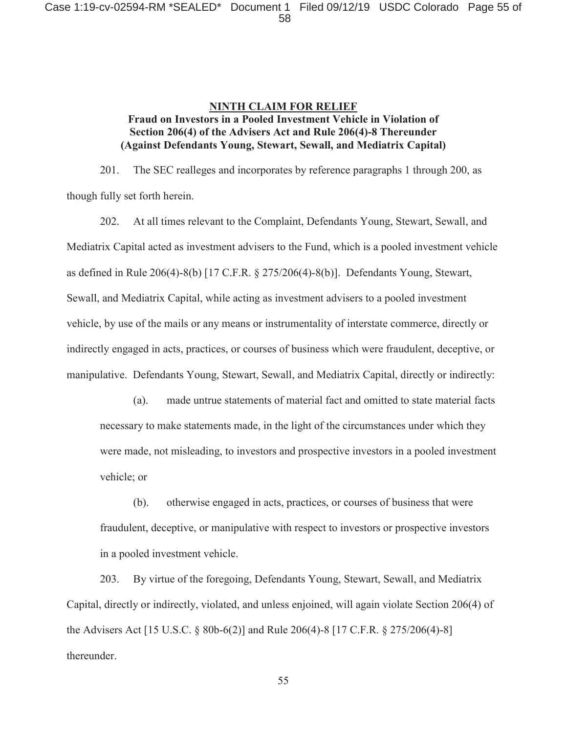## NINTH CLAIM FOR RELIEF

**Fraud on Investors in a Pooled Investment Vehicle in Violation of Section 206(4) of the Advisers Act and Rule 206(4)-8 Thereunder (Against Defendants Young, Stewart, Sewall, and Mediatrix Capital)**

201. The SEC realleges and incorporates by reference paragraphs 1 through 200, as though fully set forth herein.

202. At all times relevant to the Complaint, Defendants Young, Stewart, Sewall, and Mediatrix Capital acted as investment advisers to the Fund, which is a pooled investment vehicle as defined in Rule 206(4)-8(b) [17 C.F.R. § 275/206(4)-8(b)]. Defendants Young, Stewart, Sewall, and Mediatrix Capital, while acting as investment advisers to a pooled investment vehicle, by use of the mails or any means or instrumentality of interstate commerce, directly or indirectly engaged in acts, practices, or courses of business which were fraudulent, deceptive, or manipulative. Defendants Young, Stewart, Sewall, and Mediatrix Capital, directly or indirectly:

(a). made untrue statements of material fact and omitted to state material facts necessary to make statements made, in the light of the circumstances under which they were made, not misleading, to investors and prospective investors in a pooled investment vehicle; or

(b). otherwise engaged in acts, practices, or courses of business that were fraudulent, deceptive, or manipulative with respect to investors or prospective investors in a pooled investment vehicle.

203. By virtue of the foregoing, Defendants Young, Stewart, Sewall, and Mediatrix Capital, directly or indirectly, violated, and unless enjoined, will again violate Section 206(4) of the Advisers Act [15 U.S.C. § 80b-6(2)] and Rule 206(4)-8 [17 C.F.R. § 275/206(4)-8] thereunder.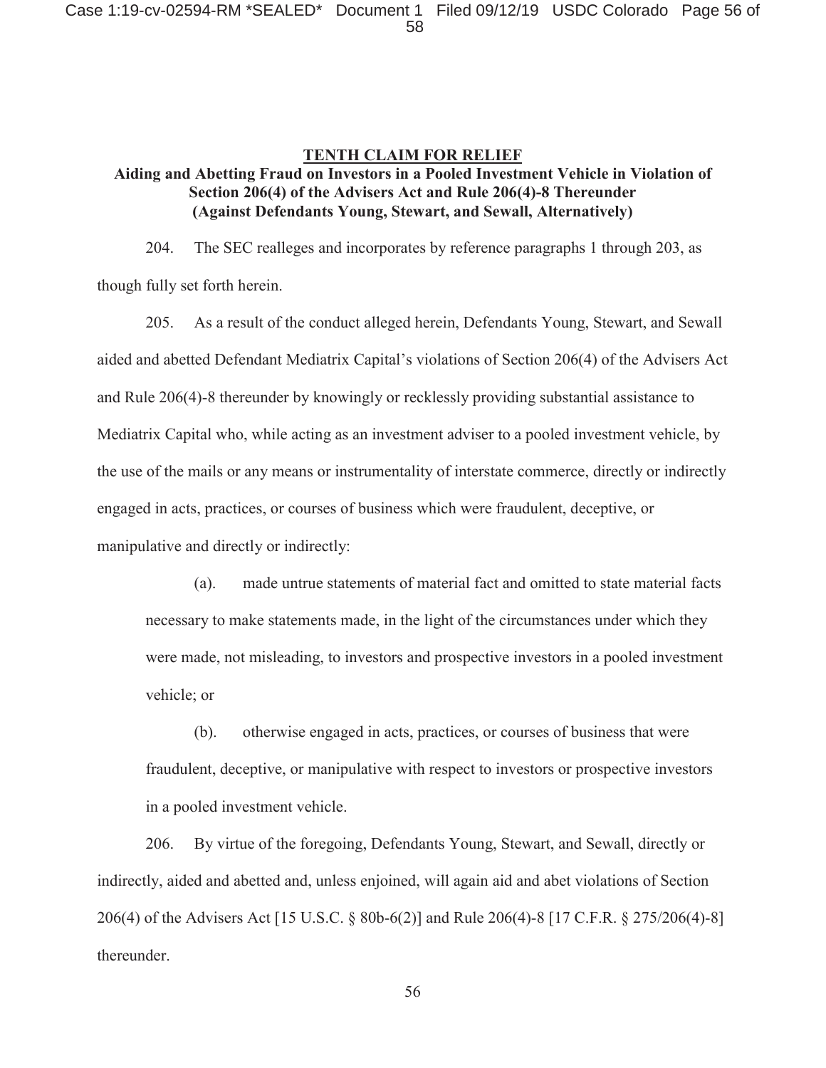**TENTH CLAIM FOR RELIEF**

**Aiding and Abetting Fraud on Investors in a Pooled Investment Vehicle in Violation of Section 206(4) of the Advisers Act and Rule 206(4)-8 Thereunder (Against Defendants Young, Stewart, and Sewall, Alternatively)**

204. The SEC realleges and incorporates by reference paragraphs 1 through 203, as though fully set forth herein.

205. As a result of the conduct alleged herein, Defendants Young, Stewart, and Sewall aided and abetted Defendant Mediatrix Capital's violations of Section 206(4) of the Advisers Act and Rule 206(4)-8 thereunder by knowingly or recklessly providing substantial assistance to Mediatrix Capital who, while acting as an investment adviser to a pooled investment vehicle, by the use of the mails or any means or instrumentality of interstate commerce, directly or indirectly engaged in acts, practices, or courses of business which were fraudulent, deceptive, or manipulative and directly or indirectly:

(a). made untrue statements of material fact and omitted to state material facts necessary to make statements made, in the light of the circumstances under which they were made, not misleading, to investors and prospective investors in a pooled investment vehicle; or

(b). otherwise engaged in acts, practices, or courses of business that were fraudulent, deceptive, or manipulative with respect to investors or prospective investors in a pooled investment vehicle.

206. By virtue of the foregoing, Defendants Young, Stewart, and Sewall, directly or indirectly, aided and abetted and, unless enjoined, will again aid and abet violations of Section 206(4) of the Advisers Act [15 U.S.C. § 80b-6(2)] and Rule 206(4)-8 [17 C.F.R. § 275/206(4)-8] thereunder.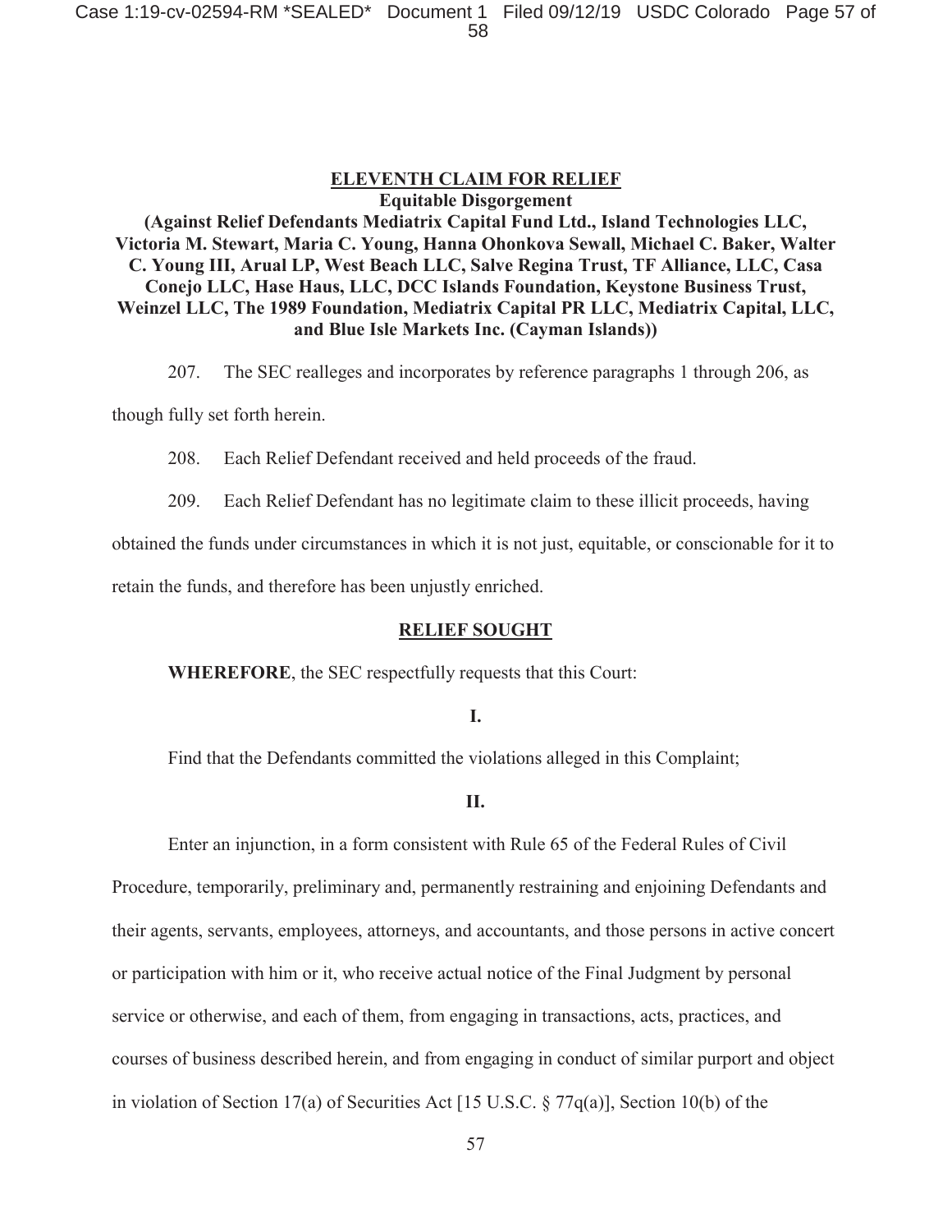## ELEVENTH CLAIM FOR RELIEF

**Equitable Disgorgement**

**(Against Relief Defendants Mediatrix Capital Fund Ltd., Island Technologies LLC, Victoria M. Stewart, Maria C. Young, Hanna Ohonkova Sewall, Michael C. Baker, Walter C. Young III, Arual LP, West Beach LLC, Salve Regina Trust, TF Alliance, LLC, Casa Conejo LLC, Hase Haus, LLC, DCC Islands Foundation, Keystone Business Trust, Weinzel LLC, The 1989 Foundation, Mediatrix Capital PR LLC, Mediatrix Capital, LLC, and Blue Isle Markets Inc. (Cayman Islands))**

207. The SEC realleges and incorporates by reference paragraphs 1 through 206, as though fully set forth herein.

208. Each Relief Defendant received and held proceeds of the fraud.

209. Each Relief Defendant has no legitimate claim to these illicit proceeds, having obtained the funds under circumstances in which it is not just, equitable, or conscionable for it to retain the funds, and therefore has been unjustly enriched.

## RELIEF SOUGHT

**WHEREFORE**, the SEC respectfully requests that this Court:

**I.**

Find that the Defendants committed the violations alleged in this Complaint;

**II.**

Enter an injunction, in a form consistent with Rule 65 of the Federal Rules of Civil Procedure, temporarily, preliminary and, permanently restraining and enjoining Defendants and their agents, servants, employees, attorneys, and accountants, and those persons in active concert or participation with him or it, who receive actual notice of the Final Judgment by personal service or otherwise, and each of them, from engaging in transactions, acts, practices, and courses of business described herein, and from engaging in conduct of similar purport and object in violation of Section 17(a) of Securities Act [15 U.S.C. § 77q(a)], Section 10(b) of the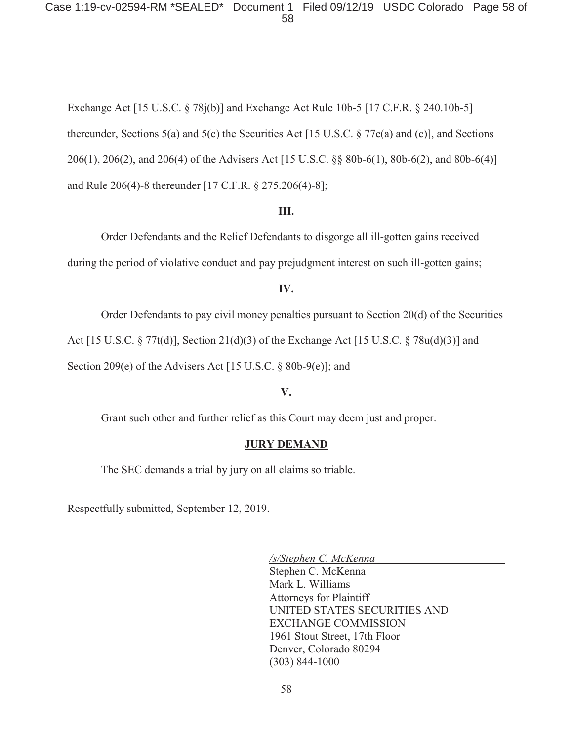Exchange Act [15 U.S.C. § 78j(b)] and Exchange Act Rule 10b-5 [17 C.F.R. § 240.10b-5] thereunder, Sections 5(a) and 5(c) the Securities Act [15 U.S.C. § 77e(a) and (c)], and Sections 206(1), 206(2), and 206(4) of the Advisers Act [15 U.S.C. §§ 80b-6(1), 80b-6(2), and 80b-6(4)] and Rule 206(4)-8 thereunder [17 C.F.R. § 275.206(4)-8];

**III.**

Order Defendants and the Relief Defendants to disgorge all ill-gotten gains received during the period of violative conduct and pay prejudgment interest on such ill-gotten gains;

**IV.**

Order Defendants to pay civil money penalties pursuant to Section 20(d) of the Securities Act [15 U.S.C. § 77t(d)], Section 21(d)(3) of the Exchange Act [15 U.S.C. § 78u(d)(3)] and Section 209(e) of the Advisers Act [15 U.S.C. § 80b-9(e)]; and

**V.**

Grant such other and further relief as this Court may deem just and proper.

**JURY DEMAND**

The SEC demands a trial by jury on all claims so triable.

Respectfully submitted, September 12, 2019.

*/s/Stephen C. McKenna*
Stephen C. McKenna
Mark L. Williams
Attorneys for Plaintiff
UNITED STATES SECURITIES AND EXCHANGE COMMISSION
1961 Stout Street, 17th Floor
Denver, Colorado 80294
(303) 844-1000